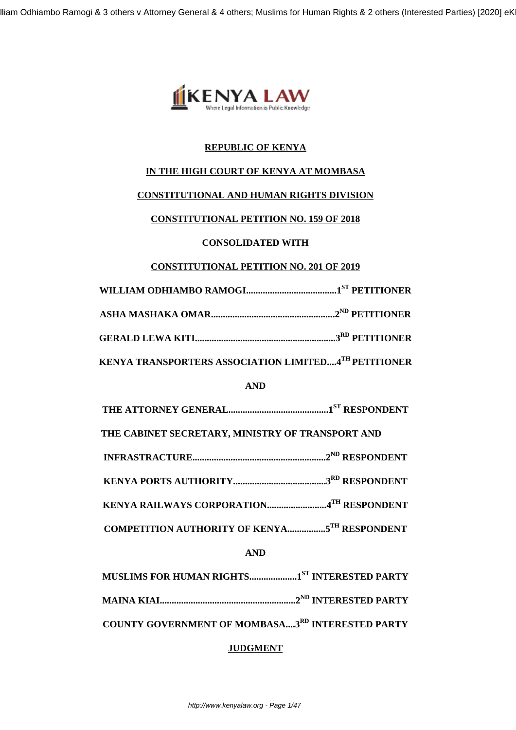**REPUBLIC OF KENYA**

**IN THE HIGH COURT OF KENYA AT MOMBASA**

**CONSTITUTIONAL AND HUMAN RIGHTS DIVISION**

**CONSTITUTIONAL PETITION NO. 159 OF 2018**

**CONSOLIDATED WITH**

**CONSTITUTIONAL PETITION NO. 201 OF 2019**

**WILLIAM ODHIAMBO RAMOGI......................................1ST PETITIONER**

**ASHA MASHAKA OMAR....................................................2ND PETITIONER**

**GERALD LEWA KITI...........................................................3RD PETITIONER**

**KENYA TRANSPORTERS ASSOCIATION LIMITED....4TH PETITIONER**

**AND**

**THE ATTORNEY GENERAL..........................................1ST RESPONDENT**

**THE CABINET SECRETARY, MINISTRY OF TRANSPORT AND**

**INFRASTRUCTURE.......................................................2ND RESPONDENT**

**KENYA PORTS AUTHORITY.......................................3RD RESPONDENT**

**KENYA RAILWAYS CORPORATION.........................4TH RESPONDENT**

**COMPETITION AUTHORITY OF KENYA................5TH RESPONDENT**

**AND**

**MUSLIMS FOR HUMAN RIGHTS....................1ST INTERESTED PARTY**

**MAINA KIAI.........................................................2ND INTERESTED PARTY**

**COUNTY GOVERNMENT OF MOMBASA....3RD INTERESTED PARTY**

**JUDGMENT**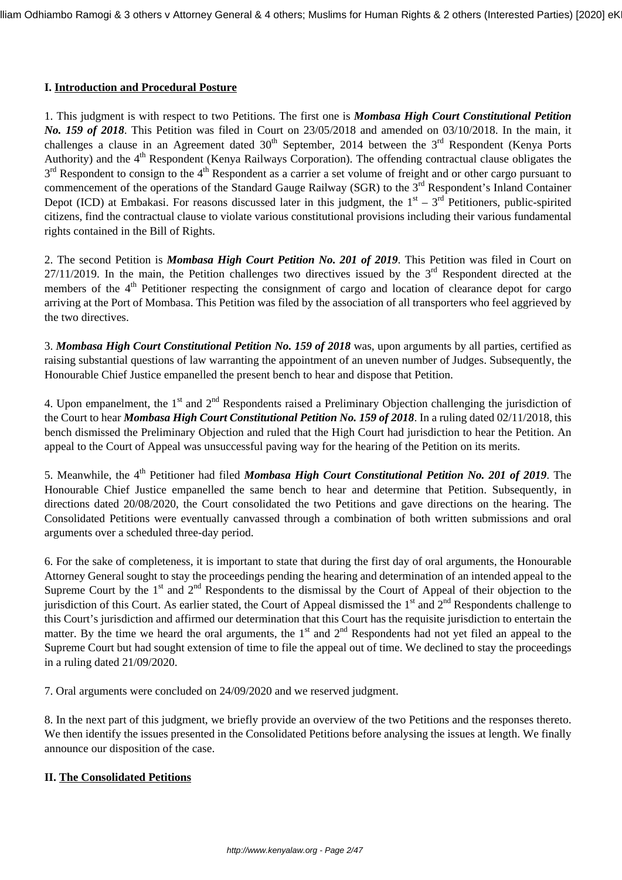**I. Introduction and Procedural Posture**

1. This judgment is with respect to two Petitions. The first one is ***Mombasa High Court Constitutional Petition No. 159 of 2018***. This Petition was filed in Court on 23/05/2018 and amended on 03/10/2018. In the main, it challenges a clause in an Agreement dated 30th September, 2014 between the 3rd Respondent (Kenya Ports Authority) and the 4th Respondent (Kenya Railways Corporation). The offending contractual clause obligates the 3rd Respondent to consign to the 4th Respondent as a carrier a set volume of freight and or other cargo pursuant to commencement of the operations of the Standard Gauge Railway (SGR) to the 3rd Respondent's Inland Container Depot (ICD) at Embakasi. For reasons discussed later in this judgment, the 1st – 3rd Petitioners, public-spirited citizens, find the contractual clause to violate various constitutional provisions including their various fundamental rights contained in the Bill of Rights.

2. The second Petition is ***Mombasa High Court Petition No. 201 of 2019***. This Petition was filed in Court on 27/11/2019. In the main, the Petition challenges two directives issued by the 3rd Respondent directed at the members of the 4th Petitioner respecting the consignment of cargo and location of clearance depot for cargo arriving at the Port of Mombasa. This Petition was filed by the association of all transporters who feel aggrieved by the two directives.

3. ***Mombasa High Court Constitutional Petition No. 159 of 2018*** was, upon arguments by all parties, certified as raising substantial questions of law warranting the appointment of an uneven number of Judges. Subsequently, the Honourable Chief Justice empanelled the present bench to hear and dispose that Petition.

4. Upon empanelment, the 1st and 2nd Respondents raised a Preliminary Objection challenging the jurisdiction of the Court to hear ***Mombasa High Court Constitutional Petition No. 159 of 2018***. In a ruling dated 02/11/2018, this bench dismissed the Preliminary Objection and ruled that the High Court had jurisdiction to hear the Petition. An appeal to the Court of Appeal was unsuccessful paving way for the hearing of the Petition on its merits.

5. Meanwhile, the 4th Petitioner had filed ***Mombasa High Court Constitutional Petition No. 201 of 2019***. The Honourable Chief Justice empanelled the same bench to hear and determine that Petition. Subsequently, in directions dated 20/08/2020, the Court consolidated the two Petitions and gave directions on the hearing. The Consolidated Petitions were eventually canvassed through a combination of both written submissions and oral arguments over a scheduled three-day period.

6. For the sake of completeness, it is important to state that during the first day of oral arguments, the Honourable Attorney General sought to stay the proceedings pending the hearing and determination of an intended appeal to the Supreme Court by the 1st and 2nd Respondents to the dismissal by the Court of Appeal of their objection to the jurisdiction of this Court. As earlier stated, the Court of Appeal dismissed the 1st and 2nd Respondents challenge to this Court's jurisdiction and affirmed our determination that this Court has the requisite jurisdiction to entertain the matter. By the time we heard the oral arguments, the 1st and 2nd Respondents had not yet filed an appeal to the Supreme Court but had sought extension of time to file the appeal out of time. We declined to stay the proceedings in a ruling dated 21/09/2020.

7. Oral arguments were concluded on 24/09/2020 and we reserved judgment.

8. In the next part of this judgment, we briefly provide an overview of the two Petitions and the responses thereto. We then identify the issues presented in the Consolidated Petitions before analysing the issues at length. We finally announce our disposition of the case.

**II. The Consolidated Petitions**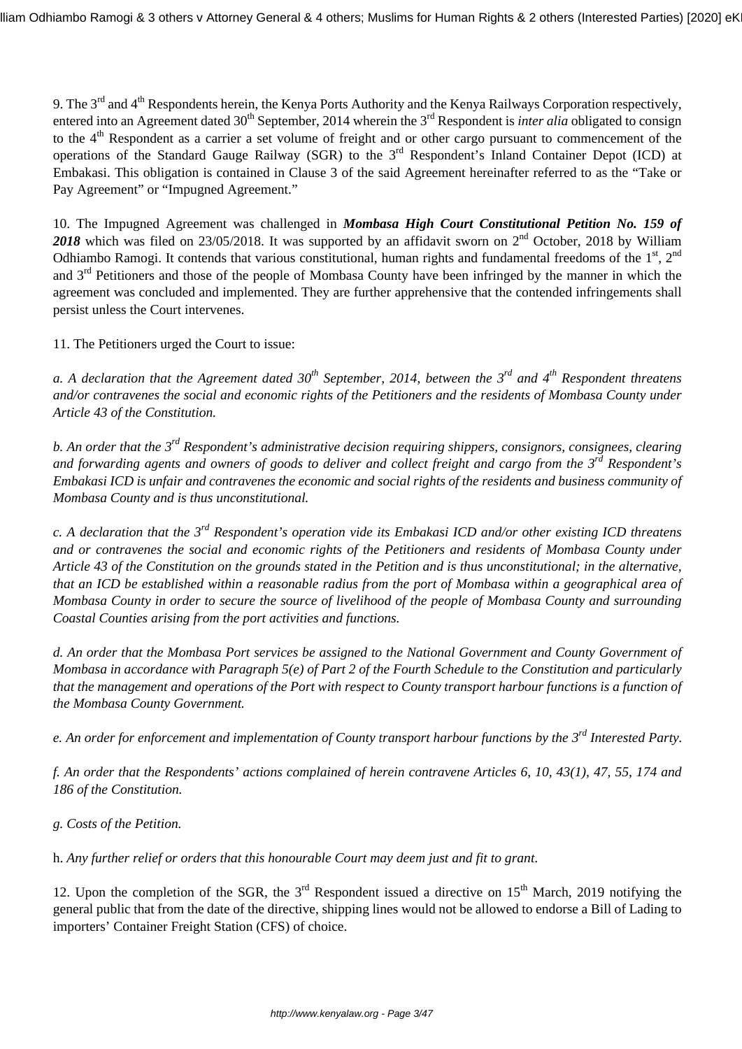9. The 3rd and 4th Respondents herein, the Kenya Ports Authority and the Kenya Railways Corporation respectively, entered into an Agreement dated 30th September, 2014 wherein the 3rd Respondent is *inter alia* obligated to consign to the 4th Respondent as a carrier a set volume of freight and or other cargo pursuant to commencement of the operations of the Standard Gauge Railway (SGR) to the 3rd Respondent's Inland Container Depot (ICD) at Embakasi. This obligation is contained in Clause 3 of the said Agreement hereinafter referred to as the "Take or Pay Agreement" or "Impugned Agreement."

10. The Impugned Agreement was challenged in ***Mombasa High Court Constitutional Petition No. 159 of 2018*** which was filed on 23/05/2018. It was supported by an affidavit sworn on 2nd October, 2018 by William Odhiambo Ramogi. It contends that various constitutional, human rights and fundamental freedoms of the 1st, 2nd and 3rd Petitioners and those of the people of Mombasa County have been infringed by the manner in which the agreement was concluded and implemented. They are further apprehensive that the contended infringements shall persist unless the Court intervenes.

11. The Petitioners urged the Court to issue:

*a. A declaration that the Agreement dated 30th September, 2014, between the 3rd and 4th Respondent threatens and/or contravenes the social and economic rights of the Petitioners and the residents of Mombasa County under Article 43 of the Constitution.*

*b. An order that the 3rd Respondent's administrative decision requiring shippers, consignors, consignees, clearing and forwarding agents and owners of goods to deliver and collect freight and cargo from the 3rd Respondent's Embakasi ICD is unfair and contravenes the economic and social rights of the residents and business community of Mombasa County and is thus unconstitutional.*

*c. A declaration that the 3rd Respondent's operation vide its Embakasi ICD and/or other existing ICD threatens and or contravenes the social and economic rights of the Petitioners and residents of Mombasa County under Article 43 of the Constitution on the grounds stated in the Petition and is thus unconstitutional; in the alternative, that an ICD be established within a reasonable radius from the port of Mombasa within a geographical area of Mombasa County in order to secure the source of livelihood of the people of Mombasa County and surrounding Coastal Counties arising from the port activities and functions.*

*d. An order that the Mombasa Port services be assigned to the National Government and County Government of Mombasa in accordance with Paragraph 5(e) of Part 2 of the Fourth Schedule to the Constitution and particularly that the management and operations of the Port with respect to County transport harbour functions is a function of the Mombasa County Government.*

*e. An order for enforcement and implementation of County transport harbour functions by the 3rd Interested Party.*

*f. An order that the Respondents' actions complained of herein contravene Articles 6, 10, 43(1), 47, 55, 174 and 186 of the Constitution.*

*g. Costs of the Petition.*

h. *Any further relief or orders that this honourable Court may deem just and fit to grant.*

12. Upon the completion of the SGR, the 3rd Respondent issued a directive on 15th March, 2019 notifying the general public that from the date of the directive, shipping lines would not be allowed to endorse a Bill of Lading to importers' Container Freight Station (CFS) of choice.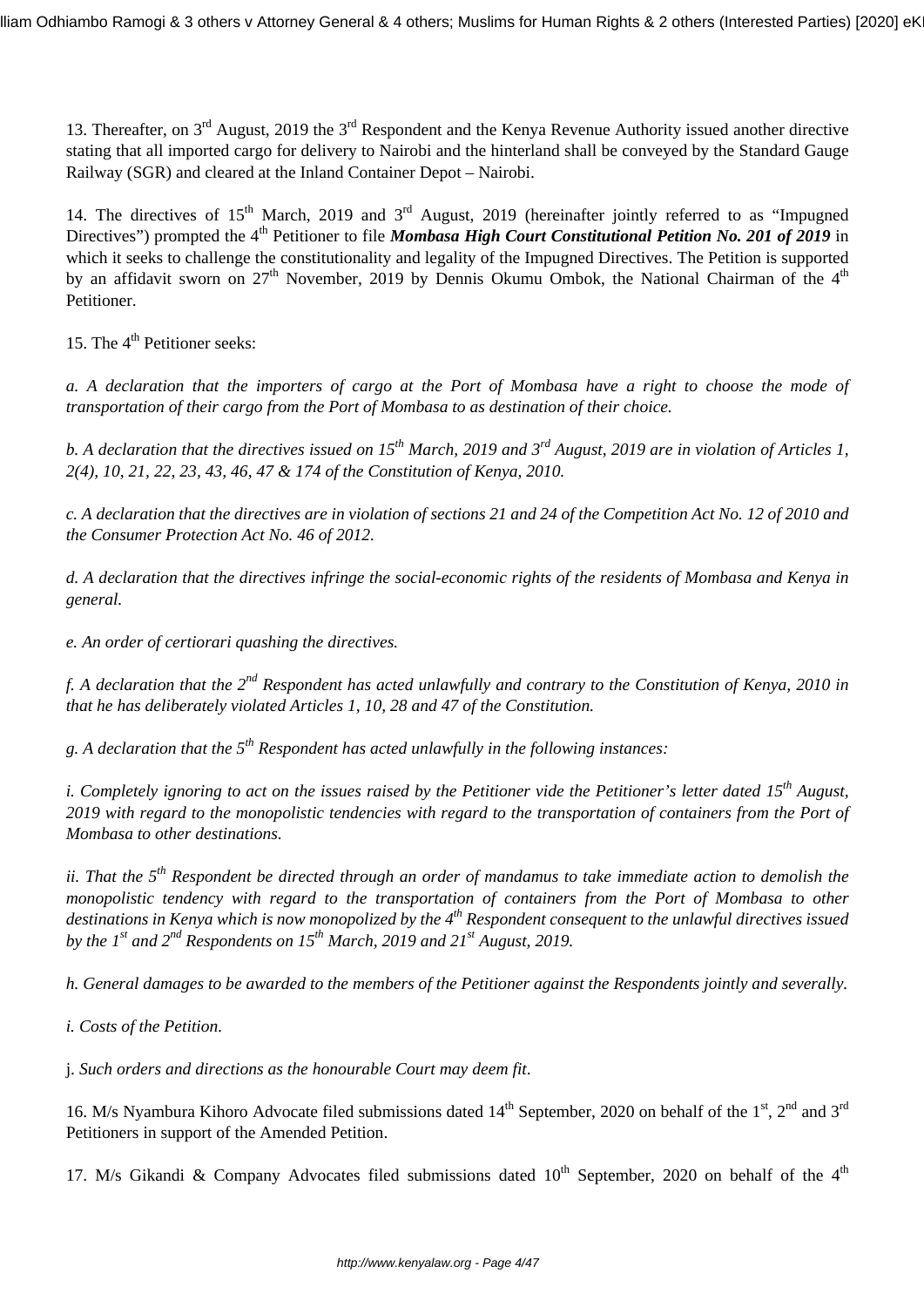13. Thereafter, on 3rd August, 2019 the 3rd Respondent and the Kenya Revenue Authority issued another directive stating that all imported cargo for delivery to Nairobi and the hinterland shall be conveyed by the Standard Gauge Railway (SGR) and cleared at the Inland Container Depot – Nairobi.

14. The directives of 15th March, 2019 and 3rd August, 2019 (hereinafter jointly referred to as "Impugned Directives") prompted the 4th Petitioner to file ***Mombasa High Court Constitutional Petition No. 201 of 2019*** in which it seeks to challenge the constitutionality and legality of the Impugned Directives. The Petition is supported by an affidavit sworn on 27th November, 2019 by Dennis Okumu Ombok, the National Chairman of the 4th Petitioner.

15. The 4th Petitioner seeks:

*a. A declaration that the importers of cargo at the Port of Mombasa have a right to choose the mode of transportation of their cargo from the Port of Mombasa to as destination of their choice.*

*b. A declaration that the directives issued on 15th March, 2019 and 3rd August, 2019 are in violation of Articles 1, 2(4), 10, 21, 22, 23, 43, 46, 47 & 174 of the Constitution of Kenya, 2010.*

*c. A declaration that the directives are in violation of sections 21 and 24 of the Competition Act No. 12 of 2010 and the Consumer Protection Act No. 46 of 2012.*

*d. A declaration that the directives infringe the social-economic rights of the residents of Mombasa and Kenya in general.*

*e. An order of certiorari quashing the directives.*

*f. A declaration that the 2nd Respondent has acted unlawfully and contrary to the Constitution of Kenya, 2010 in that he has deliberately violated Articles 1, 10, 28 and 47 of the Constitution.*

*g. A declaration that the 5th Respondent has acted unlawfully in the following instances:*

*i. Completely ignoring to act on the issues raised by the Petitioner vide the Petitioner's letter dated 15th August, 2019 with regard to the monopolistic tendencies with regard to the transportation of containers from the Port of Mombasa to other destinations.*

*ii. That the 5th Respondent be directed through an order of mandamus to take immediate action to demolish the monopolistic tendency with regard to the transportation of containers from the Port of Mombasa to other destinations in Kenya which is now monopolized by the 4th Respondent consequent to the unlawful directives issued by the 1st and 2nd Respondents on 15th March, 2019 and 21st August, 2019.*

*h. General damages to be awarded to the members of the Petitioner against the Respondents jointly and severally.*

*i. Costs of the Petition.*

j. *Such orders and directions as the honourable Court may deem fit.*

16. M/s Nyambura Kihoro Advocate filed submissions dated 14th September, 2020 on behalf of the 1st, 2nd and 3rd Petitioners in support of the Amended Petition.

17. M/s Gikandi & Company Advocates filed submissions dated 10th September, 2020 on behalf of the 4th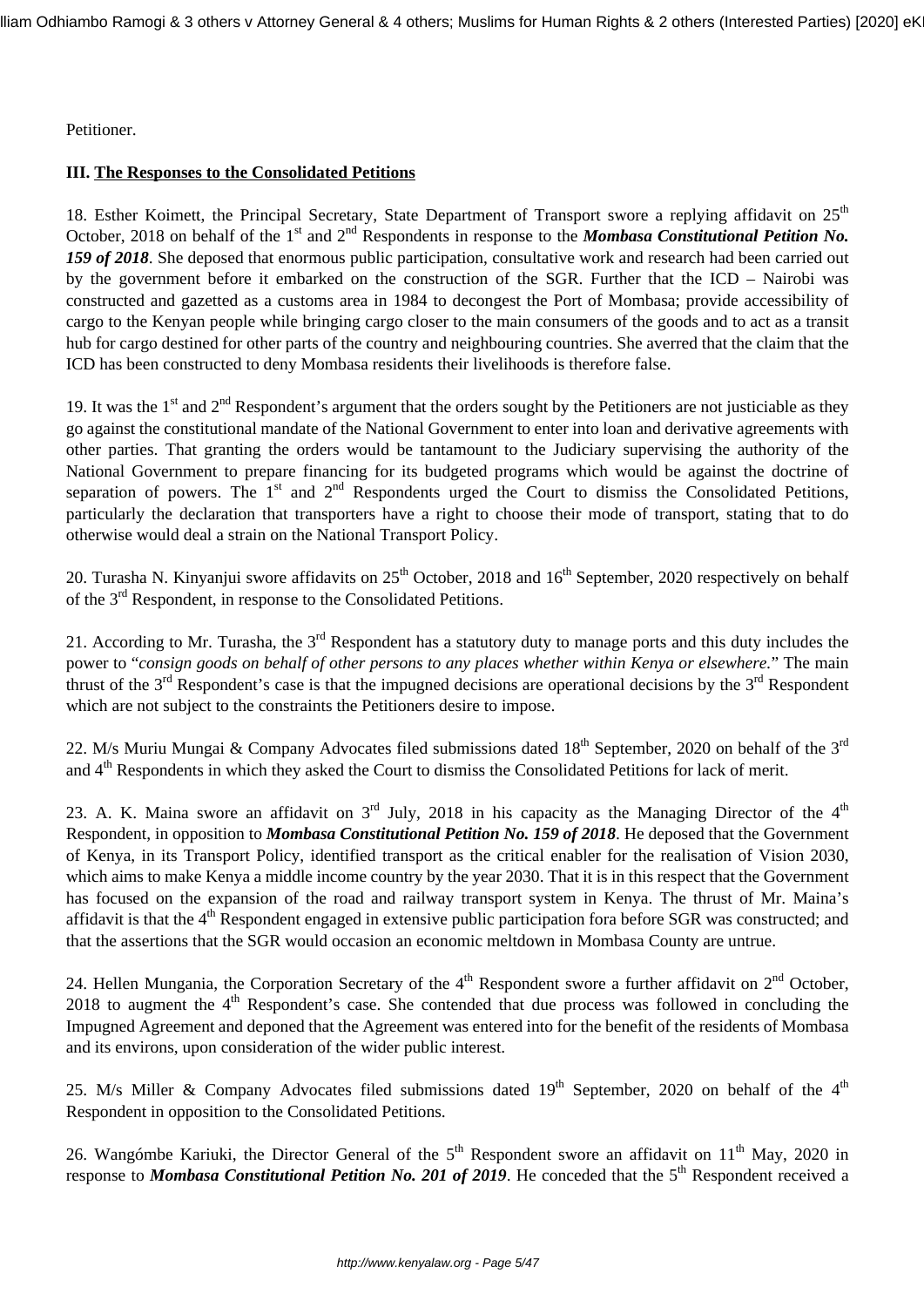Petitioner.

### III. The Responses to the Consolidated Petitions

18. Esther Koimett, the Principal Secretary, State Department of Transport swore a replying affidavit on 25th October, 2018 on behalf of the 1st and 2nd Respondents in response to the ***Mombasa Constitutional Petition No. 159 of 2018***. She deposed that enormous public participation, consultative work and research had been carried out by the government before it embarked on the construction of the SGR. Further that the ICD – Nairobi was constructed and gazetted as a customs area in 1984 to decongest the Port of Mombasa; provide accessibility of cargo to the Kenyan people while bringing cargo closer to the main consumers of the goods and to act as a transit hub for cargo destined for other parts of the country and neighbouring countries. She averred that the claim that the ICD has been constructed to deny Mombasa residents their livelihoods is therefore false.

19. It was the 1st and 2nd Respondent's argument that the orders sought by the Petitioners are not justiciable as they go against the constitutional mandate of the National Government to enter into loan and derivative agreements with other parties. That granting the orders would be tantamount to the Judiciary supervising the authority of the National Government to prepare financing for its budgeted programs which would be against the doctrine of separation of powers. The 1st and 2nd Respondents urged the Court to dismiss the Consolidated Petitions, particularly the declaration that transporters have a right to choose their mode of transport, stating that to do otherwise would deal a strain on the National Transport Policy.

20. Turasha N. Kinyanjui swore affidavits on 25th October, 2018 and 16th September, 2020 respectively on behalf of the 3rd Respondent, in response to the Consolidated Petitions.

21. According to Mr. Turasha, the 3rd Respondent has a statutory duty to manage ports and this duty includes the power to "*consign goods on behalf of other persons to any places whether within Kenya or elsewhere.*" The main thrust of the 3rd Respondent's case is that the impugned decisions are operational decisions by the 3rd Respondent which are not subject to the constraints the Petitioners desire to impose.

22. M/s Muriu Mungai & Company Advocates filed submissions dated 18th September, 2020 on behalf of the 3rd and 4th Respondents in which they asked the Court to dismiss the Consolidated Petitions for lack of merit.

23. A. K. Maina swore an affidavit on 3rd July, 2018 in his capacity as the Managing Director of the 4th Respondent, in opposition to ***Mombasa Constitutional Petition No. 159 of 2018***. He deposed that the Government of Kenya, in its Transport Policy, identified transport as the critical enabler for the realisation of Vision 2030, which aims to make Kenya a middle income country by the year 2030. That it is in this respect that the Government has focused on the expansion of the road and railway transport system in Kenya. The thrust of Mr. Maina's affidavit is that the 4th Respondent engaged in extensive public participation fora before SGR was constructed; and that the assertions that the SGR would occasion an economic meltdown in Mombasa County are untrue.

24. Hellen Mungania, the Corporation Secretary of the 4th Respondent swore a further affidavit on 2nd October, 2018 to augment the 4th Respondent's case. She contended that due process was followed in concluding the Impugned Agreement and deponed that the Agreement was entered into for the benefit of the residents of Mombasa and its environs, upon consideration of the wider public interest.

25. M/s Miller & Company Advocates filed submissions dated 19th September, 2020 on behalf of the 4th Respondent in opposition to the Consolidated Petitions.

26. Wangómbe Kariuki, the Director General of the 5th Respondent swore an affidavit on 11th May, 2020 in response to ***Mombasa Constitutional Petition No. 201 of 2019***. He conceded that the 5th Respondent received a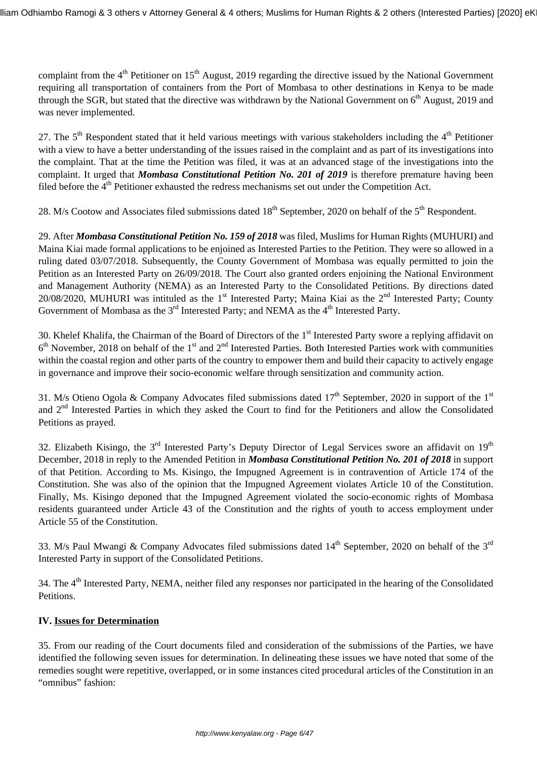complaint from the 4th Petitioner on 15th August, 2019 regarding the directive issued by the National Government requiring all transportation of containers from the Port of Mombasa to other destinations in Kenya to be made through the SGR, but stated that the directive was withdrawn by the National Government on 6th August, 2019 and was never implemented.

27. The 5th Respondent stated that it held various meetings with various stakeholders including the 4th Petitioner with a view to have a better understanding of the issues raised in the complaint and as part of its investigations into the complaint. That at the time the Petition was filed, it was at an advanced stage of the investigations into the complaint. It urged that ***Mombasa Constitutional Petition No. 201 of 2019*** is therefore premature having been filed before the 4th Petitioner exhausted the redress mechanisms set out under the Competition Act.

28. M/s Cootow and Associates filed submissions dated 18th September, 2020 on behalf of the 5th Respondent.

29. After ***Mombasa Constitutional Petition No. 159 of 2018*** was filed, Muslims for Human Rights (MUHURI) and Maina Kiai made formal applications to be enjoined as Interested Parties to the Petition. They were so allowed in a ruling dated 03/07/2018. Subsequently, the County Government of Mombasa was equally permitted to join the Petition as an Interested Party on 26/09/2018. The Court also granted orders enjoining the National Environment and Management Authority (NEMA) as an Interested Party to the Consolidated Petitions. By directions dated 20/08/2020, MUHURI was intituled as the 1st Interested Party; Maina Kiai as the 2nd Interested Party; County Government of Mombasa as the 3rd Interested Party; and NEMA as the 4th Interested Party.

30. Khelef Khalifa, the Chairman of the Board of Directors of the 1st Interested Party swore a replying affidavit on 6th November, 2018 on behalf of the 1st and 2nd Interested Parties. Both Interested Parties work with communities within the coastal region and other parts of the country to empower them and build their capacity to actively engage in governance and improve their socio-economic welfare through sensitization and community action.

31. M/s Otieno Ogola & Company Advocates filed submissions dated 17th September, 2020 in support of the 1st and 2nd Interested Parties in which they asked the Court to find for the Petitioners and allow the Consolidated Petitions as prayed.

32. Elizabeth Kisingo, the 3rd Interested Party's Deputy Director of Legal Services swore an affidavit on 19th December, 2018 in reply to the Amended Petition in ***Mombasa Constitutional Petition No. 201 of 2018*** in support of that Petition. According to Ms. Kisingo, the Impugned Agreement is in contravention of Article 174 of the Constitution. She was also of the opinion that the Impugned Agreement violates Article 10 of the Constitution. Finally, Ms. Kisingo deponed that the Impugned Agreement violated the socio-economic rights of Mombasa residents guaranteed under Article 43 of the Constitution and the rights of youth to access employment under Article 55 of the Constitution.

33. M/s Paul Mwangi & Company Advocates filed submissions dated 14th September, 2020 on behalf of the 3rd Interested Party in support of the Consolidated Petitions.

34. The 4th Interested Party, NEMA, neither filed any responses nor participated in the hearing of the Consolidated Petitions.

## IV. Issues for Determination

35. From our reading of the Court documents filed and consideration of the submissions of the Parties, we have identified the following seven issues for determination. In delineating these issues we have noted that some of the remedies sought were repetitive, overlapped, or in some instances cited procedural articles of the Constitution in an "omnibus" fashion: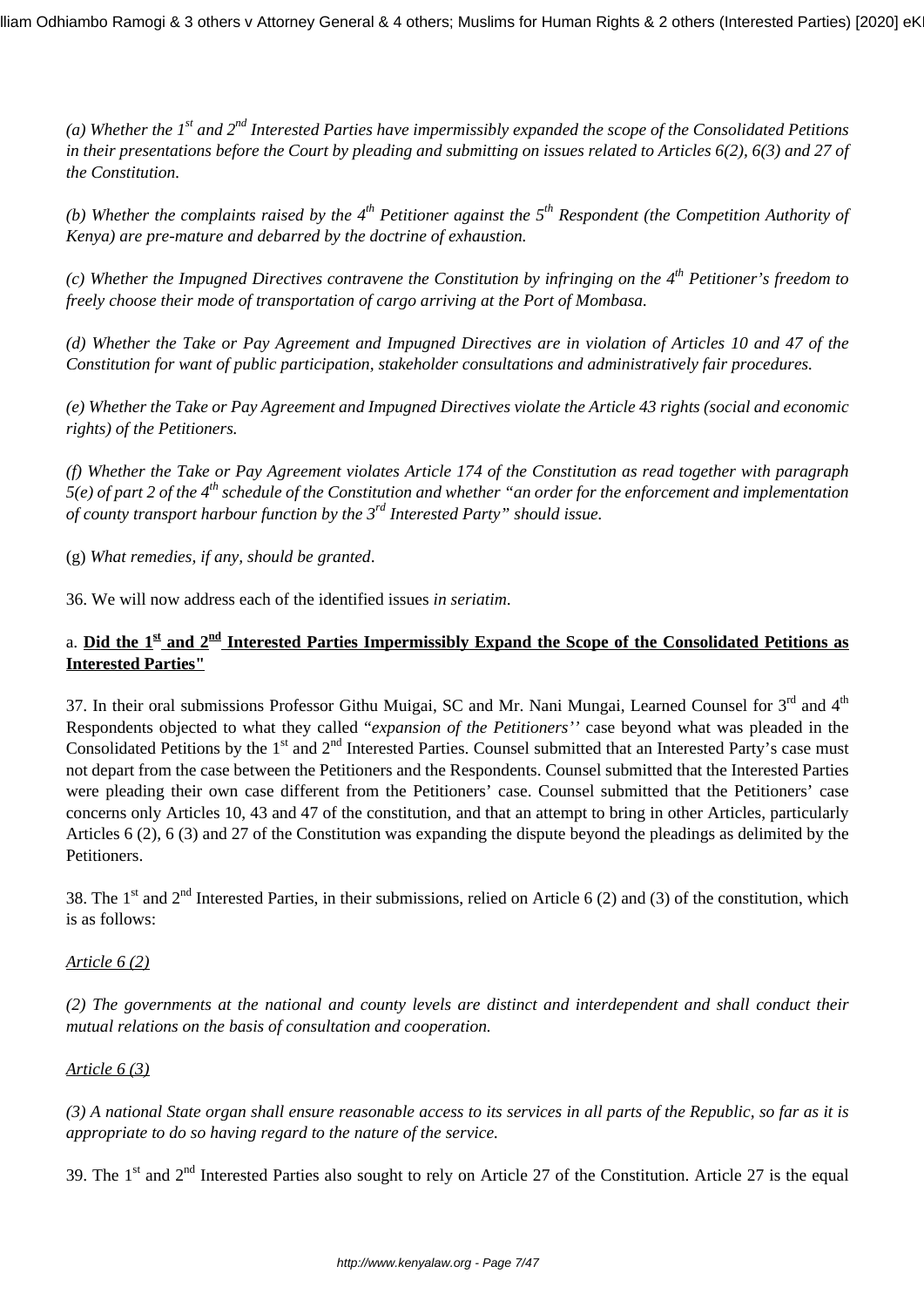*(a) Whether the 1st and 2nd Interested Parties have impermissibly expanded the scope of the Consolidated Petitions in their presentations before the Court by pleading and submitting on issues related to Articles 6(2), 6(3) and 27 of the Constitution.*

*(b) Whether the complaints raised by the 4th Petitioner against the 5th Respondent (the Competition Authority of Kenya) are pre-mature and debarred by the doctrine of exhaustion.*

*(c) Whether the Impugned Directives contravene the Constitution by infringing on the 4th Petitioner's freedom to freely choose their mode of transportation of cargo arriving at the Port of Mombasa.*

*(d) Whether the Take or Pay Agreement and Impugned Directives are in violation of Articles 10 and 47 of the Constitution for want of public participation, stakeholder consultations and administratively fair procedures.*

*(e) Whether the Take or Pay Agreement and Impugned Directives violate the Article 43 rights (social and economic rights) of the Petitioners.*

*(f) Whether the Take or Pay Agreement violates Article 174 of the Constitution as read together with paragraph 5(e) of part 2 of the 4th schedule of the Constitution and whether "an order for the enforcement and implementation of county transport harbour function by the 3rd Interested Party" should issue.*

(g) *What remedies, if any, should be granted*.

36. We will now address each of the identified issues *in seriatim*.

a. **Did the 1st and 2nd Interested Parties Impermissibly Expand the Scope of the Consolidated Petitions as Interested Parties"**

37. In their oral submissions Professor Githu Muigai, SC and Mr. Nani Mungai, Learned Counsel for 3rd and 4th Respondents objected to what they called "*expansion of the Petitioners''* case beyond what was pleaded in the Consolidated Petitions by the 1st and 2nd Interested Parties. Counsel submitted that an Interested Party's case must not depart from the case between the Petitioners and the Respondents. Counsel submitted that the Interested Parties were pleading their own case different from the Petitioners' case. Counsel submitted that the Petitioners' case concerns only Articles 10, 43 and 47 of the constitution, and that an attempt to bring in other Articles, particularly Articles 6 (2), 6 (3) and 27 of the Constitution was expanding the dispute beyond the pleadings as delimited by the Petitioners.

38. The 1st and 2nd Interested Parties, in their submissions, relied on Article 6 (2) and (3) of the constitution, which is as follows:

*Article 6 (2)*

*(2) The governments at the national and county levels are distinct and interdependent and shall conduct their mutual relations on the basis of consultation and cooperation.*

*Article 6 (3)*

*(3) A national State organ shall ensure reasonable access to its services in all parts of the Republic, so far as it is appropriate to do so having regard to the nature of the service.*

39. The 1st and 2nd Interested Parties also sought to rely on Article 27 of the Constitution. Article 27 is the equal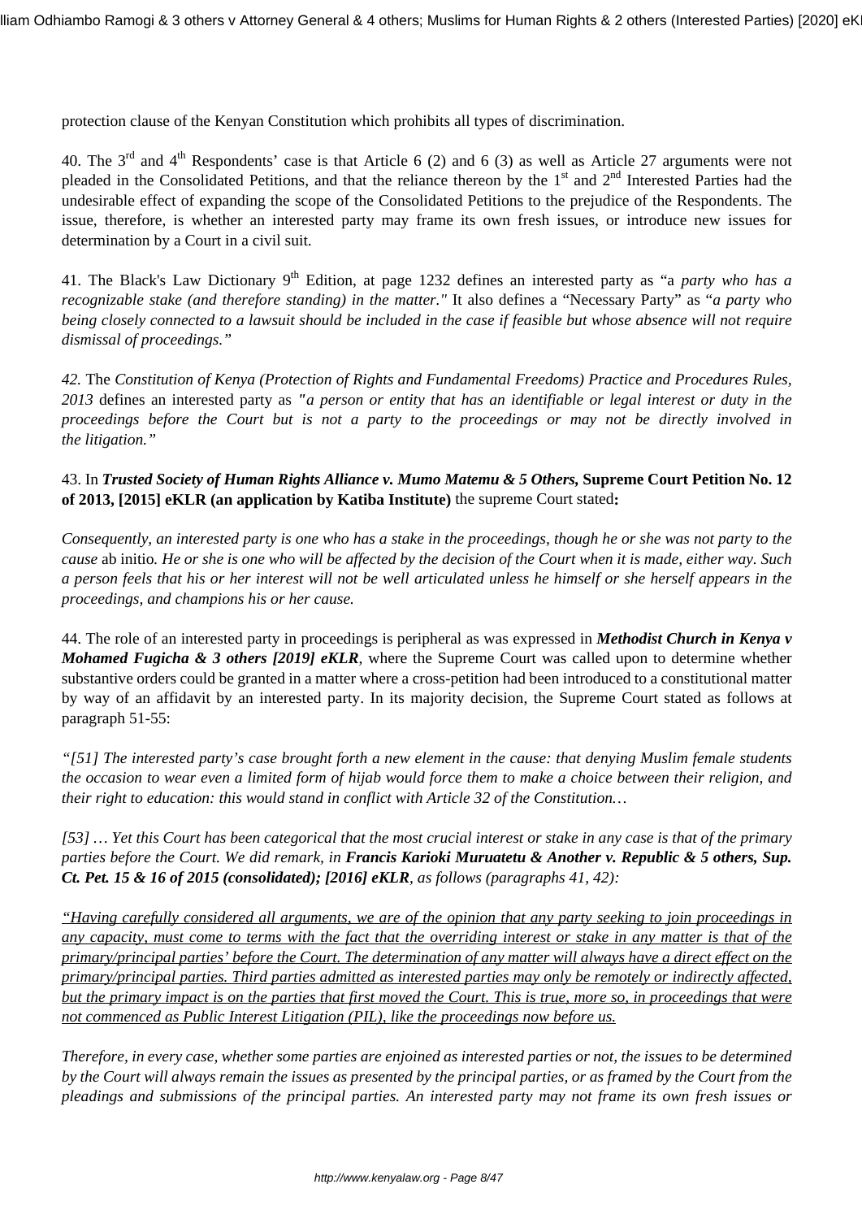protection clause of the Kenyan Constitution which prohibits all types of discrimination.

40. The 3rd and 4th Respondents' case is that Article 6 (2) and 6 (3) as well as Article 27 arguments were not pleaded in the Consolidated Petitions, and that the reliance thereon by the 1st and 2nd Interested Parties had the undesirable effect of expanding the scope of the Consolidated Petitions to the prejudice of the Respondents. The issue, therefore, is whether an interested party may frame its own fresh issues, or introduce new issues for determination by a Court in a civil suit.

41. The Black's Law Dictionary 9th Edition, at page 1232 defines an interested party as "a *party who has a recognizable stake (and therefore standing) in the matter."* It also defines a "Necessary Party" as "*a party who being closely connected to a lawsuit should be included in the case if feasible but whose absence will not require dismissal of proceedings."*

*42.* The *Constitution of Kenya (Protection of Rights and Fundamental Freedoms) Practice and Procedures Rules, 2013* defines an interested party as *"a person or entity that has an identifiable or legal interest or duty in the proceedings before the Court but is not a party to the proceedings or may not be directly involved in the litigation."*

43. In ***Trusted Society of Human Rights Alliance v. Mumo Matemu & 5 Others,* Supreme Court Petition No. 12 of 2013, [2015] eKLR (an application by Katiba Institute)** the supreme Court stated**:**

*Consequently, an interested party is one who has a stake in the proceedings, though he or she was not party to the cause* ab initio*. He or she is one who will be affected by the decision of the Court when it is made, either way. Such a person feels that his or her interest will not be well articulated unless he himself or she herself appears in the proceedings, and champions his or her cause.*

44. The role of an interested party in proceedings is peripheral as was expressed in ***Methodist Church in Kenya v Mohamed Fugicha & 3 others [2019] eKLR***, where the Supreme Court was called upon to determine whether substantive orders could be granted in a matter where a cross-petition had been introduced to a constitutional matter by way of an affidavit by an interested party. In its majority decision, the Supreme Court stated as follows at paragraph 51-55:

*"[51] The interested party's case brought forth a new element in the cause: that denying Muslim female students the occasion to wear even a limited form of hijab would force them to make a choice between their religion, and their right to education: this would stand in conflict with Article 32 of the Constitution…*

*[53] … Yet this Court has been categorical that the most crucial interest or stake in any case is that of the primary parties before the Court. We did remark, in **Francis Karioki Muruatetu & Another v. Republic & 5 others, Sup. Ct. Pet. 15 & 16 of 2015 (consolidated); [2016] eKLR**, as follows (paragraphs 41, 42):*

*"Having carefully considered all arguments, we are of the opinion that any party seeking to join proceedings in any capacity, must come to terms with the fact that the overriding interest or stake in any matter is that of the primary/principal parties' before the Court. The determination of any matter will always have a direct effect on the primary/principal parties. Third parties admitted as interested parties may only be remotely or indirectly affected, but the primary impact is on the parties that first moved the Court. This is true, more so, in proceedings that were not commenced as Public Interest Litigation (PIL), like the proceedings now before us.*

*Therefore, in every case, whether some parties are enjoined as interested parties or not, the issues to be determined by the Court will always remain the issues as presented by the principal parties, or as framed by the Court from the pleadings and submissions of the principal parties. An interested party may not frame its own fresh issues or*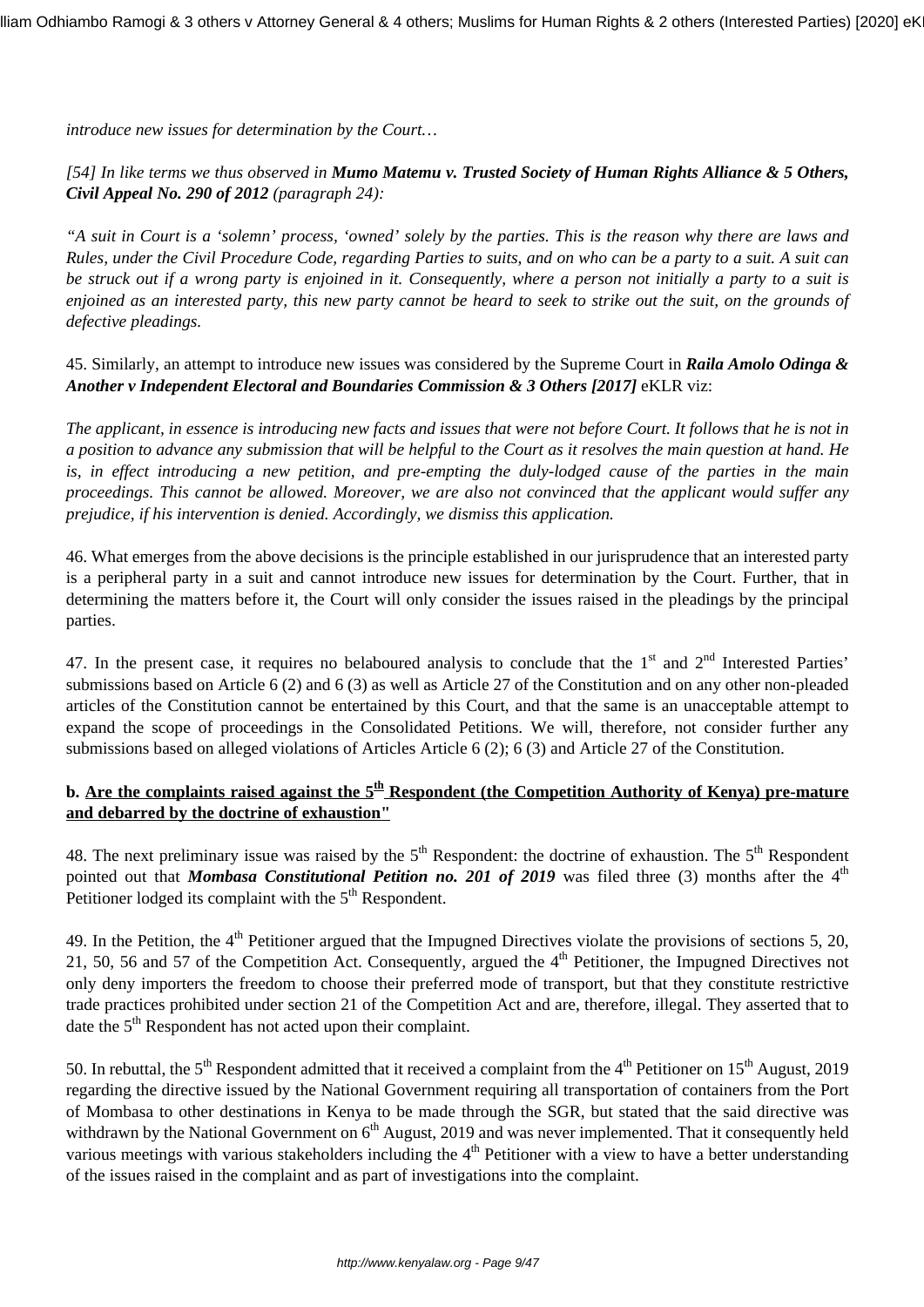*introduce new issues for determination by the Court…*

*[54] In like terms we thus observed in* ***Mumo Matemu v. Trusted Society of Human Rights Alliance & 5 Others, Civil Appeal No. 290 of 2012*** *(paragraph 24):*

*"A suit in Court is a 'solemn' process, 'owned' solely by the parties. This is the reason why there are laws and Rules, under the Civil Procedure Code, regarding Parties to suits, and on who can be a party to a suit. A suit can be struck out if a wrong party is enjoined in it. Consequently, where a person not initially a party to a suit is enjoined as an interested party, this new party cannot be heard to seek to strike out the suit, on the grounds of defective pleadings.*

45. Similarly, an attempt to introduce new issues was considered by the Supreme Court in ***Raila Amolo Odinga & Another v Independent Electoral and Boundaries Commission & 3 Others [2017]*** eKLR viz:

*The applicant, in essence is introducing new facts and issues that were not before Court. It follows that he is not in a position to advance any submission that will be helpful to the Court as it resolves the main question at hand. He is, in effect introducing a new petition, and pre-empting the duly-lodged cause of the parties in the main proceedings. This cannot be allowed. Moreover, we are also not convinced that the applicant would suffer any prejudice, if his intervention is denied. Accordingly, we dismiss this application.*

46. What emerges from the above decisions is the principle established in our jurisprudence that an interested party is a peripheral party in a suit and cannot introduce new issues for determination by the Court. Further, that in determining the matters before it, the Court will only consider the issues raised in the pleadings by the principal parties.

47. In the present case, it requires no belaboured analysis to conclude that the 1st and 2nd Interested Parties' submissions based on Article 6 (2) and 6 (3) as well as Article 27 of the Constitution and on any other non-pleaded articles of the Constitution cannot be entertained by this Court, and that the same is an unacceptable attempt to expand the scope of proceedings in the Consolidated Petitions. We will, therefore, not consider further any submissions based on alleged violations of Articles Article 6 (2); 6 (3) and Article 27 of the Constitution.

**b. Are the complaints raised against the 5th Respondent (the Competition Authority of Kenya) pre-mature and debarred by the doctrine of exhaustion"**

48. The next preliminary issue was raised by the 5th Respondent: the doctrine of exhaustion. The 5th Respondent pointed out that ***Mombasa Constitutional Petition no. 201 of 2019*** was filed three (3) months after the 4th Petitioner lodged its complaint with the 5th Respondent.

49. In the Petition, the 4th Petitioner argued that the Impugned Directives violate the provisions of sections 5, 20, 21, 50, 56 and 57 of the Competition Act. Consequently, argued the 4th Petitioner, the Impugned Directives not only deny importers the freedom to choose their preferred mode of transport, but that they constitute restrictive trade practices prohibited under section 21 of the Competition Act and are, therefore, illegal. They asserted that to date the 5th Respondent has not acted upon their complaint.

50. In rebuttal, the 5th Respondent admitted that it received a complaint from the 4th Petitioner on 15th August, 2019 regarding the directive issued by the National Government requiring all transportation of containers from the Port of Mombasa to other destinations in Kenya to be made through the SGR, but stated that the said directive was withdrawn by the National Government on 6th August, 2019 and was never implemented. That it consequently held various meetings with various stakeholders including the 4th Petitioner with a view to have a better understanding of the issues raised in the complaint and as part of investigations into the complaint.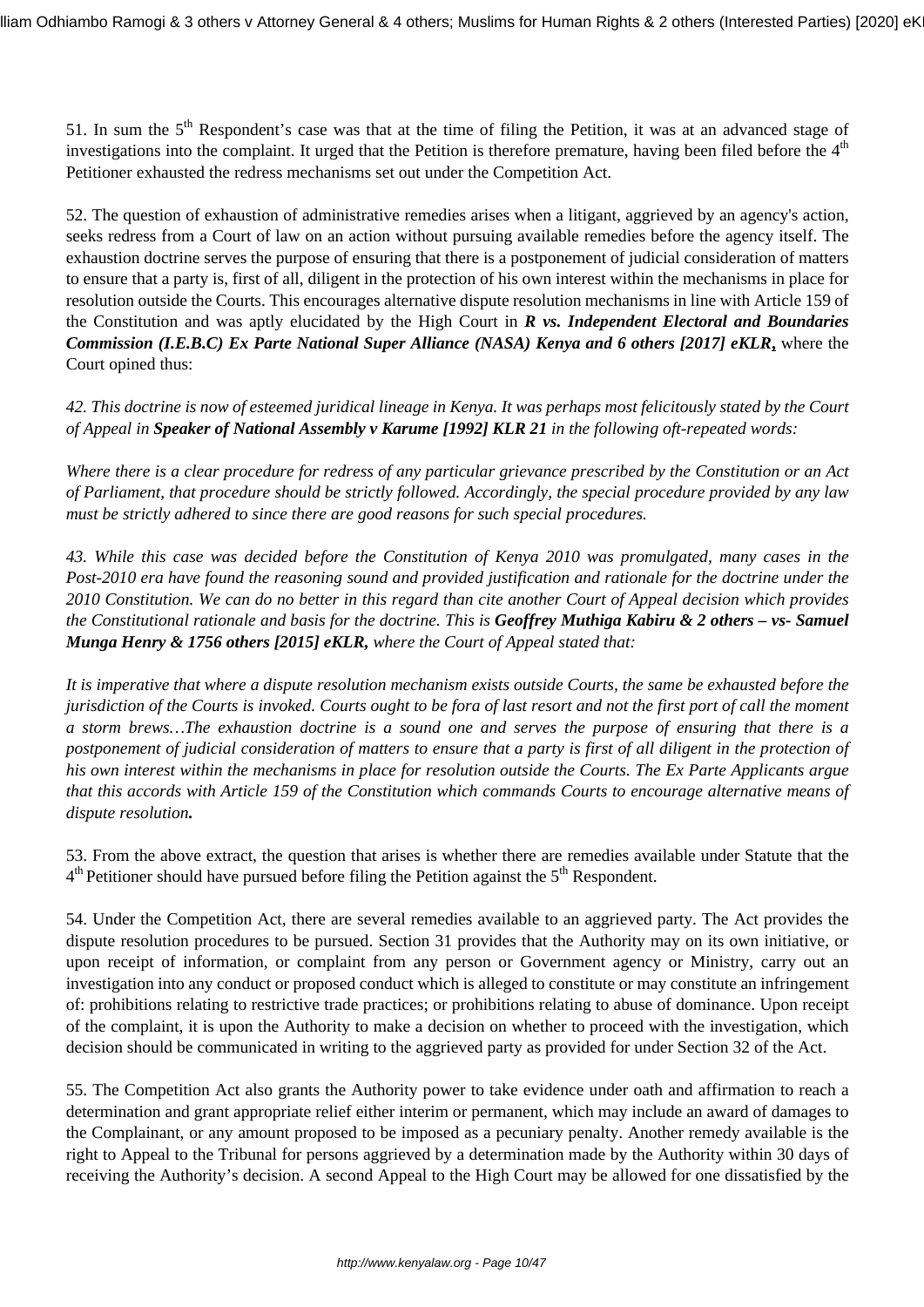51. In sum the 5th Respondent's case was that at the time of filing the Petition, it was at an advanced stage of investigations into the complaint. It urged that the Petition is therefore premature, having been filed before the 4th Petitioner exhausted the redress mechanisms set out under the Competition Act.

52. The question of exhaustion of administrative remedies arises when a litigant, aggrieved by an agency's action, seeks redress from a Court of law on an action without pursuing available remedies before the agency itself. The exhaustion doctrine serves the purpose of ensuring that there is a postponement of judicial consideration of matters to ensure that a party is, first of all, diligent in the protection of his own interest within the mechanisms in place for resolution outside the Courts. This encourages alternative dispute resolution mechanisms in line with Article 159 of the Constitution and was aptly elucidated by the High Court in ***R vs. Independent Electoral and Boundaries Commission (I.E.B.C) Ex Parte National Super Alliance (NASA) Kenya and 6 others [2017] eKLR***, where the Court opined thus:

*42. This doctrine is now of esteemed juridical lineage in Kenya. It was perhaps most felicitously stated by the Court of Appeal in **Speaker of National Assembly v Karume [1992] KLR 21** in the following oft-repeated words:*

*Where there is a clear procedure for redress of any particular grievance prescribed by the Constitution or an Act of Parliament, that procedure should be strictly followed. Accordingly, the special procedure provided by any law must be strictly adhered to since there are good reasons for such special procedures.*

*43. While this case was decided before the Constitution of Kenya 2010 was promulgated, many cases in the Post-2010 era have found the reasoning sound and provided justification and rationale for the doctrine under the 2010 Constitution. We can do no better in this regard than cite another Court of Appeal decision which provides the Constitutional rationale and basis for the doctrine. This is **Geoffrey Muthiga Kabiru & 2 others – vs- Samuel Munga Henry & 1756 others [2015] eKLR,** where the Court of Appeal stated that:*

*It is imperative that where a dispute resolution mechanism exists outside Courts, the same be exhausted before the jurisdiction of the Courts is invoked. Courts ought to be fora of last resort and not the first port of call the moment a storm brews…The exhaustion doctrine is a sound one and serves the purpose of ensuring that there is a postponement of judicial consideration of matters to ensure that a party is first of all diligent in the protection of his own interest within the mechanisms in place for resolution outside the Courts. The Ex Parte Applicants argue that this accords with Article 159 of the Constitution which commands Courts to encourage alternative means of dispute resolution.*

53. From the above extract, the question that arises is whether there are remedies available under Statute that the 4th Petitioner should have pursued before filing the Petition against the 5th Respondent.

54. Under the Competition Act, there are several remedies available to an aggrieved party. The Act provides the dispute resolution procedures to be pursued. Section 31 provides that the Authority may on its own initiative, or upon receipt of information, or complaint from any person or Government agency or Ministry, carry out an investigation into any conduct or proposed conduct which is alleged to constitute or may constitute an infringement of: prohibitions relating to restrictive trade practices; or prohibitions relating to abuse of dominance. Upon receipt of the complaint, it is upon the Authority to make a decision on whether to proceed with the investigation, which decision should be communicated in writing to the aggrieved party as provided for under Section 32 of the Act.

55. The Competition Act also grants the Authority power to take evidence under oath and affirmation to reach a determination and grant appropriate relief either interim or permanent, which may include an award of damages to the Complainant, or any amount proposed to be imposed as a pecuniary penalty. Another remedy available is the right to Appeal to the Tribunal for persons aggrieved by a determination made by the Authority within 30 days of receiving the Authority's decision. A second Appeal to the High Court may be allowed for one dissatisfied by the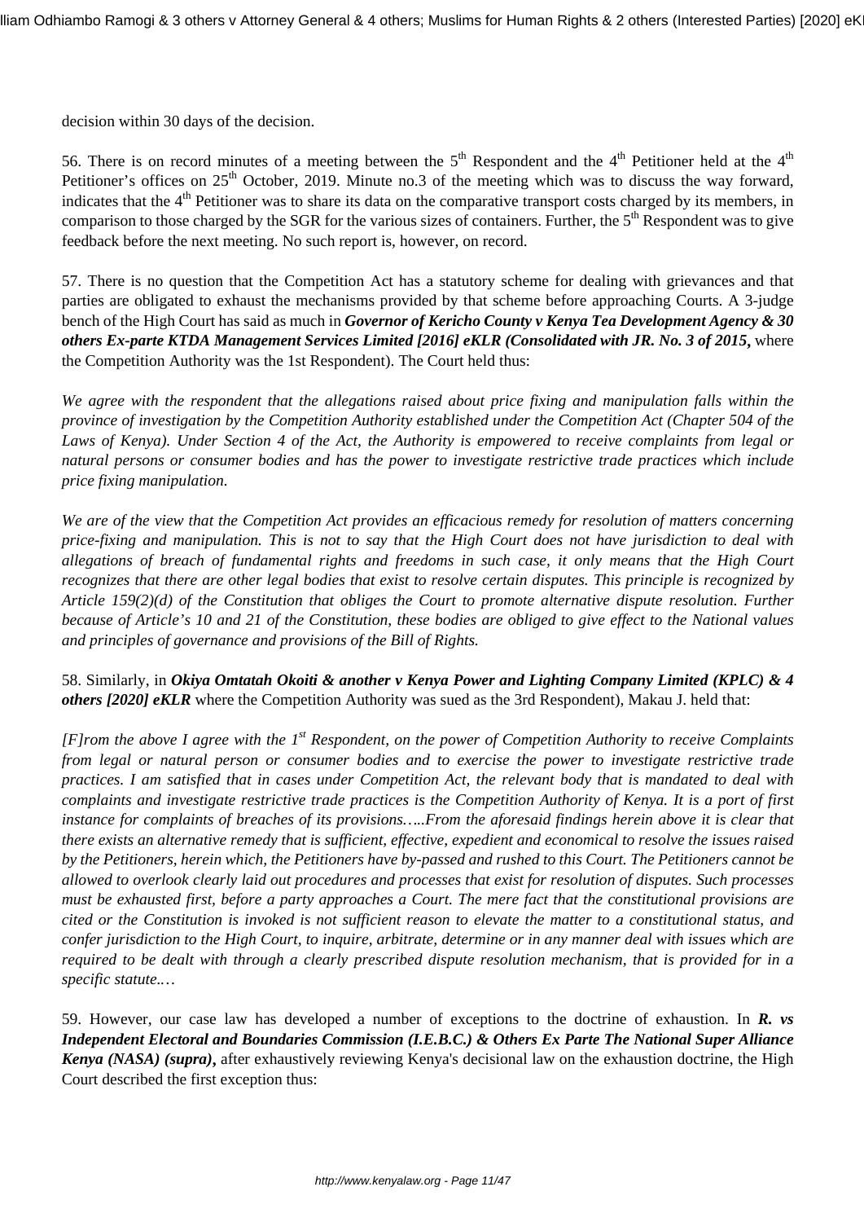decision within 30 days of the decision.

56. There is on record minutes of a meeting between the 5th Respondent and the 4th Petitioner held at the 4th Petitioner's offices on 25th October, 2019. Minute no.3 of the meeting which was to discuss the way forward, indicates that the 4th Petitioner was to share its data on the comparative transport costs charged by its members, in comparison to those charged by the SGR for the various sizes of containers. Further, the 5th Respondent was to give feedback before the next meeting. No such report is, however, on record.

57. There is no question that the Competition Act has a statutory scheme for dealing with grievances and that parties are obligated to exhaust the mechanisms provided by that scheme before approaching Courts. A 3-judge bench of the High Court has said as much in ***Governor of Kericho County v Kenya Tea Development Agency & 30 others Ex-parte KTDA Management Services Limited [2016] eKLR (Consolidated with JR. No. 3 of 2015,*** where the Competition Authority was the 1st Respondent). The Court held thus:

*We agree with the respondent that the allegations raised about price fixing and manipulation falls within the province of investigation by the Competition Authority established under the Competition Act (Chapter 504 of the Laws of Kenya). Under Section 4 of the Act, the Authority is empowered to receive complaints from legal or natural persons or consumer bodies and has the power to investigate restrictive trade practices which include price fixing manipulation.*

*We are of the view that the Competition Act provides an efficacious remedy for resolution of matters concerning price-fixing and manipulation. This is not to say that the High Court does not have jurisdiction to deal with allegations of breach of fundamental rights and freedoms in such case, it only means that the High Court recognizes that there are other legal bodies that exist to resolve certain disputes. This principle is recognized by Article 159(2)(d) of the Constitution that obliges the Court to promote alternative dispute resolution. Further because of Article's 10 and 21 of the Constitution, these bodies are obliged to give effect to the National values and principles of governance and provisions of the Bill of Rights.*

58. Similarly, in ***Okiya Omtatah Okoiti & another v Kenya Power and Lighting Company Limited (KPLC) & 4 others [2020] eKLR*** where the Competition Authority was sued as the 3rd Respondent), Makau J. held that:

*[F]rom the above I agree with the 1st Respondent, on the power of Competition Authority to receive Complaints from legal or natural person or consumer bodies and to exercise the power to investigate restrictive trade practices. I am satisfied that in cases under Competition Act, the relevant body that is mandated to deal with complaints and investigate restrictive trade practices is the Competition Authority of Kenya. It is a port of first instance for complaints of breaches of its provisions…..From the aforesaid findings herein above it is clear that there exists an alternative remedy that is sufficient, effective, expedient and economical to resolve the issues raised by the Petitioners, herein which, the Petitioners have by-passed and rushed to this Court. The Petitioners cannot be allowed to overlook clearly laid out procedures and processes that exist for resolution of disputes. Such processes must be exhausted first, before a party approaches a Court. The mere fact that the constitutional provisions are cited or the Constitution is invoked is not sufficient reason to elevate the matter to a constitutional status, and confer jurisdiction to the High Court, to inquire, arbitrate, determine or in any manner deal with issues which are required to be dealt with through a clearly prescribed dispute resolution mechanism, that is provided for in a specific statute.…*

59. However, our case law has developed a number of exceptions to the doctrine of exhaustion. In ***R. vs Independent Electoral and Boundaries Commission (I.E.B.C.) & Others Ex Parte The National Super Alliance Kenya (NASA) (supra)***, after exhaustively reviewing Kenya's decisional law on the exhaustion doctrine, the High Court described the first exception thus: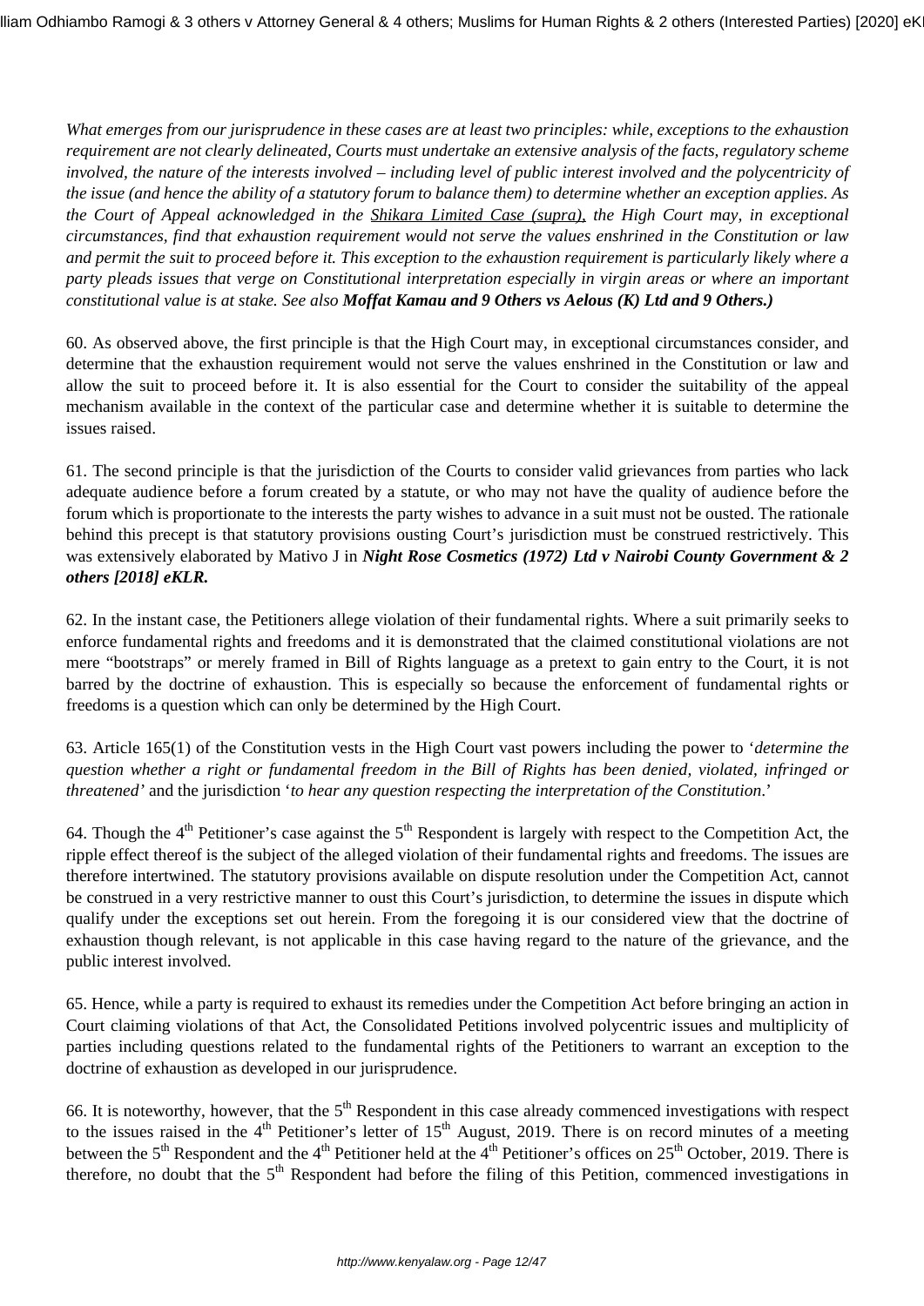*What emerges from our jurisprudence in these cases are at least two principles: while, exceptions to the exhaustion requirement are not clearly delineated, Courts must undertake an extensive analysis of the facts, regulatory scheme involved, the nature of the interests involved – including level of public interest involved and the polycentricity of the issue (and hence the ability of a statutory forum to balance them) to determine whether an exception applies. As the Court of Appeal acknowledged in the Shikara Limited Case (supra), the High Court may, in exceptional circumstances, find that exhaustion requirement would not serve the values enshrined in the Constitution or law and permit the suit to proceed before it. This exception to the exhaustion requirement is particularly likely where a party pleads issues that verge on Constitutional interpretation especially in virgin areas or where an important constitutional value is at stake. See also* ***Moffat Kamau and 9 Others vs Aelous (K) Ltd and 9 Others.)***

60. As observed above, the first principle is that the High Court may, in exceptional circumstances consider, and determine that the exhaustion requirement would not serve the values enshrined in the Constitution or law and allow the suit to proceed before it. It is also essential for the Court to consider the suitability of the appeal mechanism available in the context of the particular case and determine whether it is suitable to determine the issues raised.

61. The second principle is that the jurisdiction of the Courts to consider valid grievances from parties who lack adequate audience before a forum created by a statute, or who may not have the quality of audience before the forum which is proportionate to the interests the party wishes to advance in a suit must not be ousted. The rationale behind this precept is that statutory provisions ousting Court's jurisdiction must be construed restrictively. This was extensively elaborated by Mativo J in ***Night Rose Cosmetics (1972) Ltd v Nairobi County Government & 2 others [2018] eKLR.***

62. In the instant case, the Petitioners allege violation of their fundamental rights. Where a suit primarily seeks to enforce fundamental rights and freedoms and it is demonstrated that the claimed constitutional violations are not mere "bootstraps" or merely framed in Bill of Rights language as a pretext to gain entry to the Court, it is not barred by the doctrine of exhaustion. This is especially so because the enforcement of fundamental rights or freedoms is a question which can only be determined by the High Court.

63. Article 165(1) of the Constitution vests in the High Court vast powers including the power to '*determine the question whether a right or fundamental freedom in the Bill of Rights has been denied, violated, infringed or threatened'* and the jurisdiction '*to hear any question respecting the interpretation of the Constitution*.'

64. Though the 4th Petitioner's case against the 5th Respondent is largely with respect to the Competition Act, the ripple effect thereof is the subject of the alleged violation of their fundamental rights and freedoms. The issues are therefore intertwined. The statutory provisions available on dispute resolution under the Competition Act, cannot be construed in a very restrictive manner to oust this Court's jurisdiction, to determine the issues in dispute which qualify under the exceptions set out herein. From the foregoing it is our considered view that the doctrine of exhaustion though relevant, is not applicable in this case having regard to the nature of the grievance, and the public interest involved.

65. Hence, while a party is required to exhaust its remedies under the Competition Act before bringing an action in Court claiming violations of that Act, the Consolidated Petitions involved polycentric issues and multiplicity of parties including questions related to the fundamental rights of the Petitioners to warrant an exception to the doctrine of exhaustion as developed in our jurisprudence.

66. It is noteworthy, however, that the 5th Respondent in this case already commenced investigations with respect to the issues raised in the 4th Petitioner's letter of 15th August, 2019. There is on record minutes of a meeting between the 5th Respondent and the 4th Petitioner held at the 4th Petitioner's offices on 25th October, 2019. There is therefore, no doubt that the 5th Respondent had before the filing of this Petition, commenced investigations in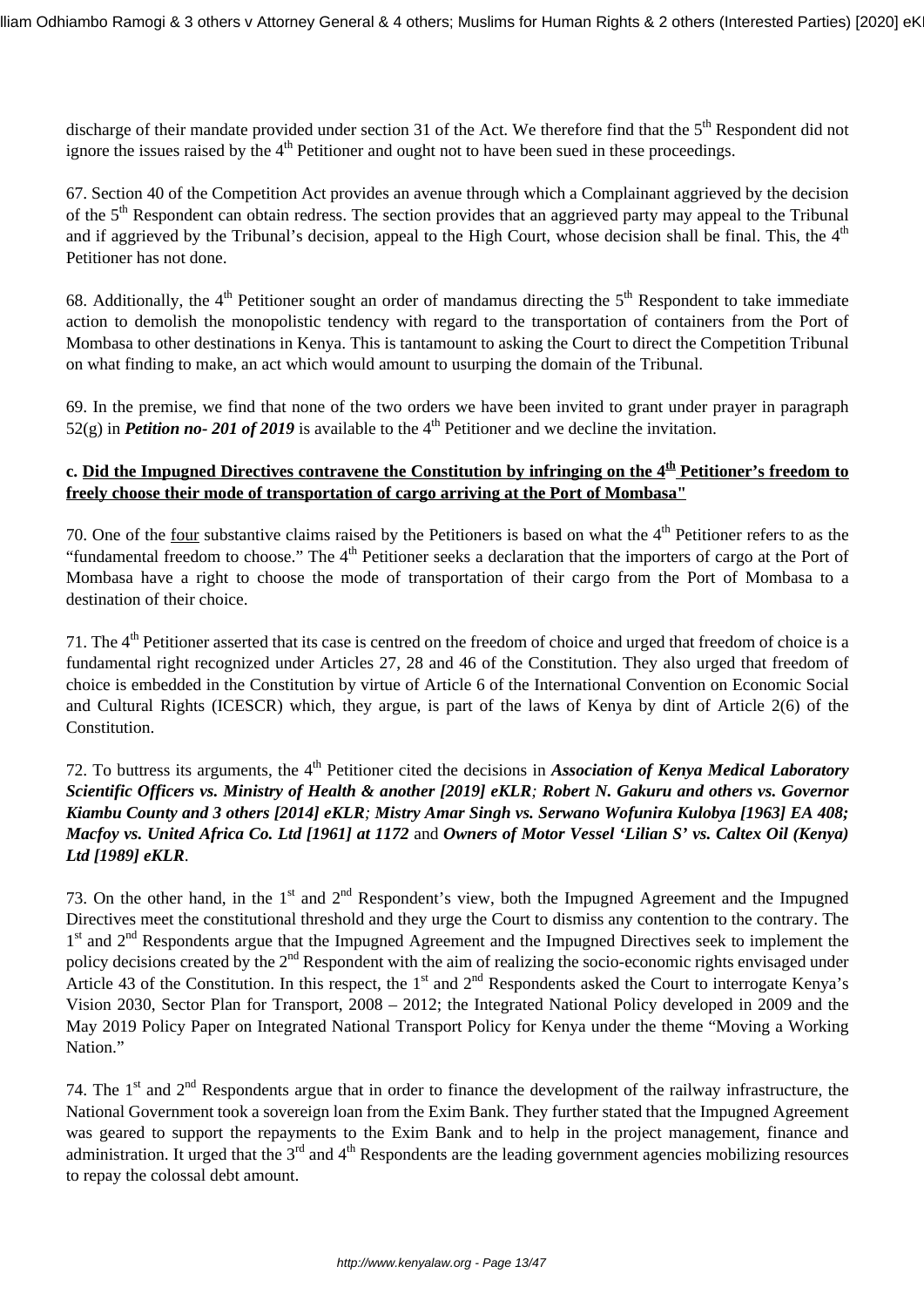discharge of their mandate provided under section 31 of the Act. We therefore find that the 5th Respondent did not ignore the issues raised by the 4th Petitioner and ought not to have been sued in these proceedings.

67. Section 40 of the Competition Act provides an avenue through which a Complainant aggrieved by the decision of the 5th Respondent can obtain redress. The section provides that an aggrieved party may appeal to the Tribunal and if aggrieved by the Tribunal's decision, appeal to the High Court, whose decision shall be final. This, the 4th Petitioner has not done.

68. Additionally, the 4th Petitioner sought an order of mandamus directing the 5th Respondent to take immediate action to demolish the monopolistic tendency with regard to the transportation of containers from the Port of Mombasa to other destinations in Kenya. This is tantamount to asking the Court to direct the Competition Tribunal on what finding to make, an act which would amount to usurping the domain of the Tribunal.

69. In the premise, we find that none of the two orders we have been invited to grant under prayer in paragraph 52(g) in ***Petition no- 201 of 2019*** is available to the 4th Petitioner and we decline the invitation.

**c. <u>Did the Impugned Directives contravene the Constitution by infringing on the 4th Petitioner's freedom to freely choose their mode of transportation of cargo arriving at the Port of Mombasa"</u>**

70. One of the <u>four</u> substantive claims raised by the Petitioners is based on what the 4th Petitioner refers to as the "fundamental freedom to choose." The 4th Petitioner seeks a declaration that the importers of cargo at the Port of Mombasa have a right to choose the mode of transportation of their cargo from the Port of Mombasa to a destination of their choice.

71. The 4th Petitioner asserted that its case is centred on the freedom of choice and urged that freedom of choice is a fundamental right recognized under Articles 27, 28 and 46 of the Constitution. They also urged that freedom of choice is embedded in the Constitution by virtue of Article 6 of the International Convention on Economic Social and Cultural Rights (ICESCR) which, they argue, is part of the laws of Kenya by dint of Article 2(6) of the Constitution.

72. To buttress its arguments, the 4th Petitioner cited the decisions in ***Association of Kenya Medical Laboratory Scientific Officers vs. Ministry of Health & another [2019] eKLR; Robert N. Gakuru and others vs. Governor Kiambu County and 3 others [2014] eKLR; Mistry Amar Singh vs. Serwano Wofunira Kulobya [1963] EA 408; Macfoy vs. United Africa Co. Ltd [1961] at 1172*** and ***Owners of Motor Vessel 'Lilian S' vs. Caltex Oil (Kenya) Ltd [1989] eKLR***.

73. On the other hand, in the 1st and 2nd Respondent's view, both the Impugned Agreement and the Impugned Directives meet the constitutional threshold and they urge the Court to dismiss any contention to the contrary. The 1st and 2nd Respondents argue that the Impugned Agreement and the Impugned Directives seek to implement the policy decisions created by the 2nd Respondent with the aim of realizing the socio-economic rights envisaged under Article 43 of the Constitution. In this respect, the 1st and 2nd Respondents asked the Court to interrogate Kenya's Vision 2030, Sector Plan for Transport, 2008 – 2012; the Integrated National Policy developed in 2009 and the May 2019 Policy Paper on Integrated National Transport Policy for Kenya under the theme "Moving a Working Nation."

74. The 1st and 2nd Respondents argue that in order to finance the development of the railway infrastructure, the National Government took a sovereign loan from the Exim Bank. They further stated that the Impugned Agreement was geared to support the repayments to the Exim Bank and to help in the project management, finance and administration. It urged that the 3rd and 4th Respondents are the leading government agencies mobilizing resources to repay the colossal debt amount.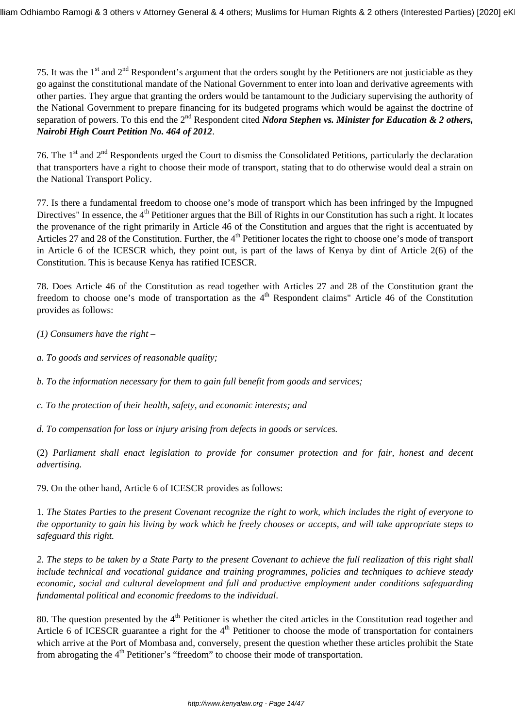75. It was the 1st and 2nd Respondent's argument that the orders sought by the Petitioners are not justiciable as they go against the constitutional mandate of the National Government to enter into loan and derivative agreements with other parties. They argue that granting the orders would be tantamount to the Judiciary supervising the authority of the National Government to prepare financing for its budgeted programs which would be against the doctrine of separation of powers. To this end the 2nd Respondent cited ***Ndora Stephen vs. Minister for Education & 2 others, Nairobi High Court Petition No. 464 of 2012***.

76. The 1st and 2nd Respondents urged the Court to dismiss the Consolidated Petitions, particularly the declaration that transporters have a right to choose their mode of transport, stating that to do otherwise would deal a strain on the National Transport Policy.

77. Is there a fundamental freedom to choose one's mode of transport which has been infringed by the Impugned Directives" In essence, the 4th Petitioner argues that the Bill of Rights in our Constitution has such a right. It locates the provenance of the right primarily in Article 46 of the Constitution and argues that the right is accentuated by Articles 27 and 28 of the Constitution. Further, the 4th Petitioner locates the right to choose one's mode of transport in Article 6 of the ICESCR which, they point out, is part of the laws of Kenya by dint of Article 2(6) of the Constitution. This is because Kenya has ratified ICESCR.

78. Does Article 46 of the Constitution as read together with Articles 27 and 28 of the Constitution grant the freedom to choose one's mode of transportation as the 4th Respondent claims" Article 46 of the Constitution provides as follows:

*(1) Consumers have the right –*

*a. To goods and services of reasonable quality;*

*b. To the information necessary for them to gain full benefit from goods and services;*

*c. To the protection of their health, safety, and economic interests; and*

*d. To compensation for loss or injury arising from defects in goods or services.*

(2) *Parliament shall enact legislation to provide for consumer protection and for fair, honest and decent advertising.*

79. On the other hand, Article 6 of ICESCR provides as follows:

1. *The States Parties to the present Covenant recognize the right to work, which includes the right of everyone to the opportunity to gain his living by work which he freely chooses or accepts, and will take appropriate steps to safeguard this right.*

*2. The steps to be taken by a State Party to the present Covenant to achieve the full realization of this right shall include technical and vocational guidance and training programmes, policies and techniques to achieve steady economic, social and cultural development and full and productive employment under conditions safeguarding fundamental political and economic freedoms to the individual.*

80. The question presented by the 4th Petitioner is whether the cited articles in the Constitution read together and Article 6 of ICESCR guarantee a right for the 4th Petitioner to choose the mode of transportation for containers which arrive at the Port of Mombasa and, conversely, present the question whether these articles prohibit the State from abrogating the 4th Petitioner's "freedom" to choose their mode of transportation.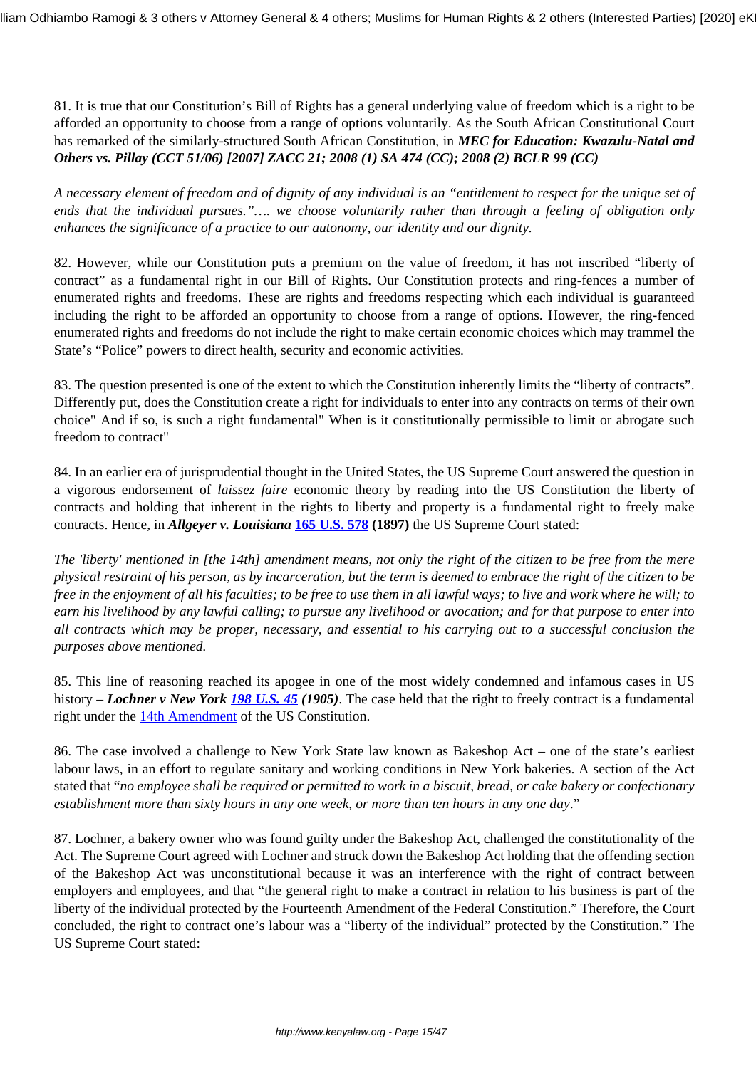81. It is true that our Constitution's Bill of Rights has a general underlying value of freedom which is a right to be afforded an opportunity to choose from a range of options voluntarily. As the South African Constitutional Court has remarked of the similarly-structured South African Constitution, in ***MEC for Education: Kwazulu-Natal and Others vs. Pillay (CCT 51/06) [2007] ZACC 21; 2008 (1) SA 474 (CC); 2008 (2) BCLR 99 (CC)***

*A necessary element of freedom and of dignity of any individual is an "entitlement to respect for the unique set of ends that the individual pursues."…. we choose voluntarily rather than through a feeling of obligation only enhances the significance of a practice to our autonomy, our identity and our dignity.*

82. However, while our Constitution puts a premium on the value of freedom, it has not inscribed "liberty of contract" as a fundamental right in our Bill of Rights. Our Constitution protects and ring-fences a number of enumerated rights and freedoms. These are rights and freedoms respecting which each individual is guaranteed including the right to be afforded an opportunity to choose from a range of options. However, the ring-fenced enumerated rights and freedoms do not include the right to make certain economic choices which may trammel the State's "Police" powers to direct health, security and economic activities.

83. The question presented is one of the extent to which the Constitution inherently limits the "liberty of contracts". Differently put, does the Constitution create a right for individuals to enter into any contracts on terms of their own choice" And if so, is such a right fundamental" When is it constitutionally permissible to limit or abrogate such freedom to contract"

84. In an earlier era of jurisprudential thought in the United States, the US Supreme Court answered the question in a vigorous endorsement of *laissez faire* economic theory by reading into the US Constitution the liberty of contracts and holding that inherent in the rights to liberty and property is a fundamental right to freely make contracts. Hence, in ***Allgeyer v. Louisiana* 165 U.S. 578 (1897)** the US Supreme Court stated:

*The 'liberty' mentioned in [the 14th] amendment means, not only the right of the citizen to be free from the mere physical restraint of his person, as by incarceration, but the term is deemed to embrace the right of the citizen to be free in the enjoyment of all his faculties; to be free to use them in all lawful ways; to live and work where he will; to earn his livelihood by any lawful calling; to pursue any livelihood or avocation; and for that purpose to enter into all contracts which may be proper, necessary, and essential to his carrying out to a successful conclusion the purposes above mentioned.*

85. This line of reasoning reached its apogee in one of the most widely condemned and infamous cases in US history – ***Lochner v New York 198 U.S. 45 (1905)***. The case held that the right to freely contract is a fundamental right under the 14th Amendment of the US Constitution.

86. The case involved a challenge to New York State law known as Bakeshop Act – one of the state's earliest labour laws, in an effort to regulate sanitary and working conditions in New York bakeries. A section of the Act stated that "*no employee shall be required or permitted to work in a biscuit, bread, or cake bakery or confectionary establishment more than sixty hours in any one week, or more than ten hours in any one day*."

87. Lochner, a bakery owner who was found guilty under the Bakeshop Act, challenged the constitutionality of the Act. The Supreme Court agreed with Lochner and struck down the Bakeshop Act holding that the offending section of the Bakeshop Act was unconstitutional because it was an interference with the right of contract between employers and employees, and that "the general right to make a contract in relation to his business is part of the liberty of the individual protected by the Fourteenth Amendment of the Federal Constitution." Therefore, the Court concluded, the right to contract one's labour was a "liberty of the individual" protected by the Constitution." The US Supreme Court stated: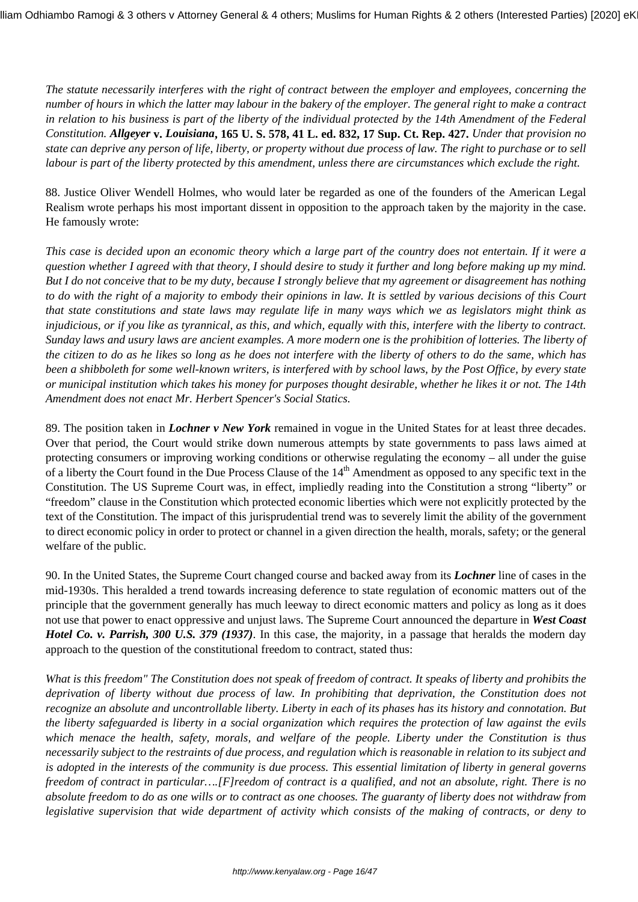*The statute necessarily interferes with the right of contract between the employer and employees, concerning the number of hours in which the latter may labour in the bakery of the employer. The general right to make a contract in relation to his business is part of the liberty of the individual protected by the 14th Amendment of the Federal Constitution.* ***Allgeyer*** **v. *Louisiana*, 165 U. S. 578, 41 L. ed. 832, 17 Sup. Ct. Rep. 427.** *Under that provision no state can deprive any person of life, liberty, or property without due process of law. The right to purchase or to sell labour is part of the liberty protected by this amendment, unless there are circumstances which exclude the right.*

88. Justice Oliver Wendell Holmes, who would later be regarded as one of the founders of the American Legal Realism wrote perhaps his most important dissent in opposition to the approach taken by the majority in the case. He famously wrote:

*This case is decided upon an economic theory which a large part of the country does not entertain. If it were a question whether I agreed with that theory, I should desire to study it further and long before making up my mind. But I do not conceive that to be my duty, because I strongly believe that my agreement or disagreement has nothing to do with the right of a majority to embody their opinions in law. It is settled by various decisions of this Court that state constitutions and state laws may regulate life in many ways which we as legislators might think as injudicious, or if you like as tyrannical, as this, and which, equally with this, interfere with the liberty to contract. Sunday laws and usury laws are ancient examples. A more modern one is the prohibition of lotteries. The liberty of the citizen to do as he likes so long as he does not interfere with the liberty of others to do the same, which has been a shibboleth for some well-known writers, is interfered with by school laws, by the Post Office, by every state or municipal institution which takes his money for purposes thought desirable, whether he likes it or not. The 14th Amendment does not enact Mr. Herbert Spencer's Social Statics.*

89. The position taken in ***Lochner v New York*** remained in vogue in the United States for at least three decades. Over that period, the Court would strike down numerous attempts by state governments to pass laws aimed at protecting consumers or improving working conditions or otherwise regulating the economy – all under the guise of a liberty the Court found in the Due Process Clause of the 14th Amendment as opposed to any specific text in the Constitution. The US Supreme Court was, in effect, impliedly reading into the Constitution a strong "liberty" or "freedom" clause in the Constitution which protected economic liberties which were not explicitly protected by the text of the Constitution. The impact of this jurisprudential trend was to severely limit the ability of the government to direct economic policy in order to protect or channel in a given direction the health, morals, safety; or the general welfare of the public.

90. In the United States, the Supreme Court changed course and backed away from its ***Lochner*** line of cases in the mid-1930s. This heralded a trend towards increasing deference to state regulation of economic matters out of the principle that the government generally has much leeway to direct economic matters and policy as long as it does not use that power to enact oppressive and unjust laws. The Supreme Court announced the departure in ***West Coast Hotel Co. v. Parrish, 300 U.S. 379 (1937)***. In this case, the majority, in a passage that heralds the modern day approach to the question of the constitutional freedom to contract, stated thus:

*What is this freedom" The Constitution does not speak of freedom of contract. It speaks of liberty and prohibits the deprivation of liberty without due process of law. In prohibiting that deprivation, the Constitution does not recognize an absolute and uncontrollable liberty. Liberty in each of its phases has its history and connotation. But the liberty safeguarded is liberty in a social organization which requires the protection of law against the evils which menace the health, safety, morals, and welfare of the people. Liberty under the Constitution is thus necessarily subject to the restraints of due process, and regulation which is reasonable in relation to its subject and is adopted in the interests of the community is due process. This essential limitation of liberty in general governs freedom of contract in particular….[F]reedom of contract is a qualified, and not an absolute, right. There is no absolute freedom to do as one wills or to contract as one chooses. The guaranty of liberty does not withdraw from legislative supervision that wide department of activity which consists of the making of contracts, or deny to*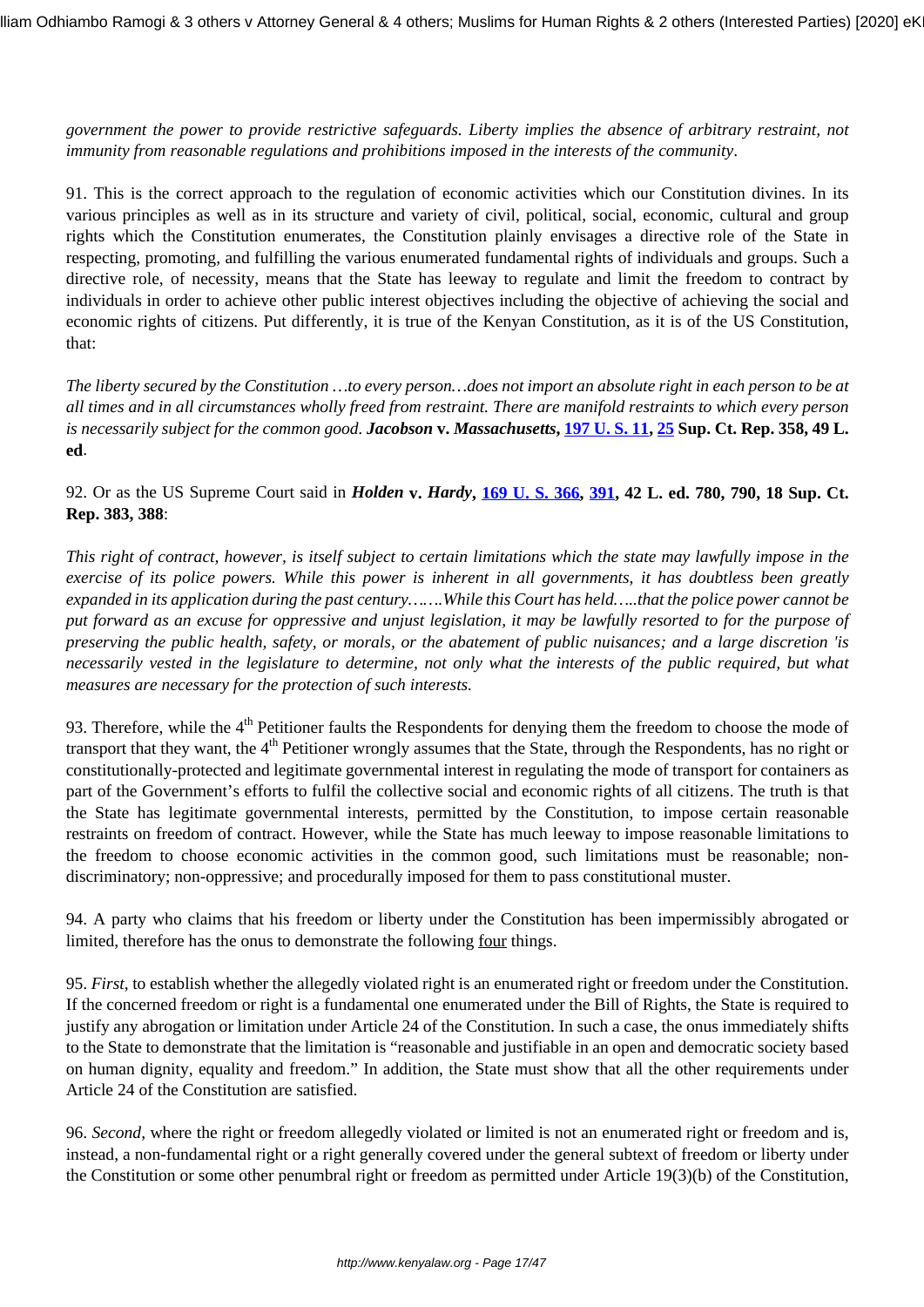*government the power to provide restrictive safeguards. Liberty implies the absence of arbitrary restraint, not immunity from reasonable regulations and prohibitions imposed in the interests of the community*.

91. This is the correct approach to the regulation of economic activities which our Constitution divines. In its various principles as well as in its structure and variety of civil, political, social, economic, cultural and group rights which the Constitution enumerates, the Constitution plainly envisages a directive role of the State in respecting, promoting, and fulfilling the various enumerated fundamental rights of individuals and groups. Such a directive role, of necessity, means that the State has leeway to regulate and limit the freedom to contract by individuals in order to achieve other public interest objectives including the objective of achieving the social and economic rights of citizens. Put differently, it is true of the Kenyan Constitution, as it is of the US Constitution, that:

*The liberty secured by the Constitution …to every person…does not import an absolute right in each person to be at all times and in all circumstances wholly freed from restraint. There are manifold restraints to which every person is necessarily subject for the common good.* ***Jacobson* v. *Massachusetts*, 197 U. S. 11, 25 Sup. Ct. Rep. 358, 49 L. ed**.

92. Or as the US Supreme Court said in ***Holden* v. *Hardy*, 169 U. S. 366, 391, 42 L. ed. 780, 790, 18 Sup. Ct. Rep. 383, 388**:

*This right of contract, however, is itself subject to certain limitations which the state may lawfully impose in the exercise of its police powers. While this power is inherent in all governments, it has doubtless been greatly expanded in its application during the past century.……While this Court has held…..that the police power cannot be put forward as an excuse for oppressive and unjust legislation, it may be lawfully resorted to for the purpose of preserving the public health, safety, or morals, or the abatement of public nuisances; and a large discretion 'is necessarily vested in the legislature to determine, not only what the interests of the public required, but what measures are necessary for the protection of such interests.*

93. Therefore, while the 4th Petitioner faults the Respondents for denying them the freedom to choose the mode of transport that they want, the 4th Petitioner wrongly assumes that the State, through the Respondents, has no right or constitutionally-protected and legitimate governmental interest in regulating the mode of transport for containers as part of the Government's efforts to fulfil the collective social and economic rights of all citizens. The truth is that the State has legitimate governmental interests, permitted by the Constitution, to impose certain reasonable restraints on freedom of contract. However, while the State has much leeway to impose reasonable limitations to the freedom to choose economic activities in the common good, such limitations must be reasonable; non-discriminatory; non-oppressive; and procedurally imposed for them to pass constitutional muster.

94. A party who claims that his freedom or liberty under the Constitution has been impermissibly abrogated or limited, therefore has the onus to demonstrate the following four things.

95. *First*, to establish whether the allegedly violated right is an enumerated right or freedom under the Constitution. If the concerned freedom or right is a fundamental one enumerated under the Bill of Rights, the State is required to justify any abrogation or limitation under Article 24 of the Constitution. In such a case, the onus immediately shifts to the State to demonstrate that the limitation is "reasonable and justifiable in an open and democratic society based on human dignity, equality and freedom." In addition, the State must show that all the other requirements under Article 24 of the Constitution are satisfied.

96. *Second*, where the right or freedom allegedly violated or limited is not an enumerated right or freedom and is, instead, a non-fundamental right or a right generally covered under the general subtext of freedom or liberty under the Constitution or some other penumbral right or freedom as permitted under Article 19(3)(b) of the Constitution,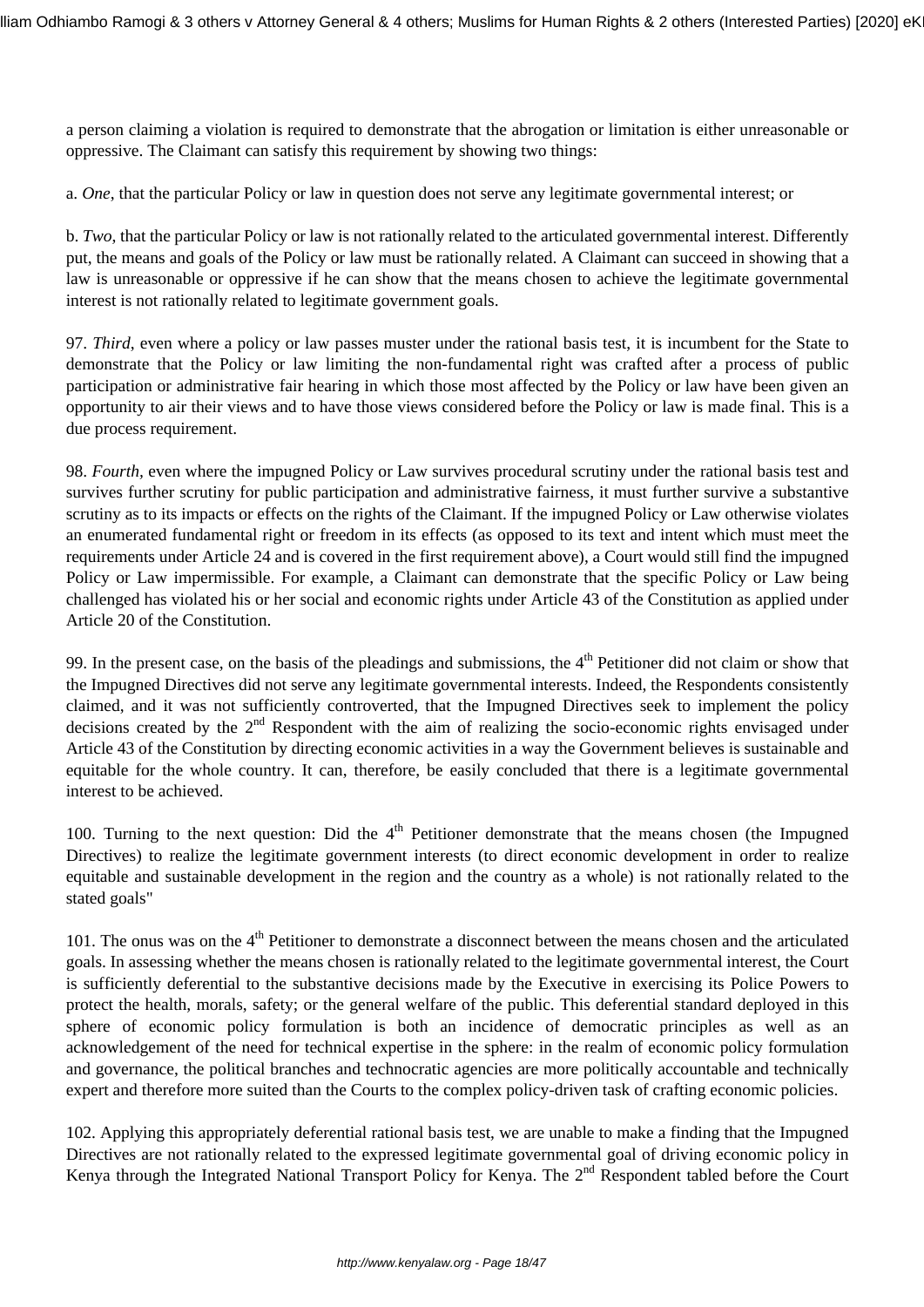a person claiming a violation is required to demonstrate that the abrogation or limitation is either unreasonable or oppressive. The Claimant can satisfy this requirement by showing two things:

a. *One*, that the particular Policy or law in question does not serve any legitimate governmental interest; or

b. *Two*, that the particular Policy or law is not rationally related to the articulated governmental interest. Differently put, the means and goals of the Policy or law must be rationally related. A Claimant can succeed in showing that a law is unreasonable or oppressive if he can show that the means chosen to achieve the legitimate governmental interest is not rationally related to legitimate government goals.

97. *Third*, even where a policy or law passes muster under the rational basis test, it is incumbent for the State to demonstrate that the Policy or law limiting the non-fundamental right was crafted after a process of public participation or administrative fair hearing in which those most affected by the Policy or law have been given an opportunity to air their views and to have those views considered before the Policy or law is made final. This is a due process requirement.

98. *Fourth*, even where the impugned Policy or Law survives procedural scrutiny under the rational basis test and survives further scrutiny for public participation and administrative fairness, it must further survive a substantive scrutiny as to its impacts or effects on the rights of the Claimant. If the impugned Policy or Law otherwise violates an enumerated fundamental right or freedom in its effects (as opposed to its text and intent which must meet the requirements under Article 24 and is covered in the first requirement above), a Court would still find the impugned Policy or Law impermissible. For example, a Claimant can demonstrate that the specific Policy or Law being challenged has violated his or her social and economic rights under Article 43 of the Constitution as applied under Article 20 of the Constitution.

99. In the present case, on the basis of the pleadings and submissions, the 4th Petitioner did not claim or show that the Impugned Directives did not serve any legitimate governmental interests. Indeed, the Respondents consistently claimed, and it was not sufficiently controverted, that the Impugned Directives seek to implement the policy decisions created by the 2nd Respondent with the aim of realizing the socio-economic rights envisaged under Article 43 of the Constitution by directing economic activities in a way the Government believes is sustainable and equitable for the whole country. It can, therefore, be easily concluded that there is a legitimate governmental interest to be achieved.

100. Turning to the next question: Did the 4th Petitioner demonstrate that the means chosen (the Impugned Directives) to realize the legitimate government interests (to direct economic development in order to realize equitable and sustainable development in the region and the country as a whole) is not rationally related to the stated goals"

101. The onus was on the 4th Petitioner to demonstrate a disconnect between the means chosen and the articulated goals. In assessing whether the means chosen is rationally related to the legitimate governmental interest, the Court is sufficiently deferential to the substantive decisions made by the Executive in exercising its Police Powers to protect the health, morals, safety; or the general welfare of the public. This deferential standard deployed in this sphere of economic policy formulation is both an incidence of democratic principles as well as an acknowledgement of the need for technical expertise in the sphere: in the realm of economic policy formulation and governance, the political branches and technocratic agencies are more politically accountable and technically expert and therefore more suited than the Courts to the complex policy-driven task of crafting economic policies.

102. Applying this appropriately deferential rational basis test, we are unable to make a finding that the Impugned Directives are not rationally related to the expressed legitimate governmental goal of driving economic policy in Kenya through the Integrated National Transport Policy for Kenya. The 2nd Respondent tabled before the Court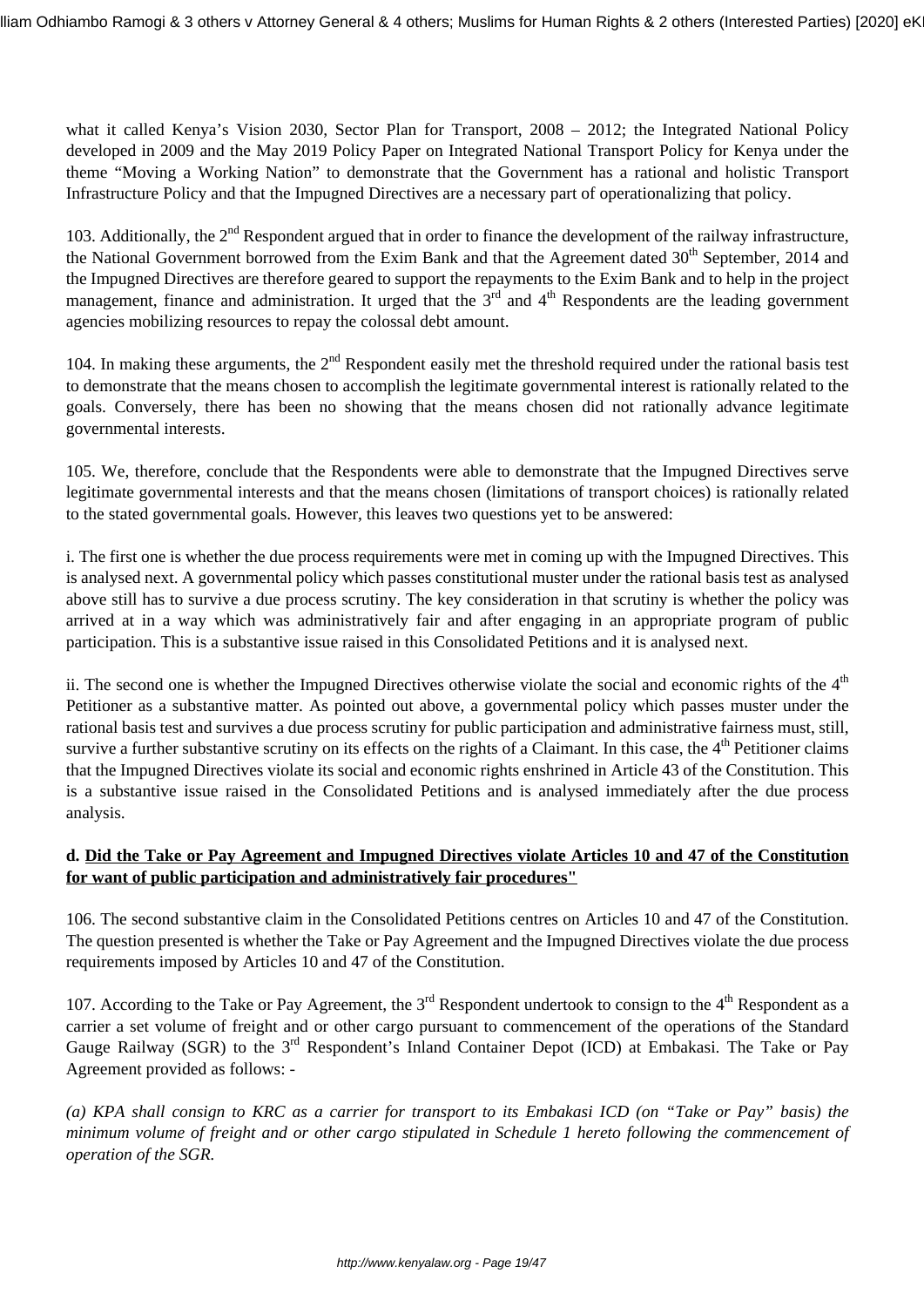what it called Kenya's Vision 2030, Sector Plan for Transport, 2008 – 2012; the Integrated National Policy developed in 2009 and the May 2019 Policy Paper on Integrated National Transport Policy for Kenya under the theme "Moving a Working Nation" to demonstrate that the Government has a rational and holistic Transport Infrastructure Policy and that the Impugned Directives are a necessary part of operationalizing that policy.

103. Additionally, the 2nd Respondent argued that in order to finance the development of the railway infrastructure, the National Government borrowed from the Exim Bank and that the Agreement dated 30th September, 2014 and the Impugned Directives are therefore geared to support the repayments to the Exim Bank and to help in the project management, finance and administration. It urged that the 3rd and 4th Respondents are the leading government agencies mobilizing resources to repay the colossal debt amount.

104. In making these arguments, the 2nd Respondent easily met the threshold required under the rational basis test to demonstrate that the means chosen to accomplish the legitimate governmental interest is rationally related to the goals. Conversely, there has been no showing that the means chosen did not rationally advance legitimate governmental interests.

105. We, therefore, conclude that the Respondents were able to demonstrate that the Impugned Directives serve legitimate governmental interests and that the means chosen (limitations of transport choices) is rationally related to the stated governmental goals. However, this leaves two questions yet to be answered:

i. The first one is whether the due process requirements were met in coming up with the Impugned Directives. This is analysed next. A governmental policy which passes constitutional muster under the rational basis test as analysed above still has to survive a due process scrutiny. The key consideration in that scrutiny is whether the policy was arrived at in a way which was administratively fair and after engaging in an appropriate program of public participation. This is a substantive issue raised in this Consolidated Petitions and it is analysed next.

ii. The second one is whether the Impugned Directives otherwise violate the social and economic rights of the 4th Petitioner as a substantive matter. As pointed out above, a governmental policy which passes muster under the rational basis test and survives a due process scrutiny for public participation and administrative fairness must, still, survive a further substantive scrutiny on its effects on the rights of a Claimant. In this case, the 4th Petitioner claims that the Impugned Directives violate its social and economic rights enshrined in Article 43 of the Constitution. This is a substantive issue raised in the Consolidated Petitions and is analysed immediately after the due process analysis.

**d. <u>Did the Take or Pay Agreement and Impugned Directives violate Articles 10 and 47 of the Constitution for want of public participation and administratively fair procedures"</u>**

106. The second substantive claim in the Consolidated Petitions centres on Articles 10 and 47 of the Constitution. The question presented is whether the Take or Pay Agreement and the Impugned Directives violate the due process requirements imposed by Articles 10 and 47 of the Constitution.

107. According to the Take or Pay Agreement, the 3rd Respondent undertook to consign to the 4th Respondent as a carrier a set volume of freight and or other cargo pursuant to commencement of the operations of the Standard Gauge Railway (SGR) to the 3rd Respondent's Inland Container Depot (ICD) at Embakasi. The Take or Pay Agreement provided as follows: -

*(a) KPA shall consign to KRC as a carrier for transport to its Embakasi ICD (on "Take or Pay" basis) the minimum volume of freight and or other cargo stipulated in Schedule 1 hereto following the commencement of operation of the SGR.*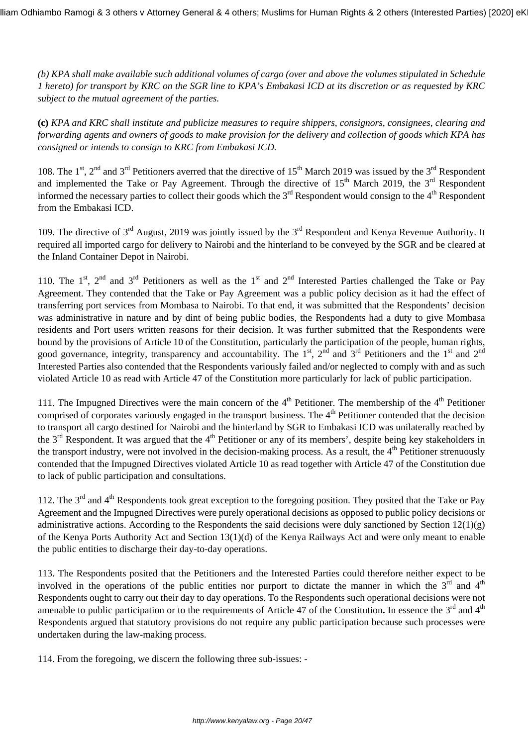*(b) KPA shall make available such additional volumes of cargo (over and above the volumes stipulated in Schedule 1 hereto) for transport by KRC on the SGR line to KPA's Embakasi ICD at its discretion or as requested by KRC subject to the mutual agreement of the parties.*

**(c)** *KPA and KRC shall institute and publicize measures to require shippers, consignors, consignees, clearing and forwarding agents and owners of goods to make provision for the delivery and collection of goods which KPA has consigned or intends to consign to KRC from Embakasi ICD.*

108. The 1st, 2nd and 3rd Petitioners averred that the directive of 15th March 2019 was issued by the 3rd Respondent and implemented the Take or Pay Agreement. Through the directive of 15th March 2019, the 3rd Respondent informed the necessary parties to collect their goods which the 3rd Respondent would consign to the 4th Respondent from the Embakasi ICD.

109. The directive of 3rd August, 2019 was jointly issued by the 3rd Respondent and Kenya Revenue Authority. It required all imported cargo for delivery to Nairobi and the hinterland to be conveyed by the SGR and be cleared at the Inland Container Depot in Nairobi.

110. The 1st, 2nd and 3rd Petitioners as well as the 1st and 2nd Interested Parties challenged the Take or Pay Agreement. They contended that the Take or Pay Agreement was a public policy decision as it had the effect of transferring port services from Mombasa to Nairobi. To that end, it was submitted that the Respondents' decision was administrative in nature and by dint of being public bodies, the Respondents had a duty to give Mombasa residents and Port users written reasons for their decision. It was further submitted that the Respondents were bound by the provisions of Article 10 of the Constitution, particularly the participation of the people, human rights, good governance, integrity, transparency and accountability. The 1st, 2nd and 3rd Petitioners and the 1st and 2nd Interested Parties also contended that the Respondents variously failed and/or neglected to comply with and as such violated Article 10 as read with Article 47 of the Constitution more particularly for lack of public participation.

111. The Impugned Directives were the main concern of the 4th Petitioner. The membership of the 4th Petitioner comprised of corporates variously engaged in the transport business. The 4th Petitioner contended that the decision to transport all cargo destined for Nairobi and the hinterland by SGR to Embakasi ICD was unilaterally reached by the 3rd Respondent. It was argued that the 4th Petitioner or any of its members', despite being key stakeholders in the transport industry, were not involved in the decision-making process. As a result, the 4th Petitioner strenuously contended that the Impugned Directives violated Article 10 as read together with Article 47 of the Constitution due to lack of public participation and consultations.

112. The 3rd and 4th Respondents took great exception to the foregoing position. They posited that the Take or Pay Agreement and the Impugned Directives were purely operational decisions as opposed to public policy decisions or administrative actions. According to the Respondents the said decisions were duly sanctioned by Section 12(1)(g) of the Kenya Ports Authority Act and Section 13(1)(d) of the Kenya Railways Act and were only meant to enable the public entities to discharge their day-to-day operations.

113. The Respondents posited that the Petitioners and the Interested Parties could therefore neither expect to be involved in the operations of the public entities nor purport to dictate the manner in which the 3rd and 4th Respondents ought to carry out their day to day operations. To the Respondents such operational decisions were not amenable to public participation or to the requirements of Article 47 of the Constitution**.** In essence the 3rd and 4th Respondents argued that statutory provisions do not require any public participation because such processes were undertaken during the law-making process.

114. From the foregoing, we discern the following three sub-issues: -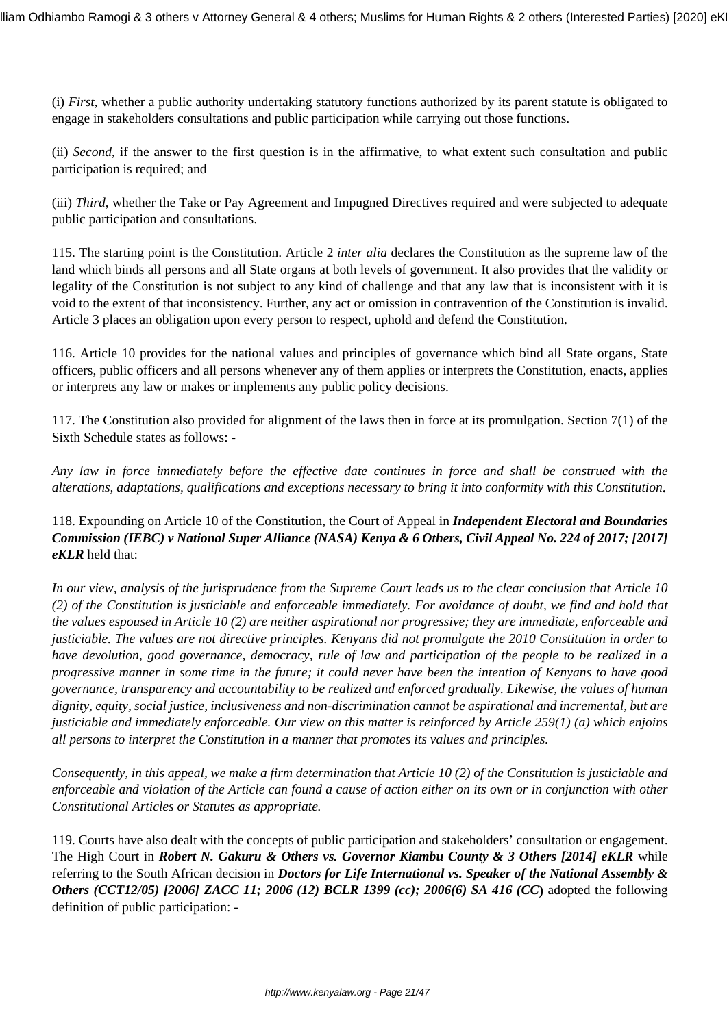(i) *First*, whether a public authority undertaking statutory functions authorized by its parent statute is obligated to engage in stakeholders consultations and public participation while carrying out those functions.

(ii) *Second*, if the answer to the first question is in the affirmative, to what extent such consultation and public participation is required; and

(iii) *Third*, whether the Take or Pay Agreement and Impugned Directives required and were subjected to adequate public participation and consultations.

115. The starting point is the Constitution. Article 2 *inter alia* declares the Constitution as the supreme law of the land which binds all persons and all State organs at both levels of government. It also provides that the validity or legality of the Constitution is not subject to any kind of challenge and that any law that is inconsistent with it is void to the extent of that inconsistency. Further, any act or omission in contravention of the Constitution is invalid. Article 3 places an obligation upon every person to respect, uphold and defend the Constitution.

116. Article 10 provides for the national values and principles of governance which bind all State organs, State officers, public officers and all persons whenever any of them applies or interprets the Constitution, enacts, applies or interprets any law or makes or implements any public policy decisions.

117. The Constitution also provided for alignment of the laws then in force at its promulgation. Section 7(1) of the Sixth Schedule states as follows: -

*Any law in force immediately before the effective date continues in force and shall be construed with the alterations, adaptations, qualifications and exceptions necessary to bring it into conformity with this Constitution.*

118. Expounding on Article 10 of the Constitution, the Court of Appeal in ***Independent Electoral and Boundaries Commission (IEBC) v National Super Alliance (NASA) Kenya & 6 Others, Civil Appeal No. 224 of 2017; [2017] eKLR*** held that:

*In our view, analysis of the jurisprudence from the Supreme Court leads us to the clear conclusion that Article 10 (2) of the Constitution is justiciable and enforceable immediately. For avoidance of doubt, we find and hold that the values espoused in Article 10 (2) are neither aspirational nor progressive; they are immediate, enforceable and justiciable. The values are not directive principles. Kenyans did not promulgate the 2010 Constitution in order to have devolution, good governance, democracy, rule of law and participation of the people to be realized in a progressive manner in some time in the future; it could never have been the intention of Kenyans to have good governance, transparency and accountability to be realized and enforced gradually. Likewise, the values of human dignity, equity, social justice, inclusiveness and non-discrimination cannot be aspirational and incremental, but are justiciable and immediately enforceable. Our view on this matter is reinforced by Article 259(1) (a) which enjoins all persons to interpret the Constitution in a manner that promotes its values and principles.*

*Consequently, in this appeal, we make a firm determination that Article 10 (2) of the Constitution is justiciable and enforceable and violation of the Article can found a cause of action either on its own or in conjunction with other Constitutional Articles or Statutes as appropriate.*

119. Courts have also dealt with the concepts of public participation and stakeholders' consultation or engagement. The High Court in ***Robert N. Gakuru & Others vs. Governor Kiambu County & 3 Others [2014] eKLR*** while referring to the South African decision in ***Doctors for Life International vs. Speaker of the National Assembly & Others (CCT12/05) [2006] ZACC 11; 2006 (12) BCLR 1399 (cc); 2006(6) SA 416 (CC)*** adopted the following definition of public participation: -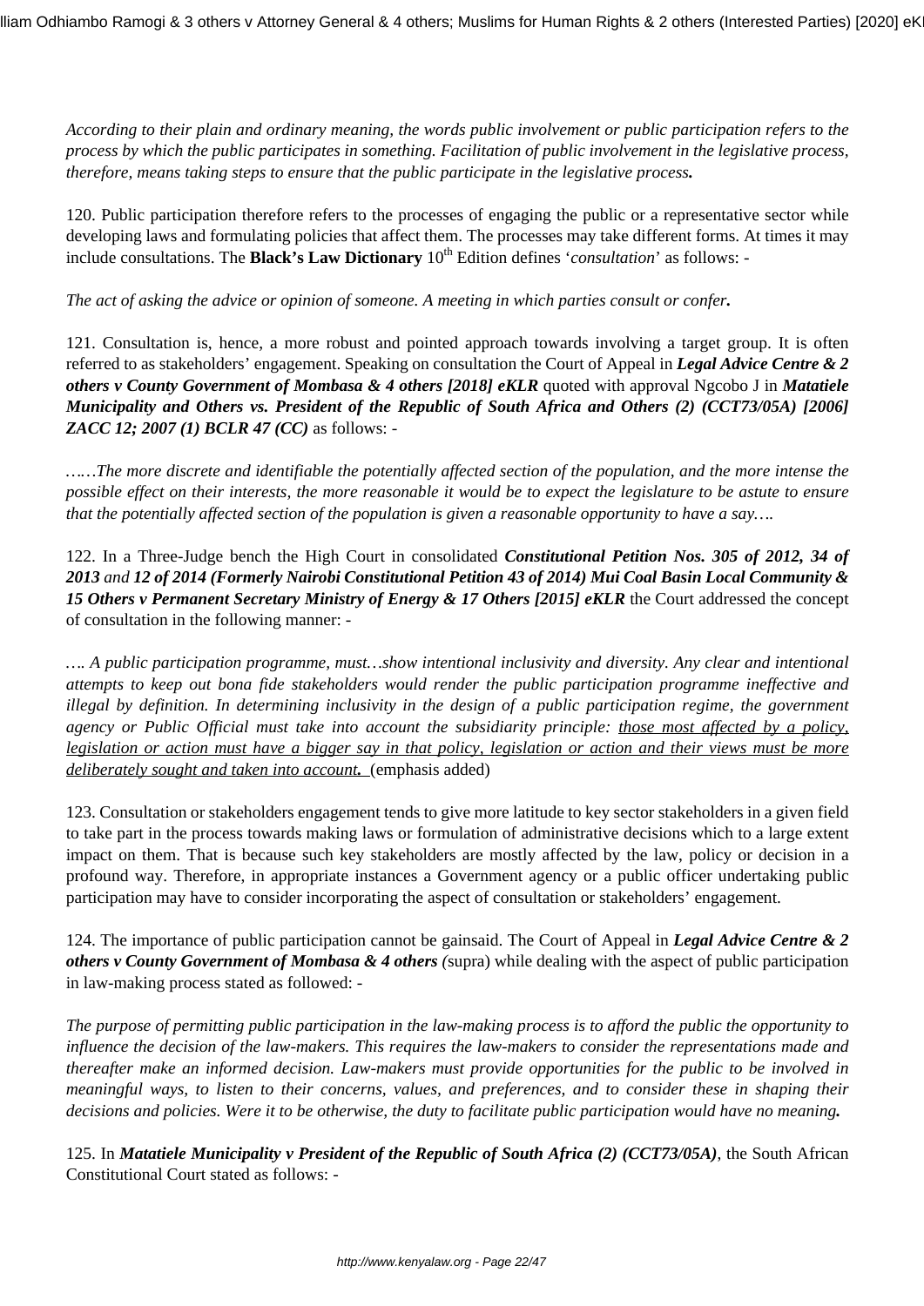*According to their plain and ordinary meaning, the words public involvement or public participation refers to the process by which the public participates in something. Facilitation of public involvement in the legislative process, therefore, means taking steps to ensure that the public participate in the legislative process.*

120. Public participation therefore refers to the processes of engaging the public or a representative sector while developing laws and formulating policies that affect them. The processes may take different forms. At times it may include consultations. The **Black's Law Dictionary** 10th Edition defines '*consultation*' as follows: -

*The act of asking the advice or opinion of someone. A meeting in which parties consult or confer.*

121. Consultation is, hence, a more robust and pointed approach towards involving a target group. It is often referred to as stakeholders' engagement. Speaking on consultation the Court of Appeal in ***Legal Advice Centre & 2 others v County Government of Mombasa & 4 others [2018] eKLR*** quoted with approval Ngcobo J in ***Matatiele Municipality and Others vs. President of the Republic of South Africa and Others (2) (CCT73/05A) [2006] ZACC 12; 2007 (1) BCLR 47 (CC)*** as follows: -

*……The more discrete and identifiable the potentially affected section of the population, and the more intense the possible effect on their interests, the more reasonable it would be to expect the legislature to be astute to ensure that the potentially affected section of the population is given a reasonable opportunity to have a say….*

122. In a Three-Judge bench the High Court in consolidated ***Constitutional Petition Nos. 305 of 2012, 34 of 2013*** *and* ***12 of 2014 (Formerly Nairobi Constitutional Petition 43 of 2014) Mui Coal Basin Local Community & 15 Others v Permanent Secretary Ministry of Energy & 17 Others [2015] eKLR*** the Court addressed the concept of consultation in the following manner: -

*…. A public participation programme, must…show intentional inclusivity and diversity. Any clear and intentional attempts to keep out bona fide stakeholders would render the public participation programme ineffective and illegal by definition. In determining inclusivity in the design of a public participation regime, the government agency or Public Official must take into account the subsidiarity principle: <u>those most affected by a policy, legislation or action must have a bigger say in that policy, legislation or action and their views must be more deliberately sought and taken into account.</u>* (emphasis added)

123. Consultation or stakeholders engagement tends to give more latitude to key sector stakeholders in a given field to take part in the process towards making laws or formulation of administrative decisions which to a large extent impact on them. That is because such key stakeholders are mostly affected by the law, policy or decision in a profound way. Therefore, in appropriate instances a Government agency or a public officer undertaking public participation may have to consider incorporating the aspect of consultation or stakeholders' engagement.

124. The importance of public participation cannot be gainsaid. The Court of Appeal in ***Legal Advice Centre & 2 others v County Government of Mombasa & 4 others*** *(*supra) while dealing with the aspect of public participation in law-making process stated as followed: -

*The purpose of permitting public participation in the law-making process is to afford the public the opportunity to influence the decision of the law-makers. This requires the law-makers to consider the representations made and thereafter make an informed decision. Law-makers must provide opportunities for the public to be involved in meaningful ways, to listen to their concerns, values, and preferences, and to consider these in shaping their decisions and policies. Were it to be otherwise, the duty to facilitate public participation would have no meaning.*

125. In ***Matatiele Municipality v President of the Republic of South Africa (2) (CCT73/05A)***, the South African Constitutional Court stated as follows: -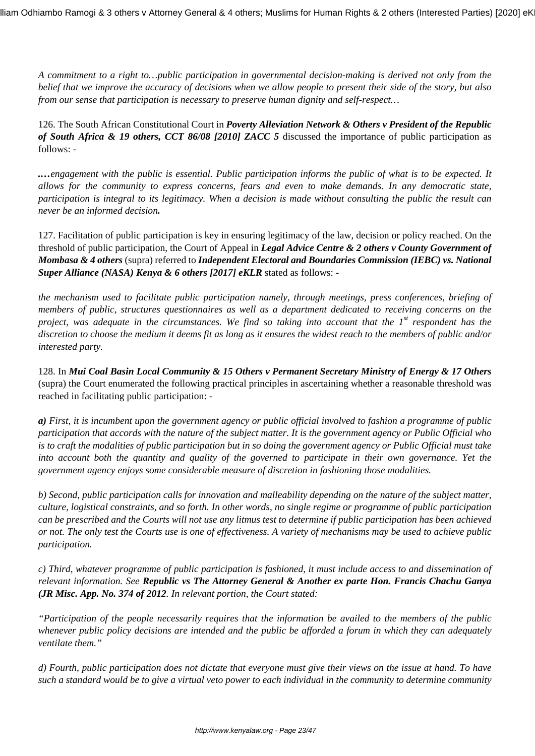*A commitment to a right to…public participation in governmental decision-making is derived not only from the belief that we improve the accuracy of decisions when we allow people to present their side of the story, but also from our sense that participation is necessary to preserve human dignity and self-respect…*

126. The South African Constitutional Court in ***Poverty Alleviation Network & Others v President of the Republic of South Africa & 19 others, CCT 86/08 [2010] ZACC 5*** discussed the importance of public participation as follows: -

***….****engagement with the public is essential. Public participation informs the public of what is to be expected. It allows for the community to express concerns, fears and even to make demands. In any democratic state, participation is integral to its legitimacy. When a decision is made without consulting the public the result can never be an informed decision****.***

127. Facilitation of public participation is key in ensuring legitimacy of the law, decision or policy reached. On the threshold of public participation, the Court of Appeal in ***Legal Advice Centre & 2 others v County Government of Mombasa & 4 others*** (supra) referred to ***Independent Electoral and Boundaries Commission (IEBC) vs. National Super Alliance (NASA) Kenya & 6 others [2017] eKLR*** stated as follows: -

*the mechanism used to facilitate public participation namely, through meetings, press conferences, briefing of members of public, structures questionnaires as well as a department dedicated to receiving concerns on the project, was adequate in the circumstances. We find so taking into account that the 1st respondent has the discretion to choose the medium it deems fit as long as it ensures the widest reach to the members of public and/or interested party.*

128. In ***Mui Coal Basin Local Community & 15 Others v Permanent Secretary Ministry of Energy & 17 Others*** (supra) the Court enumerated the following practical principles in ascertaining whether a reasonable threshold was reached in facilitating public participation: -

***a)*** *First, it is incumbent upon the government agency or public official involved to fashion a programme of public participation that accords with the nature of the subject matter. It is the government agency or Public Official who is to craft the modalities of public participation but in so doing the government agency or Public Official must take into account both the quantity and quality of the governed to participate in their own governance. Yet the government agency enjoys some considerable measure of discretion in fashioning those modalities.*

*b) Second, public participation calls for innovation and malleability depending on the nature of the subject matter, culture, logistical constraints, and so forth. In other words, no single regime or programme of public participation can be prescribed and the Courts will not use any litmus test to determine if public participation has been achieved or not. The only test the Courts use is one of effectiveness. A variety of mechanisms may be used to achieve public participation.*

*c) Third, whatever programme of public participation is fashioned, it must include access to and dissemination of relevant information. See* ***Republic vs The Attorney General & Another ex parte Hon. Francis Chachu Ganya (JR Misc. App. No. 374 of 2012****. In relevant portion, the Court stated:*

*"Participation of the people necessarily requires that the information be availed to the members of the public whenever public policy decisions are intended and the public be afforded a forum in which they can adequately ventilate them."*

*d) Fourth, public participation does not dictate that everyone must give their views on the issue at hand. To have such a standard would be to give a virtual veto power to each individual in the community to determine community*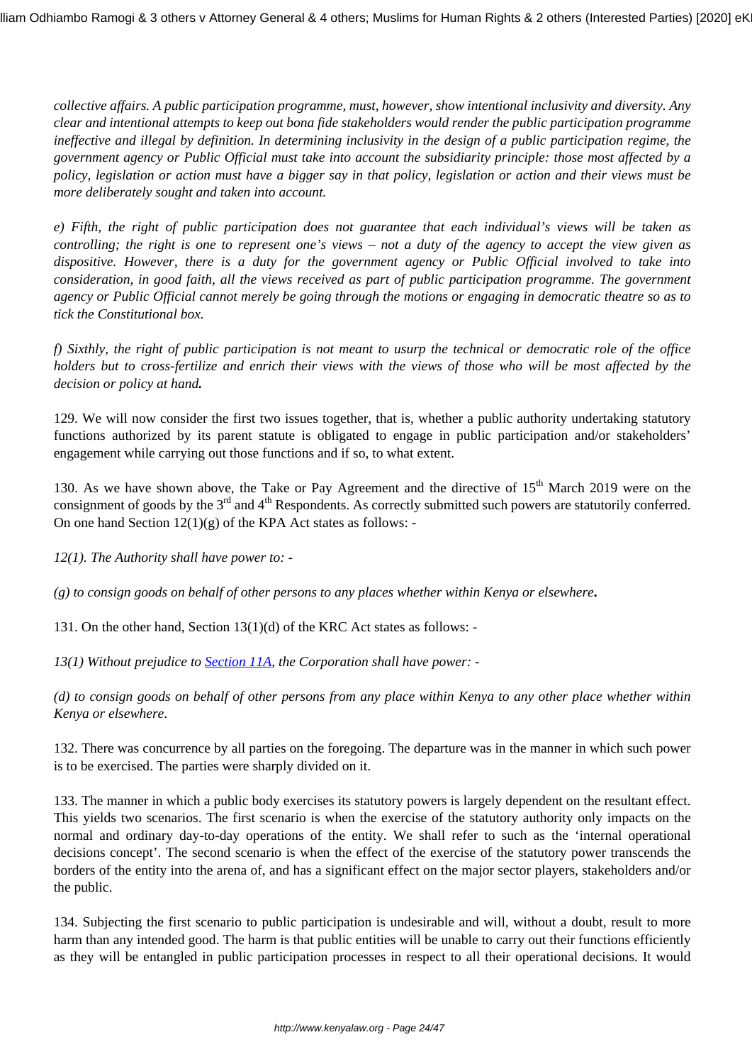*collective affairs. A public participation programme, must, however, show intentional inclusivity and diversity. Any clear and intentional attempts to keep out bona fide stakeholders would render the public participation programme ineffective and illegal by definition. In determining inclusivity in the design of a public participation regime, the government agency or Public Official must take into account the subsidiarity principle: those most affected by a policy, legislation or action must have a bigger say in that policy, legislation or action and their views must be more deliberately sought and taken into account.*

*e) Fifth, the right of public participation does not guarantee that each individual's views will be taken as controlling; the right is one to represent one's views – not a duty of the agency to accept the view given as dispositive. However, there is a duty for the government agency or Public Official involved to take into consideration, in good faith, all the views received as part of public participation programme. The government agency or Public Official cannot merely be going through the motions or engaging in democratic theatre so as to tick the Constitutional box.*

*f) Sixthly, the right of public participation is not meant to usurp the technical or democratic role of the office holders but to cross-fertilize and enrich their views with the views of those who will be most affected by the decision or policy at hand.*

129. We will now consider the first two issues together, that is, whether a public authority undertaking statutory functions authorized by its parent statute is obligated to engage in public participation and/or stakeholders' engagement while carrying out those functions and if so, to what extent.

130. As we have shown above, the Take or Pay Agreement and the directive of 15th March 2019 were on the consignment of goods by the 3rd and 4th Respondents. As correctly submitted such powers are statutorily conferred. On one hand Section 12(1)(g) of the KPA Act states as follows: -

*12(1). The Authority shall have power to: -*

*(g) to consign goods on behalf of other persons to any places whether within Kenya or elsewhere.*

131. On the other hand, Section 13(1)(d) of the KRC Act states as follows: -

*13(1) Without prejudice to Section 11A, the Corporation shall have power: -*

*(d) to consign goods on behalf of other persons from any place within Kenya to any other place whether within Kenya or elsewhere.*

132. There was concurrence by all parties on the foregoing. The departure was in the manner in which such power is to be exercised. The parties were sharply divided on it.

133. The manner in which a public body exercises its statutory powers is largely dependent on the resultant effect. This yields two scenarios. The first scenario is when the exercise of the statutory authority only impacts on the normal and ordinary day-to-day operations of the entity. We shall refer to such as the 'internal operational decisions concept'. The second scenario is when the effect of the exercise of the statutory power transcends the borders of the entity into the arena of, and has a significant effect on the major sector players, stakeholders and/or the public.

134. Subjecting the first scenario to public participation is undesirable and will, without a doubt, result to more harm than any intended good. The harm is that public entities will be unable to carry out their functions efficiently as they will be entangled in public participation processes in respect to all their operational decisions. It would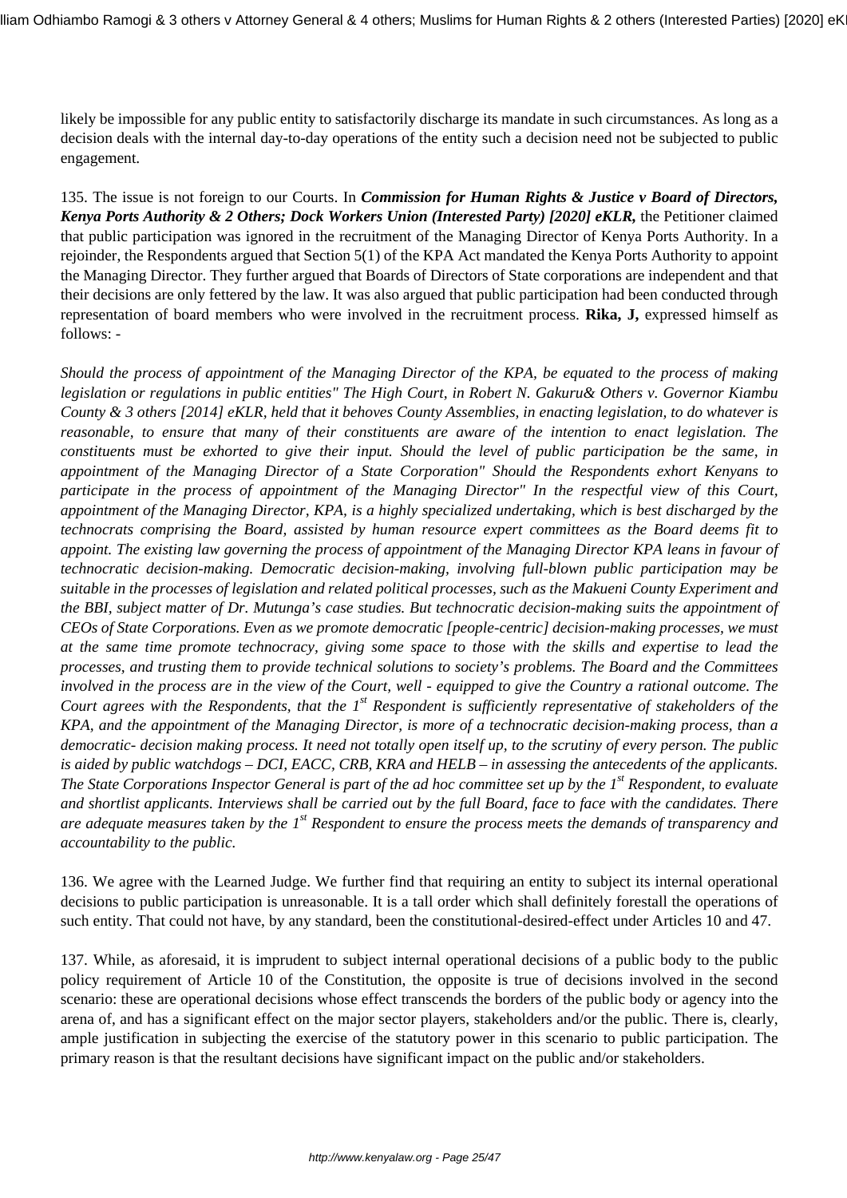likely be impossible for any public entity to satisfactorily discharge its mandate in such circumstances. As long as a decision deals with the internal day-to-day operations of the entity such a decision need not be subjected to public engagement.

135. The issue is not foreign to our Courts. In ***Commission for Human Rights & Justice v Board of Directors, Kenya Ports Authority & 2 Others; Dock Workers Union (Interested Party) [2020] eKLR,*** the Petitioner claimed that public participation was ignored in the recruitment of the Managing Director of Kenya Ports Authority. In a rejoinder, the Respondents argued that Section 5(1) of the KPA Act mandated the Kenya Ports Authority to appoint the Managing Director. They further argued that Boards of Directors of State corporations are independent and that their decisions are only fettered by the law. It was also argued that public participation had been conducted through representation of board members who were involved in the recruitment process. **Rika, J,** expressed himself as follows: -

*Should the process of appointment of the Managing Director of the KPA, be equated to the process of making legislation or regulations in public entities" The High Court, in Robert N. Gakuru& Others v. Governor Kiambu County & 3 others [2014] eKLR, held that it behoves County Assemblies, in enacting legislation, to do whatever is reasonable, to ensure that many of their constituents are aware of the intention to enact legislation. The constituents must be exhorted to give their input. Should the level of public participation be the same, in appointment of the Managing Director of a State Corporation" Should the Respondents exhort Kenyans to participate in the process of appointment of the Managing Director" In the respectful view of this Court, appointment of the Managing Director, KPA, is a highly specialized undertaking, which is best discharged by the technocrats comprising the Board, assisted by human resource expert committees as the Board deems fit to appoint. The existing law governing the process of appointment of the Managing Director KPA leans in favour of technocratic decision-making. Democratic decision-making, involving full-blown public participation may be suitable in the processes of legislation and related political processes, such as the Makueni County Experiment and the BBI, subject matter of Dr. Mutunga's case studies. But technocratic decision-making suits the appointment of CEOs of State Corporations. Even as we promote democratic [people-centric] decision-making processes, we must at the same time promote technocracy, giving some space to those with the skills and expertise to lead the processes, and trusting them to provide technical solutions to society's problems. The Board and the Committees involved in the process are in the view of the Court, well - equipped to give the Country a rational outcome. The Court agrees with the Respondents, that the 1st Respondent is sufficiently representative of stakeholders of the KPA, and the appointment of the Managing Director, is more of a technocratic decision-making process, than a democratic- decision making process. It need not totally open itself up, to the scrutiny of every person. The public is aided by public watchdogs – DCI, EACC, CRB, KRA and HELB – in assessing the antecedents of the applicants. The State Corporations Inspector General is part of the ad hoc committee set up by the 1st Respondent, to evaluate and shortlist applicants. Interviews shall be carried out by the full Board, face to face with the candidates. There are adequate measures taken by the 1st Respondent to ensure the process meets the demands of transparency and accountability to the public.*

136. We agree with the Learned Judge. We further find that requiring an entity to subject its internal operational decisions to public participation is unreasonable. It is a tall order which shall definitely forestall the operations of such entity. That could not have, by any standard, been the constitutional-desired-effect under Articles 10 and 47.

137. While, as aforesaid, it is imprudent to subject internal operational decisions of a public body to the public policy requirement of Article 10 of the Constitution, the opposite is true of decisions involved in the second scenario: these are operational decisions whose effect transcends the borders of the public body or agency into the arena of, and has a significant effect on the major sector players, stakeholders and/or the public. There is, clearly, ample justification in subjecting the exercise of the statutory power in this scenario to public participation. The primary reason is that the resultant decisions have significant impact on the public and/or stakeholders.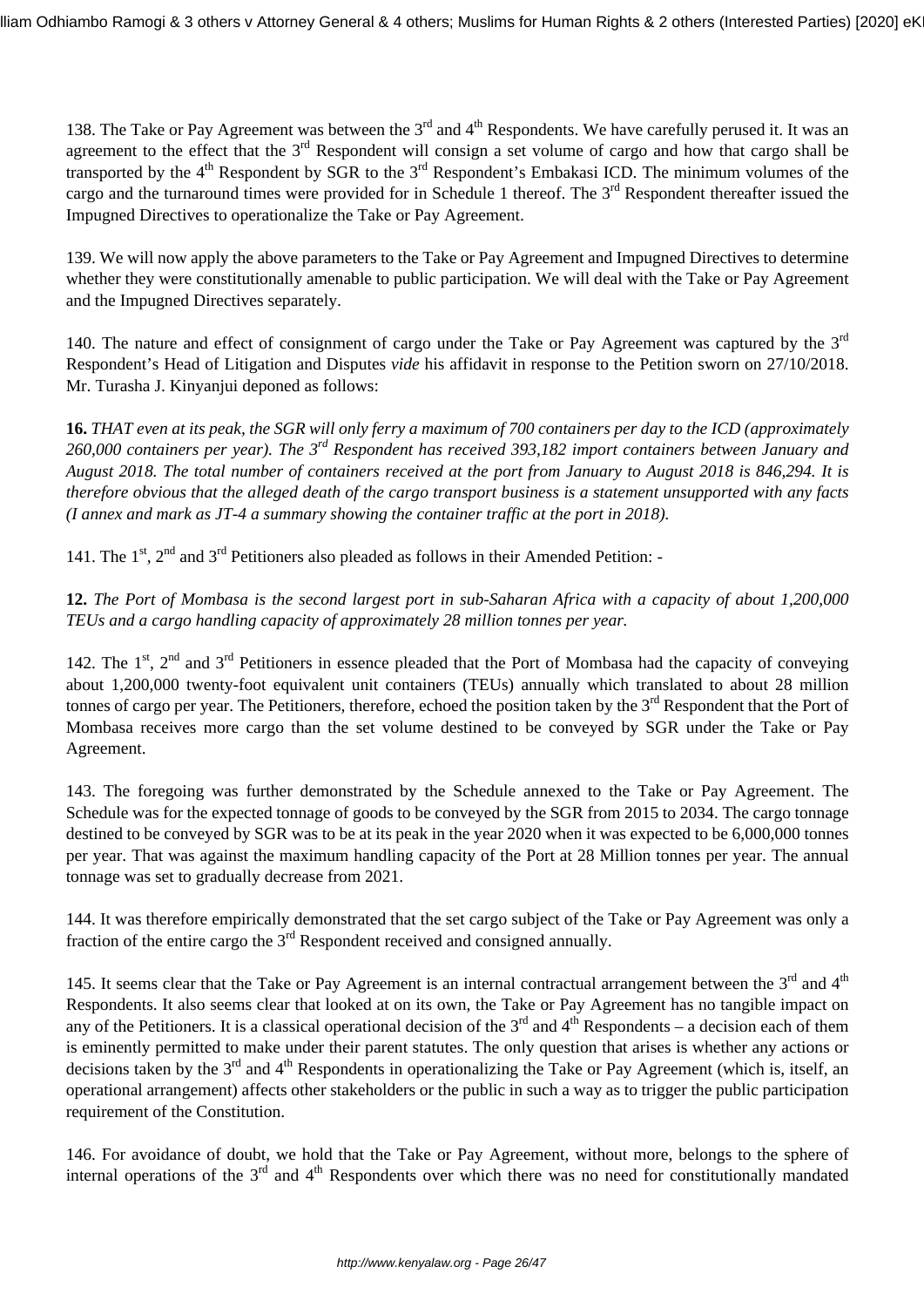138. The Take or Pay Agreement was between the 3rd and 4th Respondents. We have carefully perused it. It was an agreement to the effect that the 3rd Respondent will consign a set volume of cargo and how that cargo shall be transported by the 4th Respondent by SGR to the 3rd Respondent's Embakasi ICD. The minimum volumes of the cargo and the turnaround times were provided for in Schedule 1 thereof. The 3rd Respondent thereafter issued the Impugned Directives to operationalize the Take or Pay Agreement.

139. We will now apply the above parameters to the Take or Pay Agreement and Impugned Directives to determine whether they were constitutionally amenable to public participation. We will deal with the Take or Pay Agreement and the Impugned Directives separately.

140. The nature and effect of consignment of cargo under the Take or Pay Agreement was captured by the 3rd Respondent's Head of Litigation and Disputes *vide* his affidavit in response to the Petition sworn on 27/10/2018. Mr. Turasha J. Kinyanjui deponed as follows:

**16.** *THAT even at its peak, the SGR will only ferry a maximum of 700 containers per day to the ICD (approximately 260,000 containers per year). The 3rd Respondent has received 393,182 import containers between January and August 2018. The total number of containers received at the port from January to August 2018 is 846,294. It is therefore obvious that the alleged death of the cargo transport business is a statement unsupported with any facts (I annex and mark as JT-4 a summary showing the container traffic at the port in 2018).*

141. The 1st, 2nd and 3rd Petitioners also pleaded as follows in their Amended Petition: -

**12.** *The Port of Mombasa is the second largest port in sub-Saharan Africa with a capacity of about 1,200,000 TEUs and a cargo handling capacity of approximately 28 million tonnes per year.*

142. The 1st, 2nd and 3rd Petitioners in essence pleaded that the Port of Mombasa had the capacity of conveying about 1,200,000 twenty-foot equivalent unit containers (TEUs) annually which translated to about 28 million tonnes of cargo per year. The Petitioners, therefore, echoed the position taken by the 3rd Respondent that the Port of Mombasa receives more cargo than the set volume destined to be conveyed by SGR under the Take or Pay Agreement.

143. The foregoing was further demonstrated by the Schedule annexed to the Take or Pay Agreement. The Schedule was for the expected tonnage of goods to be conveyed by the SGR from 2015 to 2034. The cargo tonnage destined to be conveyed by SGR was to be at its peak in the year 2020 when it was expected to be 6,000,000 tonnes per year. That was against the maximum handling capacity of the Port at 28 Million tonnes per year. The annual tonnage was set to gradually decrease from 2021.

144. It was therefore empirically demonstrated that the set cargo subject of the Take or Pay Agreement was only a fraction of the entire cargo the 3rd Respondent received and consigned annually.

145. It seems clear that the Take or Pay Agreement is an internal contractual arrangement between the 3rd and 4th Respondents. It also seems clear that looked at on its own, the Take or Pay Agreement has no tangible impact on any of the Petitioners. It is a classical operational decision of the 3rd and 4th Respondents – a decision each of them is eminently permitted to make under their parent statutes. The only question that arises is whether any actions or decisions taken by the 3rd and 4th Respondents in operationalizing the Take or Pay Agreement (which is, itself, an operational arrangement) affects other stakeholders or the public in such a way as to trigger the public participation requirement of the Constitution.

146. For avoidance of doubt, we hold that the Take or Pay Agreement, without more, belongs to the sphere of internal operations of the 3rd and 4th Respondents over which there was no need for constitutionally mandated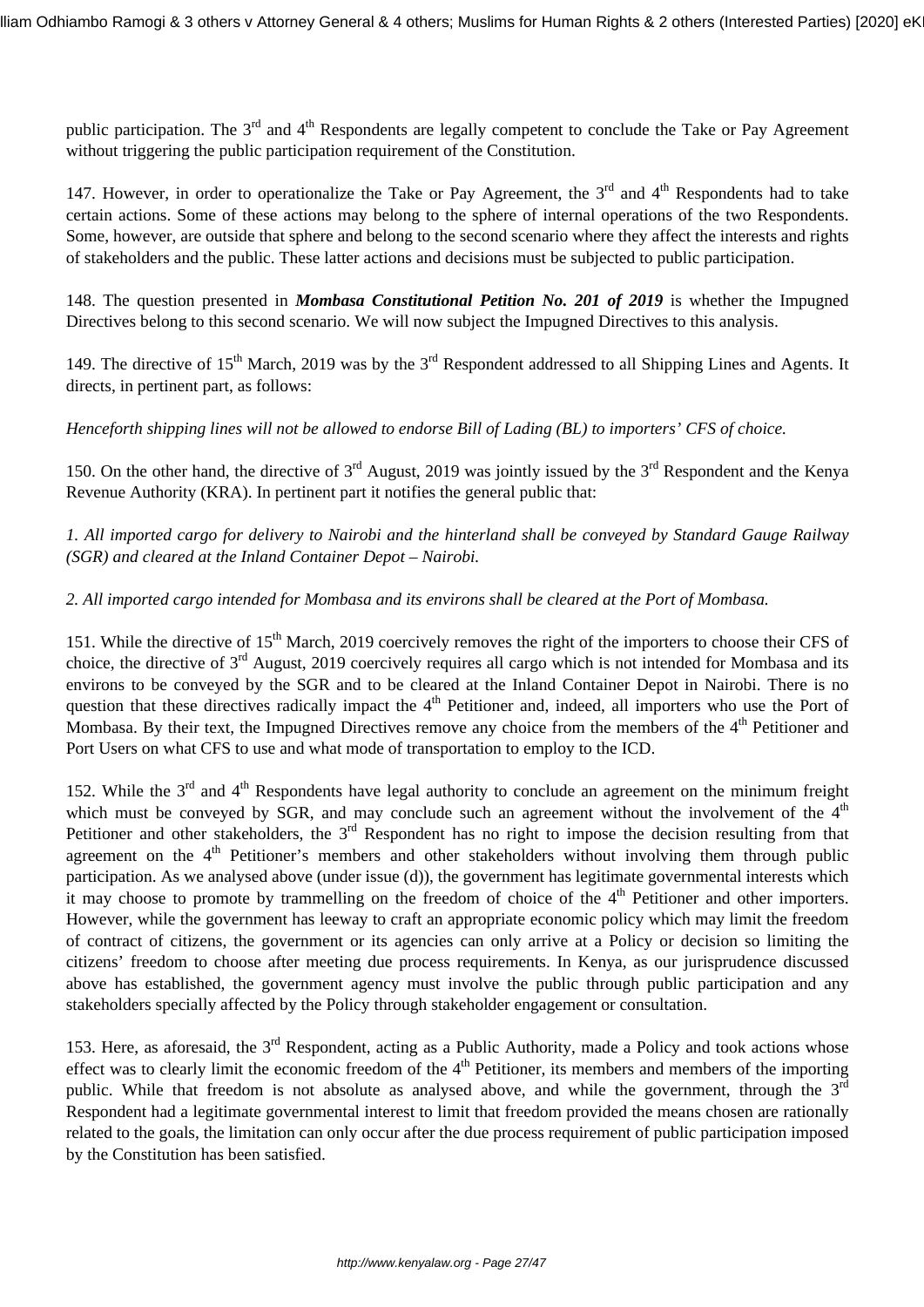public participation. The 3rd and 4th Respondents are legally competent to conclude the Take or Pay Agreement without triggering the public participation requirement of the Constitution.

147. However, in order to operationalize the Take or Pay Agreement, the 3rd and 4th Respondents had to take certain actions. Some of these actions may belong to the sphere of internal operations of the two Respondents. Some, however, are outside that sphere and belong to the second scenario where they affect the interests and rights of stakeholders and the public. These latter actions and decisions must be subjected to public participation.

148. The question presented in ***Mombasa Constitutional Petition No. 201 of 2019*** is whether the Impugned Directives belong to this second scenario. We will now subject the Impugned Directives to this analysis.

149. The directive of 15th March, 2019 was by the 3rd Respondent addressed to all Shipping Lines and Agents. It directs, in pertinent part, as follows:

*Henceforth shipping lines will not be allowed to endorse Bill of Lading (BL) to importers' CFS of choice.*

150. On the other hand, the directive of 3rd August, 2019 was jointly issued by the 3rd Respondent and the Kenya Revenue Authority (KRA). In pertinent part it notifies the general public that:

*1. All imported cargo for delivery to Nairobi and the hinterland shall be conveyed by Standard Gauge Railway (SGR) and cleared at the Inland Container Depot – Nairobi.*

*2. All imported cargo intended for Mombasa and its environs shall be cleared at the Port of Mombasa.*

151. While the directive of 15th March, 2019 coercively removes the right of the importers to choose their CFS of choice, the directive of 3rd August, 2019 coercively requires all cargo which is not intended for Mombasa and its environs to be conveyed by the SGR and to be cleared at the Inland Container Depot in Nairobi. There is no question that these directives radically impact the 4th Petitioner and, indeed, all importers who use the Port of Mombasa. By their text, the Impugned Directives remove any choice from the members of the 4th Petitioner and Port Users on what CFS to use and what mode of transportation to employ to the ICD.

152. While the 3rd and 4th Respondents have legal authority to conclude an agreement on the minimum freight which must be conveyed by SGR, and may conclude such an agreement without the involvement of the 4th Petitioner and other stakeholders, the 3rd Respondent has no right to impose the decision resulting from that agreement on the 4th Petitioner's members and other stakeholders without involving them through public participation. As we analysed above (under issue (d)), the government has legitimate governmental interests which it may choose to promote by trammelling on the freedom of choice of the 4th Petitioner and other importers. However, while the government has leeway to craft an appropriate economic policy which may limit the freedom of contract of citizens, the government or its agencies can only arrive at a Policy or decision so limiting the citizens' freedom to choose after meeting due process requirements. In Kenya, as our jurisprudence discussed above has established, the government agency must involve the public through public participation and any stakeholders specially affected by the Policy through stakeholder engagement or consultation.

153. Here, as aforesaid, the 3rd Respondent, acting as a Public Authority, made a Policy and took actions whose effect was to clearly limit the economic freedom of the 4th Petitioner, its members and members of the importing public. While that freedom is not absolute as analysed above, and while the government, through the 3rd Respondent had a legitimate governmental interest to limit that freedom provided the means chosen are rationally related to the goals, the limitation can only occur after the due process requirement of public participation imposed by the Constitution has been satisfied.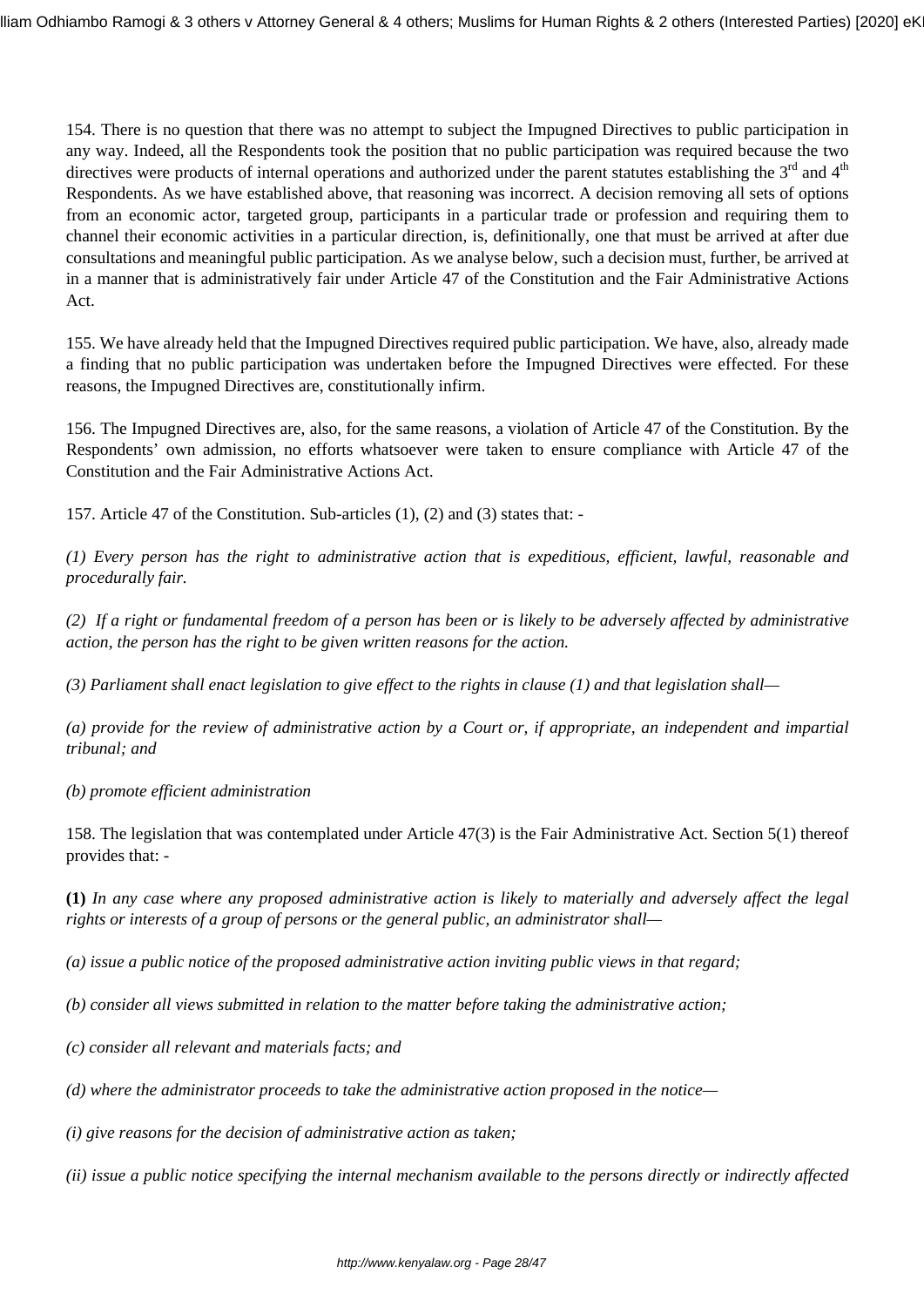154. There is no question that there was no attempt to subject the Impugned Directives to public participation in any way. Indeed, all the Respondents took the position that no public participation was required because the two directives were products of internal operations and authorized under the parent statutes establishing the 3rd and 4th Respondents. As we have established above, that reasoning was incorrect. A decision removing all sets of options from an economic actor, targeted group, participants in a particular trade or profession and requiring them to channel their economic activities in a particular direction, is, definitionally, one that must be arrived at after due consultations and meaningful public participation. As we analyse below, such a decision must, further, be arrived at in a manner that is administratively fair under Article 47 of the Constitution and the Fair Administrative Actions Act.

155. We have already held that the Impugned Directives required public participation. We have, also, already made a finding that no public participation was undertaken before the Impugned Directives were effected. For these reasons, the Impugned Directives are, constitutionally infirm.

156. The Impugned Directives are, also, for the same reasons, a violation of Article 47 of the Constitution. By the Respondents' own admission, no efforts whatsoever were taken to ensure compliance with Article 47 of the Constitution and the Fair Administrative Actions Act.

157. Article 47 of the Constitution. Sub-articles (1), (2) and (3) states that: -

*(1) Every person has the right to administrative action that is expeditious, efficient, lawful, reasonable and procedurally fair.*

*(2) If a right or fundamental freedom of a person has been or is likely to be adversely affected by administrative action, the person has the right to be given written reasons for the action.*

*(3) Parliament shall enact legislation to give effect to the rights in clause (1) and that legislation shall—*

*(a) provide for the review of administrative action by a Court or, if appropriate, an independent and impartial tribunal; and*

*(b) promote efficient administration*

158. The legislation that was contemplated under Article 47(3) is the Fair Administrative Act. Section 5(1) thereof provides that: -

**(1)** *In any case where any proposed administrative action is likely to materially and adversely affect the legal rights or interests of a group of persons or the general public, an administrator shall—*

*(a) issue a public notice of the proposed administrative action inviting public views in that regard;*

*(b) consider all views submitted in relation to the matter before taking the administrative action;*

*(c) consider all relevant and materials facts; and*

*(d) where the administrator proceeds to take the administrative action proposed in the notice—*

*(i) give reasons for the decision of administrative action as taken;*

*(ii) issue a public notice specifying the internal mechanism available to the persons directly or indirectly affected*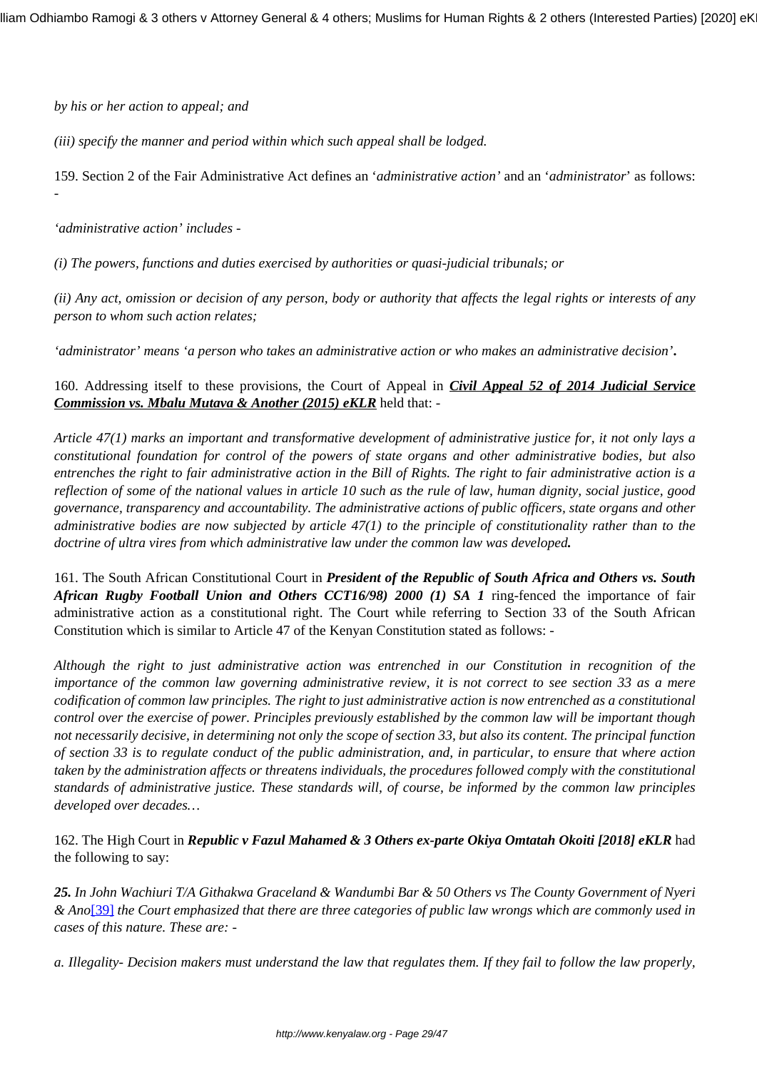*by his or her action to appeal; and*

*(iii) specify the manner and period within which such appeal shall be lodged.*

159. Section 2 of the Fair Administrative Act defines an '*administrative action'* and an '*administrator*' as follows: -

*'administrative action' includes -*

*(i) The powers, functions and duties exercised by authorities or quasi-judicial tribunals; or*

*(ii) Any act, omission or decision of any person, body or authority that affects the legal rights or interests of any person to whom such action relates;*

*'administrator' means 'a person who takes an administrative action or who makes an administrative decision'***.**

160. Addressing itself to these provisions, the Court of Appeal in ***Civil Appeal 52 of 2014 Judicial Service Commission vs. Mbalu Mutava & Another (2015) eKLR*** held that: -

*Article 47(1) marks an important and transformative development of administrative justice for, it not only lays a constitutional foundation for control of the powers of state organs and other administrative bodies, but also entrenches the right to fair administrative action in the Bill of Rights. The right to fair administrative action is a reflection of some of the national values in article 10 such as the rule of law, human dignity, social justice, good governance, transparency and accountability. The administrative actions of public officers, state organs and other administrative bodies are now subjected by article 47(1) to the principle of constitutionality rather than to the doctrine of ultra vires from which administrative law under the common law was developed***.**

161. The South African Constitutional Court in ***President of the Republic of South Africa and Others vs. South African Rugby Football Union and Others CCT16/98) 2000 (1) SA 1*** ring-fenced the importance of fair administrative action as a constitutional right. The Court while referring to Section 33 of the South African Constitution which is similar to Article 47 of the Kenyan Constitution stated as follows: -

*Although the right to just administrative action was entrenched in our Constitution in recognition of the importance of the common law governing administrative review, it is not correct to see section 33 as a mere codification of common law principles. The right to just administrative action is now entrenched as a constitutional control over the exercise of power. Principles previously established by the common law will be important though not necessarily decisive, in determining not only the scope of section 33, but also its content. The principal function of section 33 is to regulate conduct of the public administration, and, in particular, to ensure that where action taken by the administration affects or threatens individuals, the procedures followed comply with the constitutional standards of administrative justice. These standards will, of course, be informed by the common law principles developed over decades…*

162. The High Court in ***Republic v Fazul Mahamed & 3 Others ex-parte Okiya Omtatah Okoiti [2018] eKLR*** had the following to say:

***25.*** *In John Wachiuri T/A Githakwa Graceland & Wandumbi Bar & 50 Others vs The County Government of Nyeri & Ano*[39] *the Court emphasized that there are three categories of public law wrongs which are commonly used in cases of this nature. These are: -*

*a. Illegality- Decision makers must understand the law that regulates them. If they fail to follow the law properly,*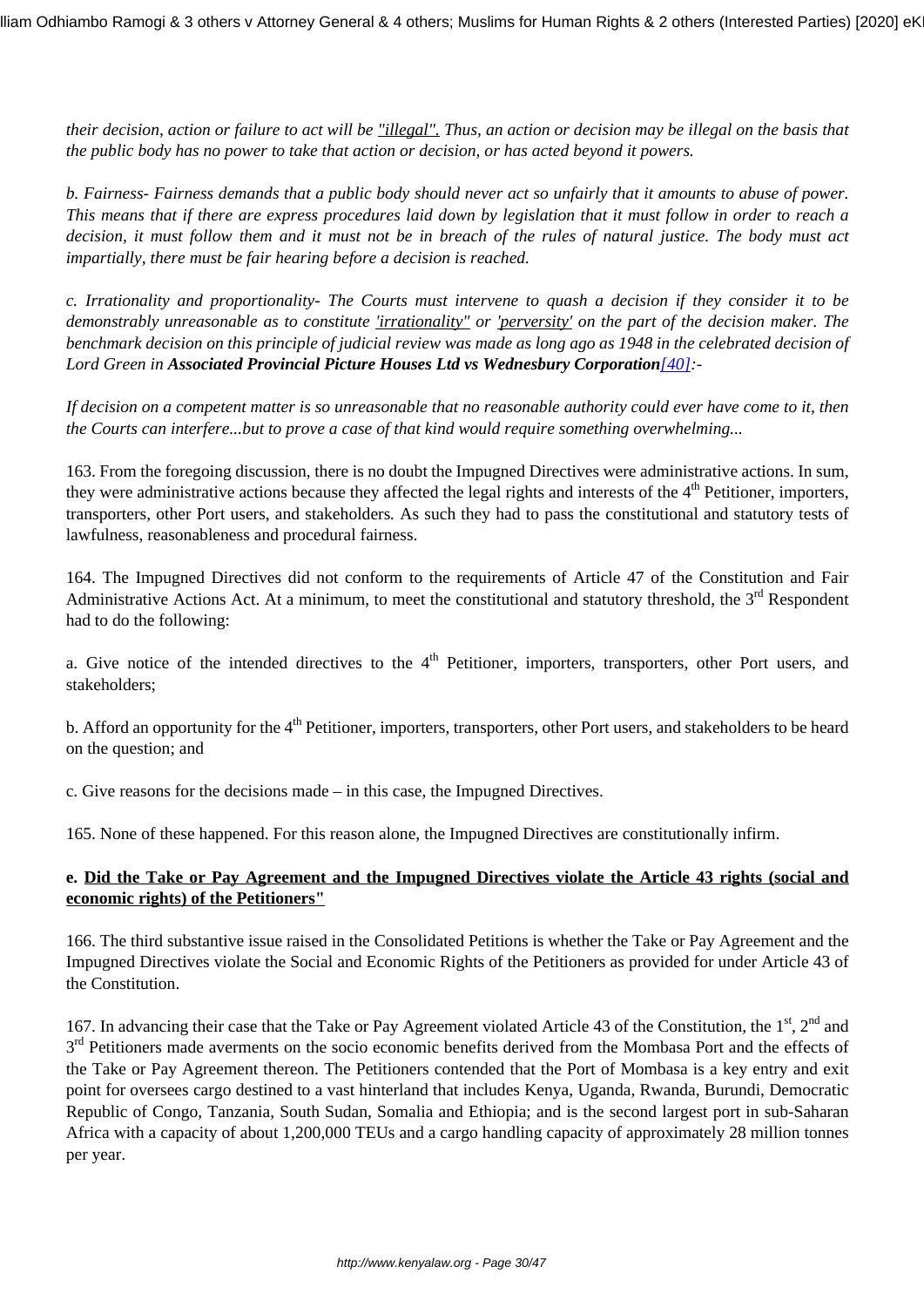*their decision, action or failure to act will be "illegal". Thus, an action or decision may be illegal on the basis that the public body has no power to take that action or decision, or has acted beyond it powers.*

*b. Fairness- Fairness demands that a public body should never act so unfairly that it amounts to abuse of power. This means that if there are express procedures laid down by legislation that it must follow in order to reach a decision, it must follow them and it must not be in breach of the rules of natural justice. The body must act impartially, there must be fair hearing before a decision is reached.*

*c. Irrationality and proportionality- The Courts must intervene to quash a decision if they consider it to be demonstrably unreasonable as to constitute 'irrationality" or 'perversity' on the part of the decision maker. The benchmark decision on this principle of judicial review was made as long ago as 1948 in the celebrated decision of Lord Green in* ***Associated Provincial Picture Houses Ltd vs Wednesbury Corporation***[40]*:-*

*If decision on a competent matter is so unreasonable that no reasonable authority could ever have come to it, then the Courts can interfere...but to prove a case of that kind would require something overwhelming...*

163. From the foregoing discussion, there is no doubt the Impugned Directives were administrative actions. In sum, they were administrative actions because they affected the legal rights and interests of the 4th Petitioner, importers, transporters, other Port users, and stakeholders. As such they had to pass the constitutional and statutory tests of lawfulness, reasonableness and procedural fairness.

164. The Impugned Directives did not conform to the requirements of Article 47 of the Constitution and Fair Administrative Actions Act. At a minimum, to meet the constitutional and statutory threshold, the 3rd Respondent had to do the following:

a. Give notice of the intended directives to the 4th Petitioner, importers, transporters, other Port users, and stakeholders;

b. Afford an opportunity for the 4th Petitioner, importers, transporters, other Port users, and stakeholders to be heard on the question; and

c. Give reasons for the decisions made – in this case, the Impugned Directives.

165. None of these happened. For this reason alone, the Impugned Directives are constitutionally infirm.

**e. Did the Take or Pay Agreement and the Impugned Directives violate the Article 43 rights (social and economic rights) of the Petitioners"**

166. The third substantive issue raised in the Consolidated Petitions is whether the Take or Pay Agreement and the Impugned Directives violate the Social and Economic Rights of the Petitioners as provided for under Article 43 of the Constitution.

167. In advancing their case that the Take or Pay Agreement violated Article 43 of the Constitution, the 1st, 2nd and 3rd Petitioners made averments on the socio economic benefits derived from the Mombasa Port and the effects of the Take or Pay Agreement thereon. The Petitioners contended that the Port of Mombasa is a key entry and exit point for oversees cargo destined to a vast hinterland that includes Kenya, Uganda, Rwanda, Burundi, Democratic Republic of Congo, Tanzania, South Sudan, Somalia and Ethiopia; and is the second largest port in sub-Saharan Africa with a capacity of about 1,200,000 TEUs and a cargo handling capacity of approximately 28 million tonnes per year.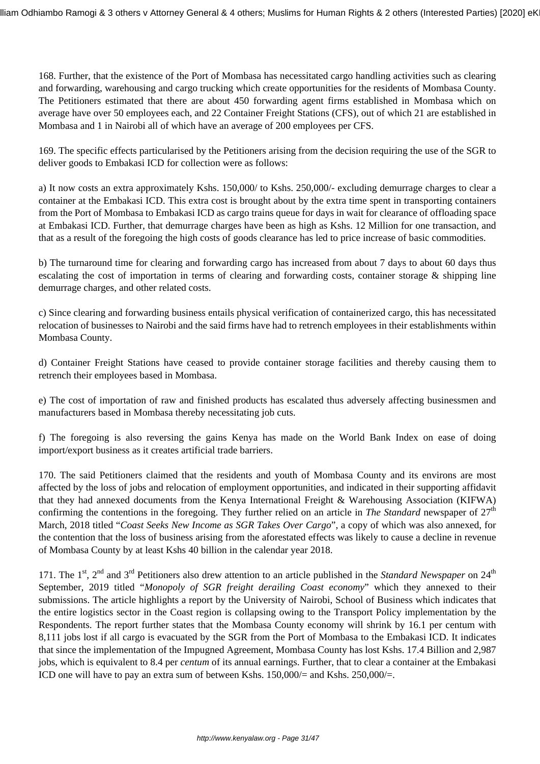168. Further, that the existence of the Port of Mombasa has necessitated cargo handling activities such as clearing and forwarding, warehousing and cargo trucking which create opportunities for the residents of Mombasa County. The Petitioners estimated that there are about 450 forwarding agent firms established in Mombasa which on average have over 50 employees each, and 22 Container Freight Stations (CFS), out of which 21 are established in Mombasa and 1 in Nairobi all of which have an average of 200 employees per CFS.

169. The specific effects particularised by the Petitioners arising from the decision requiring the use of the SGR to deliver goods to Embakasi ICD for collection were as follows:

a) It now costs an extra approximately Kshs. 150,000/ to Kshs. 250,000/- excluding demurrage charges to clear a container at the Embakasi ICD. This extra cost is brought about by the extra time spent in transporting containers from the Port of Mombasa to Embakasi ICD as cargo trains queue for days in wait for clearance of offloading space at Embakasi ICD. Further, that demurrage charges have been as high as Kshs. 12 Million for one transaction, and that as a result of the foregoing the high costs of goods clearance has led to price increase of basic commodities.

b) The turnaround time for clearing and forwarding cargo has increased from about 7 days to about 60 days thus escalating the cost of importation in terms of clearing and forwarding costs, container storage & shipping line demurrage charges, and other related costs.

c) Since clearing and forwarding business entails physical verification of containerized cargo, this has necessitated relocation of businesses to Nairobi and the said firms have had to retrench employees in their establishments within Mombasa County.

d) Container Freight Stations have ceased to provide container storage facilities and thereby causing them to retrench their employees based in Mombasa.

e) The cost of importation of raw and finished products has escalated thus adversely affecting businessmen and manufacturers based in Mombasa thereby necessitating job cuts.

f) The foregoing is also reversing the gains Kenya has made on the World Bank Index on ease of doing import/export business as it creates artificial trade barriers.

170. The said Petitioners claimed that the residents and youth of Mombasa County and its environs are most affected by the loss of jobs and relocation of employment opportunities, and indicated in their supporting affidavit that they had annexed documents from the Kenya International Freight & Warehousing Association (KIFWA) confirming the contentions in the foregoing. They further relied on an article in *The Standard* newspaper of 27th March, 2018 titled "*Coast Seeks New Income as SGR Takes Over Cargo*", a copy of which was also annexed, for the contention that the loss of business arising from the aforestated effects was likely to cause a decline in revenue of Mombasa County by at least Kshs 40 billion in the calendar year 2018.

171. The 1st, 2nd and 3rd Petitioners also drew attention to an article published in the *Standard Newspaper* on 24th September, 2019 titled "*Monopoly of SGR freight derailing Coast economy*" which they annexed to their submissions. The article highlights a report by the University of Nairobi, School of Business which indicates that the entire logistics sector in the Coast region is collapsing owing to the Transport Policy implementation by the Respondents. The report further states that the Mombasa County economy will shrink by 16.1 per centum with 8,111 jobs lost if all cargo is evacuated by the SGR from the Port of Mombasa to the Embakasi ICD. It indicates that since the implementation of the Impugned Agreement, Mombasa County has lost Kshs. 17.4 Billion and 2,987 jobs, which is equivalent to 8.4 per *centum* of its annual earnings. Further, that to clear a container at the Embakasi ICD one will have to pay an extra sum of between Kshs. 150,000/= and Kshs. 250,000/=.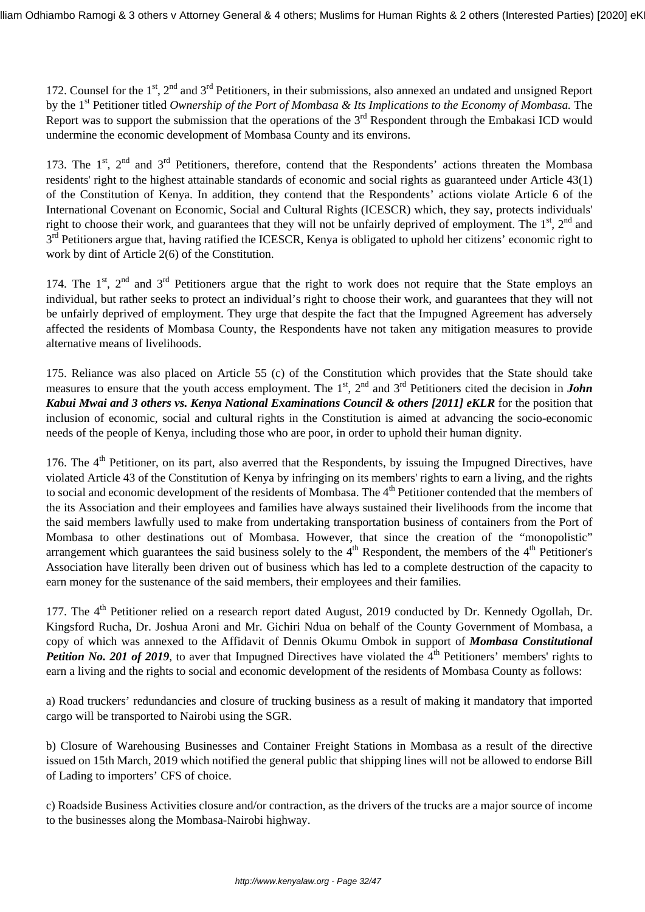172. Counsel for the 1st, 2nd and 3rd Petitioners, in their submissions, also annexed an undated and unsigned Report by the 1st Petitioner titled *Ownership of the Port of Mombasa & Its Implications to the Economy of Mombasa.* The Report was to support the submission that the operations of the 3rd Respondent through the Embakasi ICD would undermine the economic development of Mombasa County and its environs.

173. The 1st, 2nd and 3rd Petitioners, therefore, contend that the Respondents' actions threaten the Mombasa residents' right to the highest attainable standards of economic and social rights as guaranteed under Article 43(1) of the Constitution of Kenya. In addition, they contend that the Respondents' actions violate Article 6 of the International Covenant on Economic, Social and Cultural Rights (ICESCR) which, they say, protects individuals' right to choose their work, and guarantees that they will not be unfairly deprived of employment. The 1st, 2nd and 3rd Petitioners argue that, having ratified the ICESCR, Kenya is obligated to uphold her citizens' economic right to work by dint of Article 2(6) of the Constitution.

174. The 1st, 2nd and 3rd Petitioners argue that the right to work does not require that the State employs an individual, but rather seeks to protect an individual's right to choose their work, and guarantees that they will not be unfairly deprived of employment. They urge that despite the fact that the Impugned Agreement has adversely affected the residents of Mombasa County, the Respondents have not taken any mitigation measures to provide alternative means of livelihoods.

175. Reliance was also placed on Article 55 (c) of the Constitution which provides that the State should take measures to ensure that the youth access employment. The 1st, 2nd and 3rd Petitioners cited the decision in ***John Kabui Mwai and 3 others vs. Kenya National Examinations Council & others [2011] eKLR*** for the position that inclusion of economic, social and cultural rights in the Constitution is aimed at advancing the socio-economic needs of the people of Kenya, including those who are poor, in order to uphold their human dignity.

176. The 4th Petitioner, on its part, also averred that the Respondents, by issuing the Impugned Directives, have violated Article 43 of the Constitution of Kenya by infringing on its members' rights to earn a living, and the rights to social and economic development of the residents of Mombasa. The 4th Petitioner contended that the members of the its Association and their employees and families have always sustained their livelihoods from the income that the said members lawfully used to make from undertaking transportation business of containers from the Port of Mombasa to other destinations out of Mombasa. However, that since the creation of the "monopolistic" arrangement which guarantees the said business solely to the 4th Respondent, the members of the 4th Petitioner's Association have literally been driven out of business which has led to a complete destruction of the capacity to earn money for the sustenance of the said members, their employees and their families.

177. The 4th Petitioner relied on a research report dated August, 2019 conducted by Dr. Kennedy Ogollah, Dr. Kingsford Rucha, Dr. Joshua Aroni and Mr. Gichiri Ndua on behalf of the County Government of Mombasa, a copy of which was annexed to the Affidavit of Dennis Okumu Ombok in support of ***Mombasa Constitutional Petition No. 201 of 2019***, to aver that Impugned Directives have violated the 4th Petitioners' members' rights to earn a living and the rights to social and economic development of the residents of Mombasa County as follows:

a) Road truckers' redundancies and closure of trucking business as a result of making it mandatory that imported cargo will be transported to Nairobi using the SGR.

b) Closure of Warehousing Businesses and Container Freight Stations in Mombasa as a result of the directive issued on 15th March, 2019 which notified the general public that shipping lines will not be allowed to endorse Bill of Lading to importers' CFS of choice.

c) Roadside Business Activities closure and/or contraction, as the drivers of the trucks are a major source of income to the businesses along the Mombasa-Nairobi highway.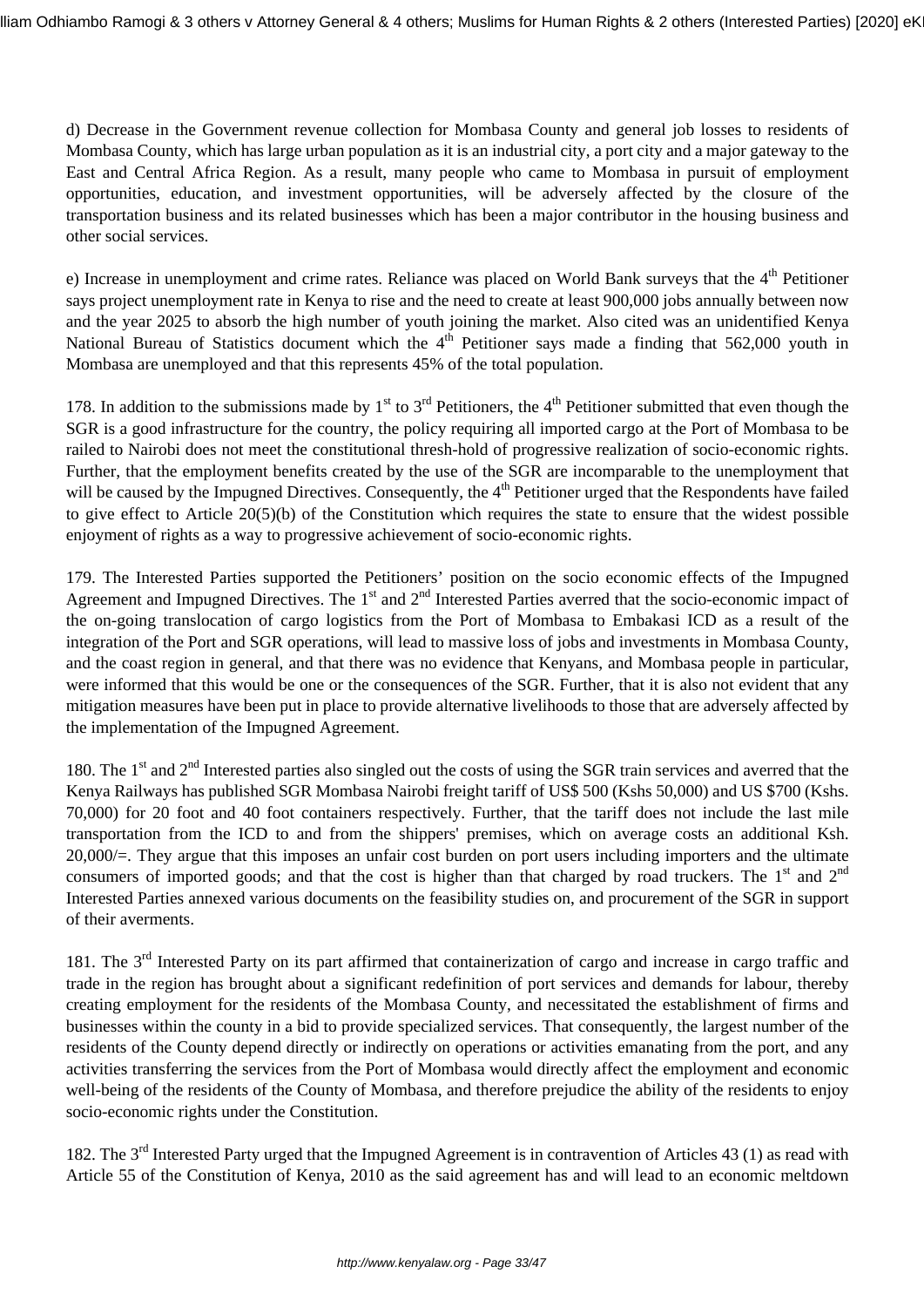d) Decrease in the Government revenue collection for Mombasa County and general job losses to residents of Mombasa County, which has large urban population as it is an industrial city, a port city and a major gateway to the East and Central Africa Region. As a result, many people who came to Mombasa in pursuit of employment opportunities, education, and investment opportunities, will be adversely affected by the closure of the transportation business and its related businesses which has been a major contributor in the housing business and other social services.

e) Increase in unemployment and crime rates. Reliance was placed on World Bank surveys that the 4th Petitioner says project unemployment rate in Kenya to rise and the need to create at least 900,000 jobs annually between now and the year 2025 to absorb the high number of youth joining the market. Also cited was an unidentified Kenya National Bureau of Statistics document which the 4th Petitioner says made a finding that 562,000 youth in Mombasa are unemployed and that this represents 45% of the total population.

178. In addition to the submissions made by 1st to 3rd Petitioners, the 4th Petitioner submitted that even though the SGR is a good infrastructure for the country, the policy requiring all imported cargo at the Port of Mombasa to be railed to Nairobi does not meet the constitutional thresh-hold of progressive realization of socio-economic rights. Further, that the employment benefits created by the use of the SGR are incomparable to the unemployment that will be caused by the Impugned Directives. Consequently, the 4th Petitioner urged that the Respondents have failed to give effect to Article 20(5)(b) of the Constitution which requires the state to ensure that the widest possible enjoyment of rights as a way to progressive achievement of socio-economic rights.

179. The Interested Parties supported the Petitioners' position on the socio economic effects of the Impugned Agreement and Impugned Directives. The 1st and 2nd Interested Parties averred that the socio-economic impact of the on-going translocation of cargo logistics from the Port of Mombasa to Embakasi ICD as a result of the integration of the Port and SGR operations, will lead to massive loss of jobs and investments in Mombasa County, and the coast region in general, and that there was no evidence that Kenyans, and Mombasa people in particular, were informed that this would be one or the consequences of the SGR. Further, that it is also not evident that any mitigation measures have been put in place to provide alternative livelihoods to those that are adversely affected by the implementation of the Impugned Agreement.

180. The 1st and 2nd Interested parties also singled out the costs of using the SGR train services and averred that the Kenya Railways has published SGR Mombasa Nairobi freight tariff of US$ 500 (Kshs 50,000) and US $700 (Kshs. 70,000) for 20 foot and 40 foot containers respectively. Further, that the tariff does not include the last mile transportation from the ICD to and from the shippers' premises, which on average costs an additional Ksh. 20,000/=. They argue that this imposes an unfair cost burden on port users including importers and the ultimate consumers of imported goods; and that the cost is higher than that charged by road truckers. The 1st and 2nd Interested Parties annexed various documents on the feasibility studies on, and procurement of the SGR in support of their averments.

181. The 3rd Interested Party on its part affirmed that containerization of cargo and increase in cargo traffic and trade in the region has brought about a significant redefinition of port services and demands for labour, thereby creating employment for the residents of the Mombasa County, and necessitated the establishment of firms and businesses within the county in a bid to provide specialized services. That consequently, the largest number of the residents of the County depend directly or indirectly on operations or activities emanating from the port, and any activities transferring the services from the Port of Mombasa would directly affect the employment and economic well-being of the residents of the County of Mombasa, and therefore prejudice the ability of the residents to enjoy socio-economic rights under the Constitution.

182. The 3rd Interested Party urged that the Impugned Agreement is in contravention of Articles 43 (1) as read with Article 55 of the Constitution of Kenya, 2010 as the said agreement has and will lead to an economic meltdown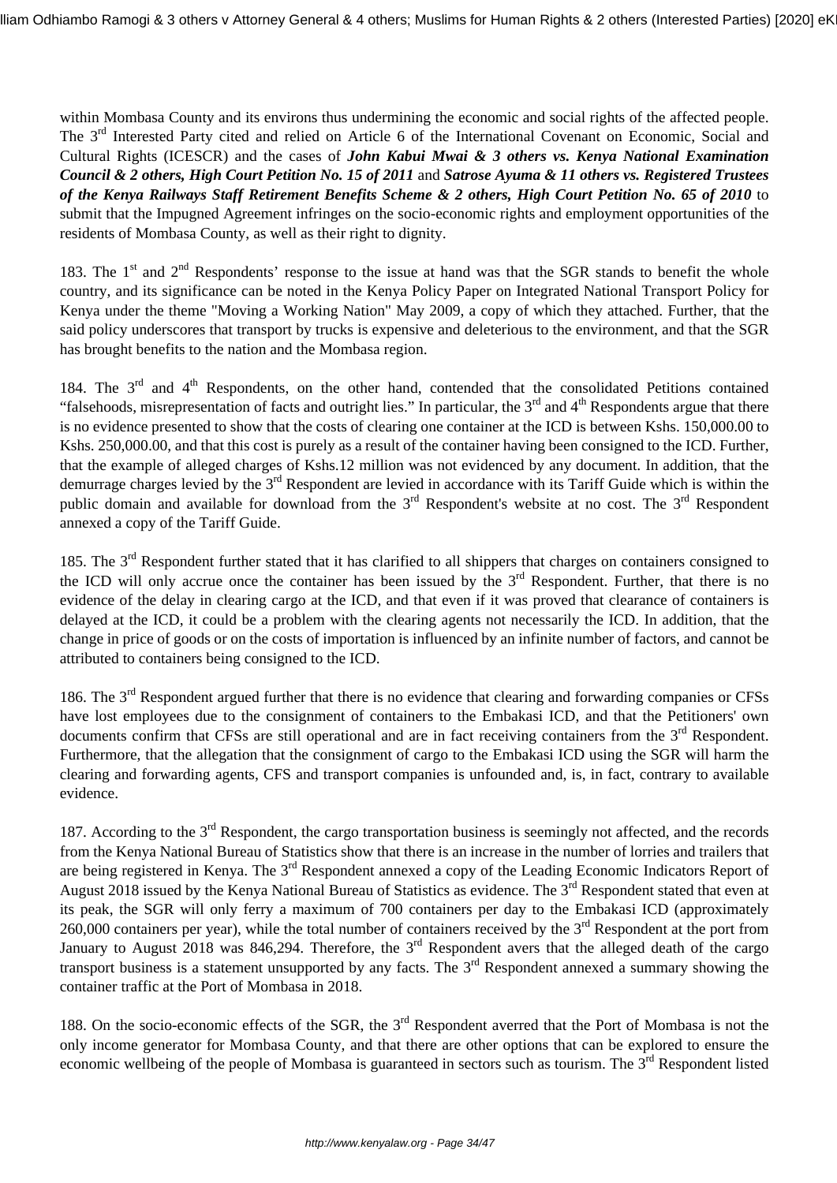within Mombasa County and its environs thus undermining the economic and social rights of the affected people. The 3rd Interested Party cited and relied on Article 6 of the International Covenant on Economic, Social and Cultural Rights (ICESCR) and the cases of ***John Kabui Mwai & 3 others vs. Kenya National Examination Council & 2 others, High Court Petition No. 15 of 2011*** and ***Satrose Ayuma & 11 others vs. Registered Trustees of the Kenya Railways Staff Retirement Benefits Scheme & 2 others, High Court Petition No. 65 of 2010*** to submit that the Impugned Agreement infringes on the socio-economic rights and employment opportunities of the residents of Mombasa County, as well as their right to dignity.

183. The 1st and 2nd Respondents' response to the issue at hand was that the SGR stands to benefit the whole country, and its significance can be noted in the Kenya Policy Paper on Integrated National Transport Policy for Kenya under the theme "Moving a Working Nation" May 2009, a copy of which they attached. Further, that the said policy underscores that transport by trucks is expensive and deleterious to the environment, and that the SGR has brought benefits to the nation and the Mombasa region.

184. The 3rd and 4th Respondents, on the other hand, contended that the consolidated Petitions contained "falsehoods, misrepresentation of facts and outright lies." In particular, the 3rd and 4th Respondents argue that there is no evidence presented to show that the costs of clearing one container at the ICD is between Kshs. 150,000.00 to Kshs. 250,000.00, and that this cost is purely as a result of the container having been consigned to the ICD. Further, that the example of alleged charges of Kshs.12 million was not evidenced by any document. In addition, that the demurrage charges levied by the 3rd Respondent are levied in accordance with its Tariff Guide which is within the public domain and available for download from the 3rd Respondent's website at no cost. The 3rd Respondent annexed a copy of the Tariff Guide.

185. The 3rd Respondent further stated that it has clarified to all shippers that charges on containers consigned to the ICD will only accrue once the container has been issued by the 3rd Respondent. Further, that there is no evidence of the delay in clearing cargo at the ICD, and that even if it was proved that clearance of containers is delayed at the ICD, it could be a problem with the clearing agents not necessarily the ICD. In addition, that the change in price of goods or on the costs of importation is influenced by an infinite number of factors, and cannot be attributed to containers being consigned to the ICD.

186. The 3rd Respondent argued further that there is no evidence that clearing and forwarding companies or CFSs have lost employees due to the consignment of containers to the Embakasi ICD, and that the Petitioners' own documents confirm that CFSs are still operational and are in fact receiving containers from the 3rd Respondent. Furthermore, that the allegation that the consignment of cargo to the Embakasi ICD using the SGR will harm the clearing and forwarding agents, CFS and transport companies is unfounded and, is, in fact, contrary to available evidence.

187. According to the 3rd Respondent, the cargo transportation business is seemingly not affected, and the records from the Kenya National Bureau of Statistics show that there is an increase in the number of lorries and trailers that are being registered in Kenya. The 3rd Respondent annexed a copy of the Leading Economic Indicators Report of August 2018 issued by the Kenya National Bureau of Statistics as evidence. The 3rd Respondent stated that even at its peak, the SGR will only ferry a maximum of 700 containers per day to the Embakasi ICD (approximately 260,000 containers per year), while the total number of containers received by the 3rd Respondent at the port from January to August 2018 was 846,294. Therefore, the 3rd Respondent avers that the alleged death of the cargo transport business is a statement unsupported by any facts. The 3rd Respondent annexed a summary showing the container traffic at the Port of Mombasa in 2018.

188. On the socio-economic effects of the SGR, the 3rd Respondent averred that the Port of Mombasa is not the only income generator for Mombasa County, and that there are other options that can be explored to ensure the economic wellbeing of the people of Mombasa is guaranteed in sectors such as tourism. The 3rd Respondent listed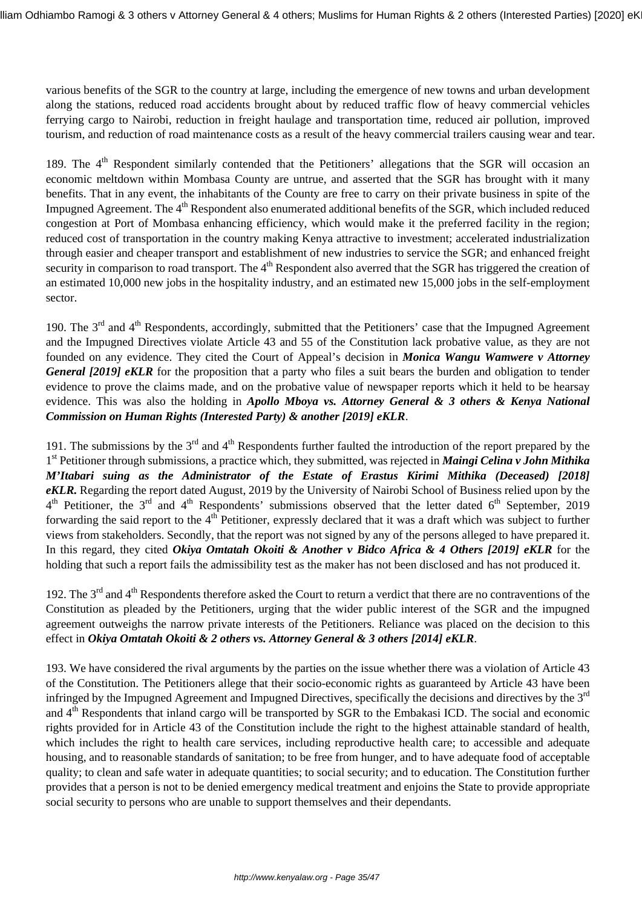various benefits of the SGR to the country at large, including the emergence of new towns and urban development along the stations, reduced road accidents brought about by reduced traffic flow of heavy commercial vehicles ferrying cargo to Nairobi, reduction in freight haulage and transportation time, reduced air pollution, improved tourism, and reduction of road maintenance costs as a result of the heavy commercial trailers causing wear and tear.

189. The 4th Respondent similarly contended that the Petitioners' allegations that the SGR will occasion an economic meltdown within Mombasa County are untrue, and asserted that the SGR has brought with it many benefits. That in any event, the inhabitants of the County are free to carry on their private business in spite of the Impugned Agreement. The 4th Respondent also enumerated additional benefits of the SGR, which included reduced congestion at Port of Mombasa enhancing efficiency, which would make it the preferred facility in the region; reduced cost of transportation in the country making Kenya attractive to investment; accelerated industrialization through easier and cheaper transport and establishment of new industries to service the SGR; and enhanced freight security in comparison to road transport. The 4th Respondent also averred that the SGR has triggered the creation of an estimated 10,000 new jobs in the hospitality industry, and an estimated new 15,000 jobs in the self-employment sector.

190. The 3rd and 4th Respondents, accordingly, submitted that the Petitioners' case that the Impugned Agreement and the Impugned Directives violate Article 43 and 55 of the Constitution lack probative value, as they are not founded on any evidence. They cited the Court of Appeal's decision in ***Monica Wangu Wamwere v Attorney General [2019] eKLR*** for the proposition that a party who files a suit bears the burden and obligation to tender evidence to prove the claims made, and on the probative value of newspaper reports which it held to be hearsay evidence. This was also the holding in ***Apollo Mboya vs. Attorney General & 3 others & Kenya National Commission on Human Rights (Interested Party) & another [2019] eKLR***.

191. The submissions by the 3rd and 4th Respondents further faulted the introduction of the report prepared by the 1st Petitioner through submissions, a practice which, they submitted, was rejected in ***Maingi Celina v John Mithika M'Itabari suing as the Administrator of the Estate of Erastus Kirimi Mithika (Deceased) [2018] eKLR.*** Regarding the report dated August, 2019 by the University of Nairobi School of Business relied upon by the 4th Petitioner, the 3rd and 4th Respondents' submissions observed that the letter dated 6th September, 2019 forwarding the said report to the 4th Petitioner, expressly declared that it was a draft which was subject to further views from stakeholders. Secondly, that the report was not signed by any of the persons alleged to have prepared it. In this regard, they cited ***Okiya Omtatah Okoiti & Another v Bidco Africa & 4 Others [2019] eKLR*** for the holding that such a report fails the admissibility test as the maker has not been disclosed and has not produced it.

192. The 3rd and 4th Respondents therefore asked the Court to return a verdict that there are no contraventions of the Constitution as pleaded by the Petitioners, urging that the wider public interest of the SGR and the impugned agreement outweighs the narrow private interests of the Petitioners. Reliance was placed on the decision to this effect in ***Okiya Omtatah Okoiti & 2 others vs. Attorney General & 3 others [2014] eKLR***.

193. We have considered the rival arguments by the parties on the issue whether there was a violation of Article 43 of the Constitution. The Petitioners allege that their socio-economic rights as guaranteed by Article 43 have been infringed by the Impugned Agreement and Impugned Directives, specifically the decisions and directives by the 3rd and 4th Respondents that inland cargo will be transported by SGR to the Embakasi ICD. The social and economic rights provided for in Article 43 of the Constitution include the right to the highest attainable standard of health, which includes the right to health care services, including reproductive health care; to accessible and adequate housing, and to reasonable standards of sanitation; to be free from hunger, and to have adequate food of acceptable quality; to clean and safe water in adequate quantities; to social security; and to education. The Constitution further provides that a person is not to be denied emergency medical treatment and enjoins the State to provide appropriate social security to persons who are unable to support themselves and their dependants.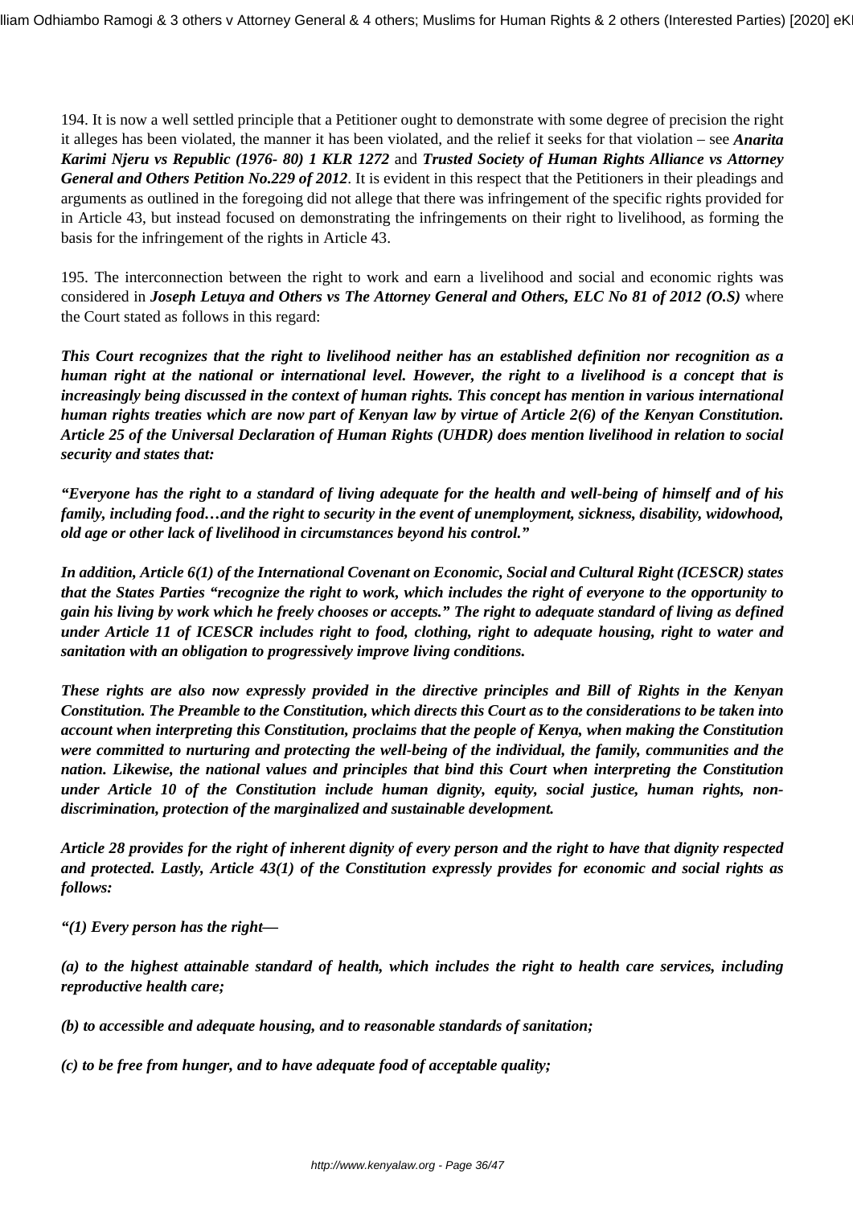194. It is now a well settled principle that a Petitioner ought to demonstrate with some degree of precision the right it alleges has been violated, the manner it has been violated, and the relief it seeks for that violation – see ***Anarita Karimi Njeru vs Republic (1976- 80) 1 KLR 1272*** and ***Trusted Society of Human Rights Alliance vs Attorney General and Others Petition No.229 of 2012***. It is evident in this respect that the Petitioners in their pleadings and arguments as outlined in the foregoing did not allege that there was infringement of the specific rights provided for in Article 43, but instead focused on demonstrating the infringements on their right to livelihood, as forming the basis for the infringement of the rights in Article 43.

195. The interconnection between the right to work and earn a livelihood and social and economic rights was considered in ***Joseph Letuya and Others vs The Attorney General and Others, ELC No 81 of 2012 (O.S)*** where the Court stated as follows in this regard:

***This Court recognizes that the right to livelihood neither has an established definition nor recognition as a human right at the national or international level. However, the right to a livelihood is a concept that is increasingly being discussed in the context of human rights. This concept has mention in various international human rights treaties which are now part of Kenyan law by virtue of Article 2(6) of the Kenyan Constitution. Article 25 of the Universal Declaration of Human Rights (UHDR) does mention livelihood in relation to social security and states that:***

***"Everyone has the right to a standard of living adequate for the health and well-being of himself and of his family, including food…and the right to security in the event of unemployment, sickness, disability, widowhood, old age or other lack of livelihood in circumstances beyond his control."***

***In addition, Article 6(1) of the International Covenant on Economic, Social and Cultural Right (ICESCR) states that the States Parties "recognize the right to work, which includes the right of everyone to the opportunity to gain his living by work which he freely chooses or accepts." The right to adequate standard of living as defined under Article 11 of ICESCR includes right to food, clothing, right to adequate housing, right to water and sanitation with an obligation to progressively improve living conditions.***

***These rights are also now expressly provided in the directive principles and Bill of Rights in the Kenyan Constitution. The Preamble to the Constitution, which directs this Court as to the considerations to be taken into account when interpreting this Constitution, proclaims that the people of Kenya, when making the Constitution were committed to nurturing and protecting the well-being of the individual, the family, communities and the nation. Likewise, the national values and principles that bind this Court when interpreting the Constitution under Article 10 of the Constitution include human dignity, equity, social justice, human rights, non-discrimination, protection of the marginalized and sustainable development.***

***Article 28 provides for the right of inherent dignity of every person and the right to have that dignity respected and protected. Lastly, Article 43(1) of the Constitution expressly provides for economic and social rights as follows:***

***"(1) Every person has the right—***

***(a) to the highest attainable standard of health, which includes the right to health care services, including reproductive health care;***

***(b) to accessible and adequate housing, and to reasonable standards of sanitation;***

***(c) to be free from hunger, and to have adequate food of acceptable quality;***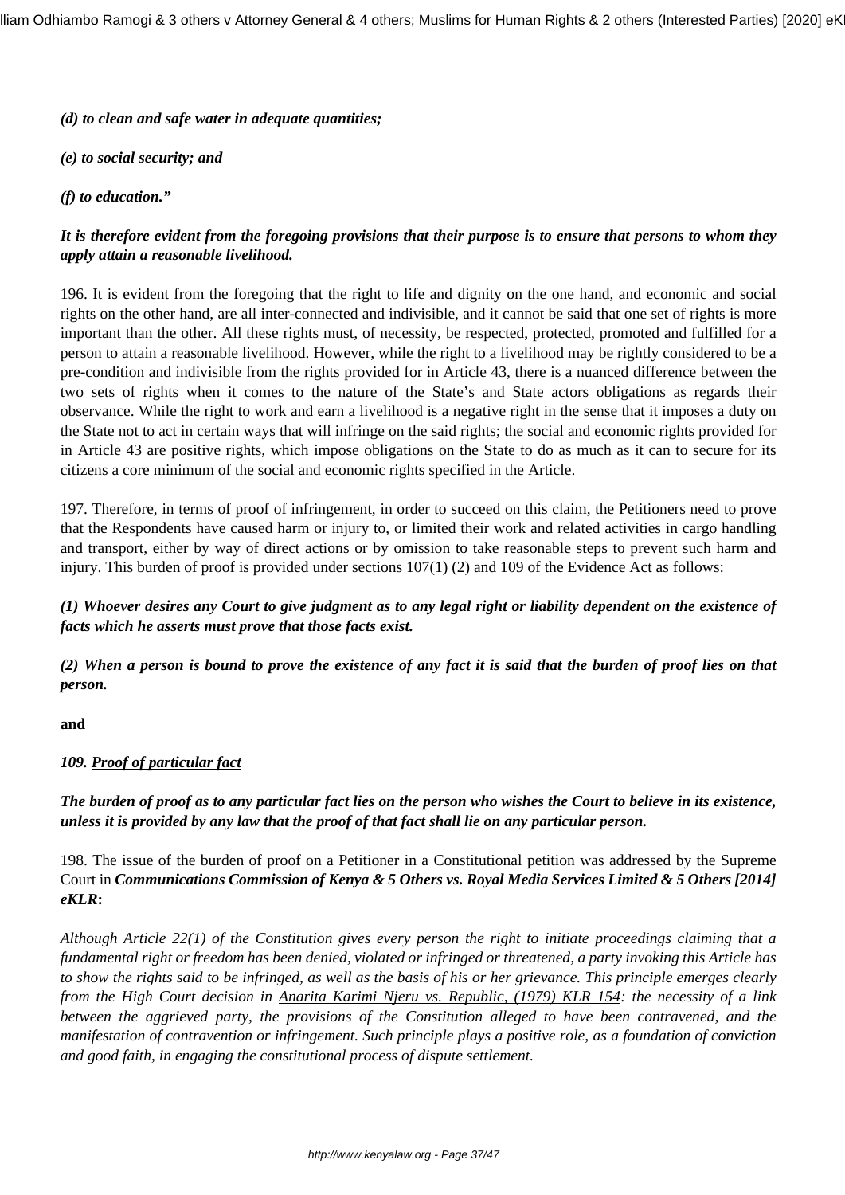***(d) to clean and safe water in adequate quantities;***

***(e) to social security; and***

***(f) to education."***

***It is therefore evident from the foregoing provisions that their purpose is to ensure that persons to whom they apply attain a reasonable livelihood.***

196. It is evident from the foregoing that the right to life and dignity on the one hand, and economic and social rights on the other hand, are all inter-connected and indivisible, and it cannot be said that one set of rights is more important than the other. All these rights must, of necessity, be respected, protected, promoted and fulfilled for a person to attain a reasonable livelihood. However, while the right to a livelihood may be rightly considered to be a pre-condition and indivisible from the rights provided for in Article 43, there is a nuanced difference between the two sets of rights when it comes to the nature of the State's and State actors obligations as regards their observance. While the right to work and earn a livelihood is a negative right in the sense that it imposes a duty on the State not to act in certain ways that will infringe on the said rights; the social and economic rights provided for in Article 43 are positive rights, which impose obligations on the State to do as much as it can to secure for its citizens a core minimum of the social and economic rights specified in the Article.

197. Therefore, in terms of proof of infringement, in order to succeed on this claim, the Petitioners need to prove that the Respondents have caused harm or injury to, or limited their work and related activities in cargo handling and transport, either by way of direct actions or by omission to take reasonable steps to prevent such harm and injury. This burden of proof is provided under sections 107(1) (2) and 109 of the Evidence Act as follows:

***(1) Whoever desires any Court to give judgment as to any legal right or liability dependent on the existence of facts which he asserts must prove that those facts exist.***

***(2) When a person is bound to prove the existence of any fact it is said that the burden of proof lies on that person.***

**and**

***109. <u>Proof of particular fact</u>***

***The burden of proof as to any particular fact lies on the person who wishes the Court to believe in its existence, unless it is provided by any law that the proof of that fact shall lie on any particular person.***

198. The issue of the burden of proof on a Petitioner in a Constitutional petition was addressed by the Supreme Court in ***Communications Commission of Kenya & 5 Others vs. Royal Media Services Limited & 5 Others [2014] eKLR*****:**

*Although Article 22(1) of the Constitution gives every person the right to initiate proceedings claiming that a fundamental right or freedom has been denied, violated or infringed or threatened, a party invoking this Article has to show the rights said to be infringed, as well as the basis of his or her grievance. This principle emerges clearly from the High Court decision in <u>Anarita Karimi Njeru vs. Republic, (1979) KLR 154</u>: the necessity of a link between the aggrieved party, the provisions of the Constitution alleged to have been contravened, and the manifestation of contravention or infringement. Such principle plays a positive role, as a foundation of conviction and good faith, in engaging the constitutional process of dispute settlement.*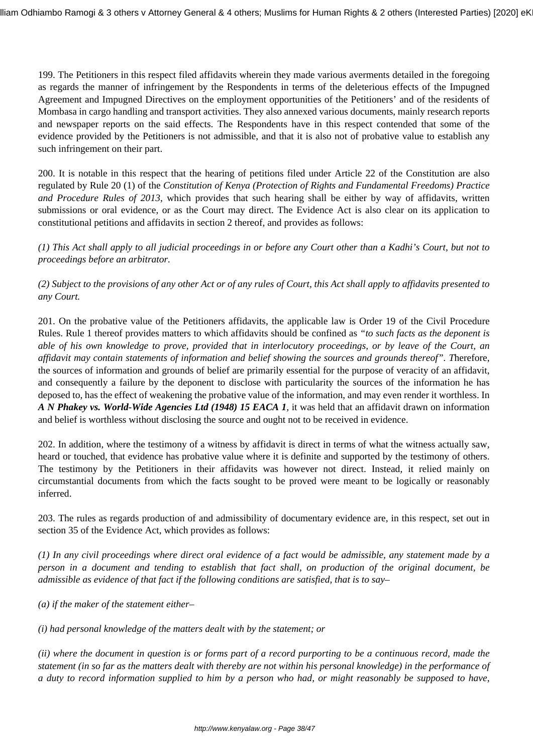199. The Petitioners in this respect filed affidavits wherein they made various averments detailed in the foregoing as regards the manner of infringement by the Respondents in terms of the deleterious effects of the Impugned Agreement and Impugned Directives on the employment opportunities of the Petitioners' and of the residents of Mombasa in cargo handling and transport activities. They also annexed various documents, mainly research reports and newspaper reports on the said effects. The Respondents have in this respect contended that some of the evidence provided by the Petitioners is not admissible, and that it is also not of probative value to establish any such infringement on their part.

200. It is notable in this respect that the hearing of petitions filed under Article 22 of the Constitution are also regulated by Rule 20 (1) of the *Constitution of Kenya (Protection of Rights and Fundamental Freedoms) Practice and Procedure Rules of 2013*, which provides that such hearing shall be either by way of affidavits, written submissions or oral evidence, or as the Court may direct. The Evidence Act is also clear on its application to constitutional petitions and affidavits in section 2 thereof, and provides as follows:

*(1) This Act shall apply to all judicial proceedings in or before any Court other than a Kadhi's Court, but not to proceedings before an arbitrator.*

*(2) Subject to the provisions of any other Act or of any rules of Court, this Act shall apply to affidavits presented to any Court.*

201. On the probative value of the Petitioners affidavits, the applicable law is Order 19 of the Civil Procedure Rules. Rule 1 thereof provides matters to which affidavits should be confined as *"to such facts as the deponent is able of his own knowledge to prove, provided that in interlocutory proceedings, or by leave of the Court, an affidavit may contain statements of information and belief showing the sources and grounds thereof". T*herefore, the sources of information and grounds of belief are primarily essential for the purpose of veracity of an affidavit, and consequently a failure by the deponent to disclose with particularity the sources of the information he has deposed to, has the effect of weakening the probative value of the information, and may even render it worthless. In ***A N Phakey vs. World-Wide Agencies Ltd (1948) 15 EACA 1***, it was held that an affidavit drawn on information and belief is worthless without disclosing the source and ought not to be received in evidence.

202. In addition, where the testimony of a witness by affidavit is direct in terms of what the witness actually saw, heard or touched, that evidence has probative value where it is definite and supported by the testimony of others. The testimony by the Petitioners in their affidavits was however not direct. Instead, it relied mainly on circumstantial documents from which the facts sought to be proved were meant to be logically or reasonably inferred.

203. The rules as regards production of and admissibility of documentary evidence are, in this respect, set out in section 35 of the Evidence Act, which provides as follows:

*(1) In any civil proceedings where direct oral evidence of a fact would be admissible, any statement made by a person in a document and tending to establish that fact shall, on production of the original document, be admissible as evidence of that fact if the following conditions are satisfied, that is to say–*

*(a) if the maker of the statement either–*

*(i) had personal knowledge of the matters dealt with by the statement; or*

*(ii) where the document in question is or forms part of a record purporting to be a continuous record, made the statement (in so far as the matters dealt with thereby are not within his personal knowledge) in the performance of a duty to record information supplied to him by a person who had, or might reasonably be supposed to have,*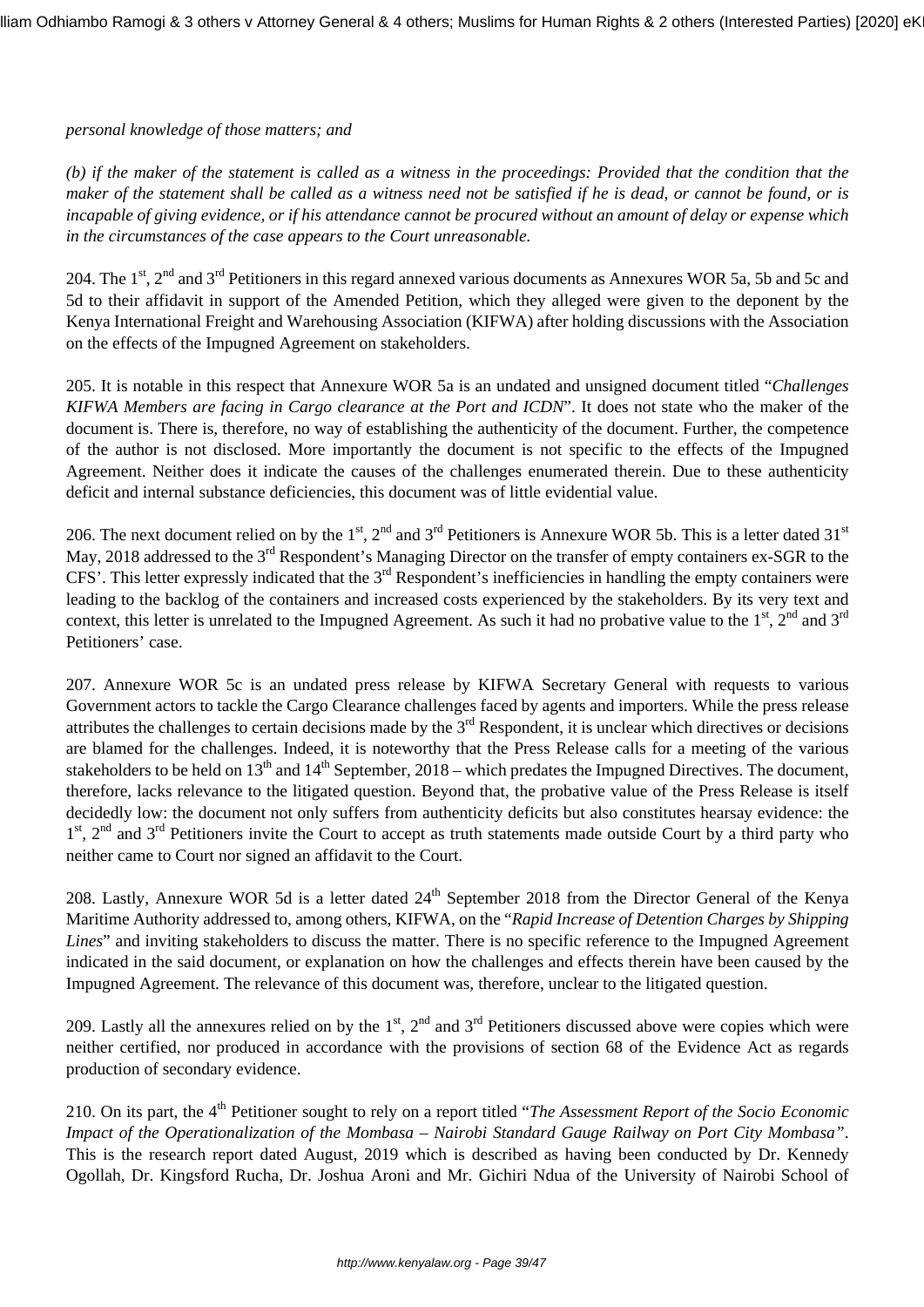*personal knowledge of those matters; and*

*(b) if the maker of the statement is called as a witness in the proceedings: Provided that the condition that the maker of the statement shall be called as a witness need not be satisfied if he is dead, or cannot be found, or is incapable of giving evidence, or if his attendance cannot be procured without an amount of delay or expense which in the circumstances of the case appears to the Court unreasonable.*

204. The 1st, 2nd and 3rd Petitioners in this regard annexed various documents as Annexures WOR 5a, 5b and 5c and 5d to their affidavit in support of the Amended Petition, which they alleged were given to the deponent by the Kenya International Freight and Warehousing Association (KIFWA) after holding discussions with the Association on the effects of the Impugned Agreement on stakeholders.

205. It is notable in this respect that Annexure WOR 5a is an undated and unsigned document titled "*Challenges KIFWA Members are facing in Cargo clearance at the Port and ICDN*". It does not state who the maker of the document is. There is, therefore, no way of establishing the authenticity of the document. Further, the competence of the author is not disclosed. More importantly the document is not specific to the effects of the Impugned Agreement. Neither does it indicate the causes of the challenges enumerated therein. Due to these authenticity deficit and internal substance deficiencies, this document was of little evidential value.

206. The next document relied on by the 1st, 2nd and 3rd Petitioners is Annexure WOR 5b. This is a letter dated 31st May, 2018 addressed to the 3rd Respondent's Managing Director on the transfer of empty containers ex-SGR to the CFS'. This letter expressly indicated that the 3rd Respondent's inefficiencies in handling the empty containers were leading to the backlog of the containers and increased costs experienced by the stakeholders. By its very text and context, this letter is unrelated to the Impugned Agreement. As such it had no probative value to the 1st, 2nd and 3rd Petitioners' case.

207. Annexure WOR 5c is an undated press release by KIFWA Secretary General with requests to various Government actors to tackle the Cargo Clearance challenges faced by agents and importers. While the press release attributes the challenges to certain decisions made by the 3rd Respondent, it is unclear which directives or decisions are blamed for the challenges. Indeed, it is noteworthy that the Press Release calls for a meeting of the various stakeholders to be held on 13th and 14th September, 2018 – which predates the Impugned Directives. The document, therefore, lacks relevance to the litigated question. Beyond that, the probative value of the Press Release is itself decidedly low: the document not only suffers from authenticity deficits but also constitutes hearsay evidence: the 1st, 2nd and 3rd Petitioners invite the Court to accept as truth statements made outside Court by a third party who neither came to Court nor signed an affidavit to the Court.

208. Lastly, Annexure WOR 5d is a letter dated 24th September 2018 from the Director General of the Kenya Maritime Authority addressed to, among others, KIFWA, on the "*Rapid Increase of Detention Charges by Shipping Lines*" and inviting stakeholders to discuss the matter. There is no specific reference to the Impugned Agreement indicated in the said document, or explanation on how the challenges and effects therein have been caused by the Impugned Agreement. The relevance of this document was, therefore, unclear to the litigated question.

209. Lastly all the annexures relied on by the 1st, 2nd and 3rd Petitioners discussed above were copies which were neither certified, nor produced in accordance with the provisions of section 68 of the Evidence Act as regards production of secondary evidence.

210. On its part, the 4th Petitioner sought to rely on a report titled "*The Assessment Report of the Socio Economic Impact of the Operationalization of the Mombasa – Nairobi Standard Gauge Railway on Port City Mombasa*". This is the research report dated August, 2019 which is described as having been conducted by Dr. Kennedy Ogollah, Dr. Kingsford Rucha, Dr. Joshua Aroni and Mr. Gichiri Ndua of the University of Nairobi School of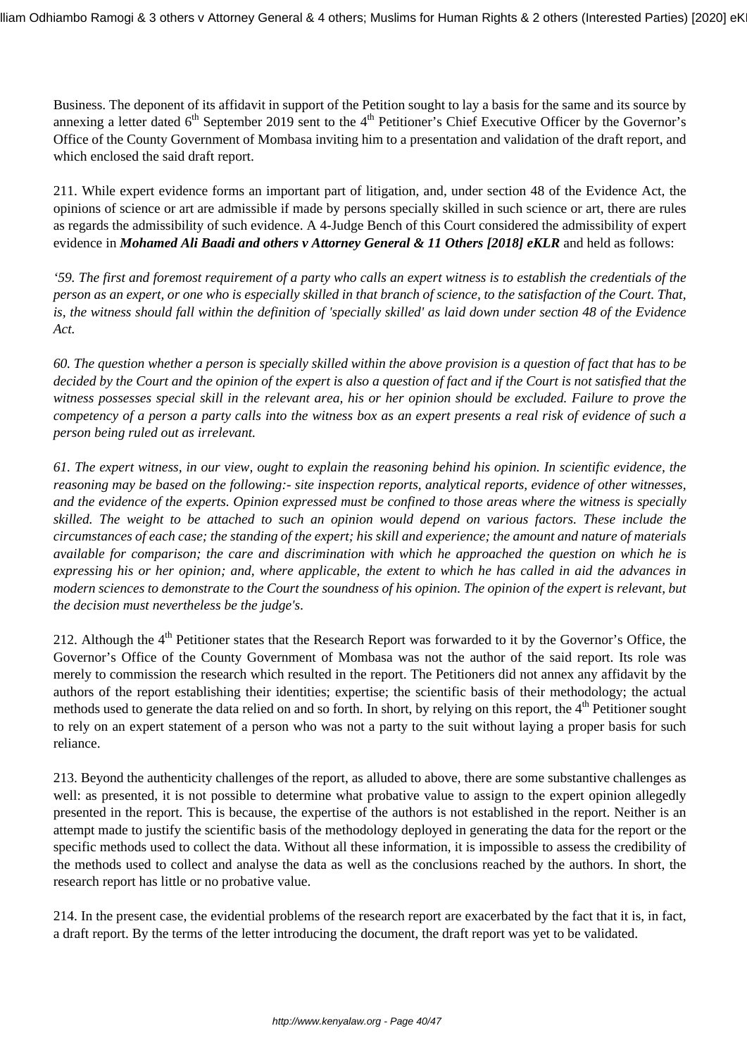Business. The deponent of its affidavit in support of the Petition sought to lay a basis for the same and its source by annexing a letter dated 6th September 2019 sent to the 4th Petitioner's Chief Executive Officer by the Governor's Office of the County Government of Mombasa inviting him to a presentation and validation of the draft report, and which enclosed the said draft report.

211. While expert evidence forms an important part of litigation, and, under section 48 of the Evidence Act, the opinions of science or art are admissible if made by persons specially skilled in such science or art, there are rules as regards the admissibility of such evidence. A 4-Judge Bench of this Court considered the admissibility of expert evidence in ***Mohamed Ali Baadi and others v Attorney General & 11 Others [2018] eKLR*** and held as follows:

*'59. The first and foremost requirement of a party who calls an expert witness is to establish the credentials of the person as an expert, or one who is especially skilled in that branch of science, to the satisfaction of the Court. That, is, the witness should fall within the definition of 'specially skilled' as laid down under section 48 of the Evidence Act.*

*60. The question whether a person is specially skilled within the above provision is a question of fact that has to be decided by the Court and the opinion of the expert is also a question of fact and if the Court is not satisfied that the witness possesses special skill in the relevant area, his or her opinion should be excluded. Failure to prove the competency of a person a party calls into the witness box as an expert presents a real risk of evidence of such a person being ruled out as irrelevant.*

*61. The expert witness, in our view, ought to explain the reasoning behind his opinion. In scientific evidence, the reasoning may be based on the following:- site inspection reports, analytical reports, evidence of other witnesses, and the evidence of the experts. Opinion expressed must be confined to those areas where the witness is specially skilled. The weight to be attached to such an opinion would depend on various factors. These include the circumstances of each case; the standing of the expert; his skill and experience; the amount and nature of materials available for comparison; the care and discrimination with which he approached the question on which he is expressing his or her opinion; and, where applicable, the extent to which he has called in aid the advances in modern sciences to demonstrate to the Court the soundness of his opinion. The opinion of the expert is relevant, but the decision must nevertheless be the judge's.*

212. Although the 4th Petitioner states that the Research Report was forwarded to it by the Governor's Office, the Governor's Office of the County Government of Mombasa was not the author of the said report. Its role was merely to commission the research which resulted in the report. The Petitioners did not annex any affidavit by the authors of the report establishing their identities; expertise; the scientific basis of their methodology; the actual methods used to generate the data relied on and so forth. In short, by relying on this report, the 4th Petitioner sought to rely on an expert statement of a person who was not a party to the suit without laying a proper basis for such reliance.

213. Beyond the authenticity challenges of the report, as alluded to above, there are some substantive challenges as well: as presented, it is not possible to determine what probative value to assign to the expert opinion allegedly presented in the report. This is because, the expertise of the authors is not established in the report. Neither is an attempt made to justify the scientific basis of the methodology deployed in generating the data for the report or the specific methods used to collect the data. Without all these information, it is impossible to assess the credibility of the methods used to collect and analyse the data as well as the conclusions reached by the authors. In short, the research report has little or no probative value.

214. In the present case, the evidential problems of the research report are exacerbated by the fact that it is, in fact, a draft report. By the terms of the letter introducing the document, the draft report was yet to be validated.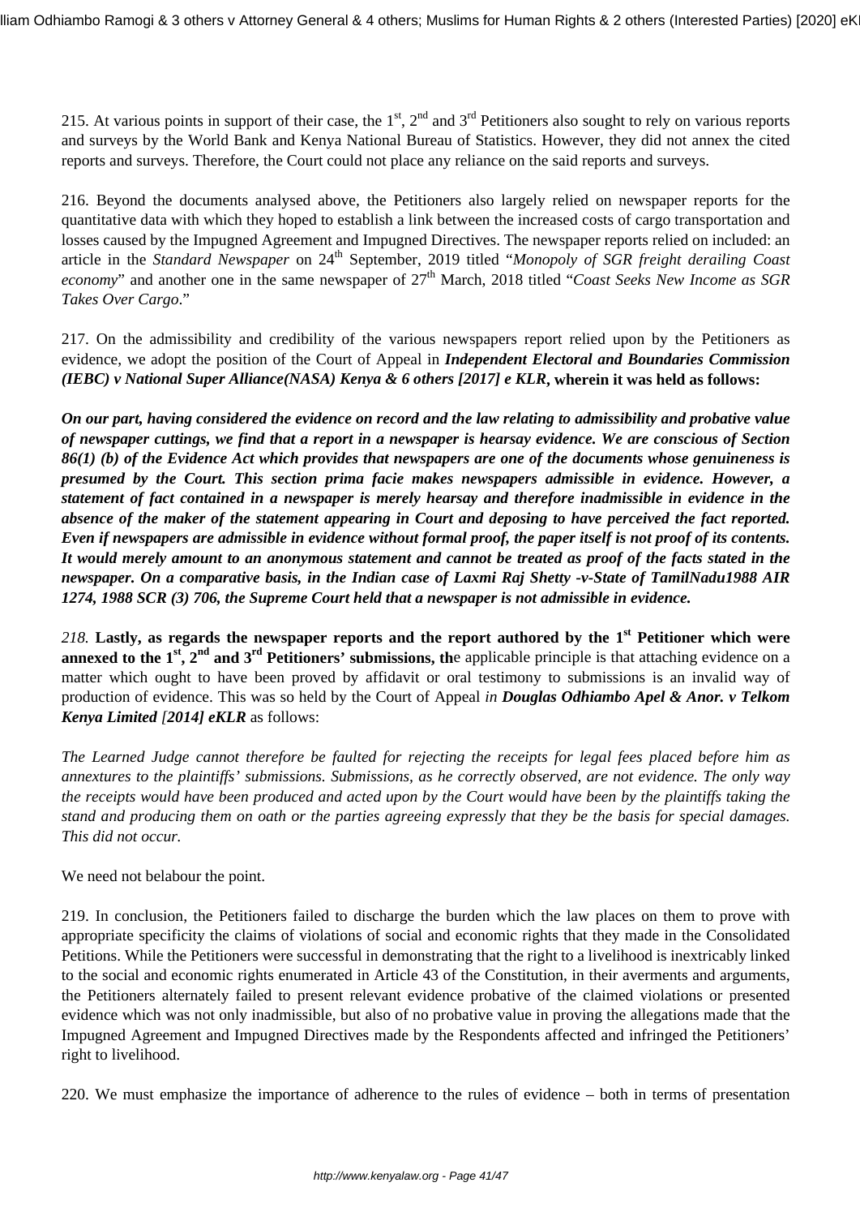215. At various points in support of their case, the 1st, 2nd and 3rd Petitioners also sought to rely on various reports and surveys by the World Bank and Kenya National Bureau of Statistics. However, they did not annex the cited reports and surveys. Therefore, the Court could not place any reliance on the said reports and surveys.

216. Beyond the documents analysed above, the Petitioners also largely relied on newspaper reports for the quantitative data with which they hoped to establish a link between the increased costs of cargo transportation and losses caused by the Impugned Agreement and Impugned Directives. The newspaper reports relied on included: an article in the *Standard Newspaper* on 24th September, 2019 titled "*Monopoly of SGR freight derailing Coast economy*" and another one in the same newspaper of 27th March, 2018 titled "*Coast Seeks New Income as SGR Takes Over Cargo*."

217. On the admissibility and credibility of the various newspapers report relied upon by the Petitioners as evidence, we adopt the position of the Court of Appeal in ***Independent Electoral and Boundaries Commission (IEBC) v National Super Alliance(NASA) Kenya & 6 others [2017] e KLR*****, wherein it was held as follows:**

***On our part, having considered the evidence on record and the law relating to admissibility and probative value of newspaper cuttings, we find that a report in a newspaper is hearsay evidence. We are conscious of Section 86(1) (b) of the Evidence Act which provides that newspapers are one of the documents whose genuineness is presumed by the Court. This section prima facie makes newspapers admissible in evidence. However, a statement of fact contained in a newspaper is merely hearsay and therefore inadmissible in evidence in the absence of the maker of the statement appearing in Court and deposing to have perceived the fact reported. Even if newspapers are admissible in evidence without formal proof, the paper itself is not proof of its contents. It would merely amount to an anonymous statement and cannot be treated as proof of the facts stated in the newspaper. On a comparative basis, in the Indian case of Laxmi Raj Shetty -v-State of TamilNadu1988 AIR 1274, 1988 SCR (3) 706, the Supreme Court held that a newspaper is not admissible in evidence.***

*218.* **Lastly, as regards the newspaper reports and the report authored by the 1st Petitioner which were annexed to the 1st, 2nd and 3rd Petitioners' submissions, th**e applicable principle is that attaching evidence on a matter which ought to have been proved by affidavit or oral testimony to submissions is an invalid way of production of evidence. This was so held by the Court of Appeal *in **Douglas Odhiambo Apel & Anor. v Telkom Kenya Limited [2014] eKLR*** as follows:

*The Learned Judge cannot therefore be faulted for rejecting the receipts for legal fees placed before him as annextures to the plaintiffs' submissions. Submissions, as he correctly observed, are not evidence. The only way the receipts would have been produced and acted upon by the Court would have been by the plaintiffs taking the stand and producing them on oath or the parties agreeing expressly that they be the basis for special damages. This did not occur.*

We need not belabour the point.

219. In conclusion, the Petitioners failed to discharge the burden which the law places on them to prove with appropriate specificity the claims of violations of social and economic rights that they made in the Consolidated Petitions. While the Petitioners were successful in demonstrating that the right to a livelihood is inextricably linked to the social and economic rights enumerated in Article 43 of the Constitution, in their averments and arguments, the Petitioners alternately failed to present relevant evidence probative of the claimed violations or presented evidence which was not only inadmissible, but also of no probative value in proving the allegations made that the Impugned Agreement and Impugned Directives made by the Respondents affected and infringed the Petitioners' right to livelihood.

220. We must emphasize the importance of adherence to the rules of evidence – both in terms of presentation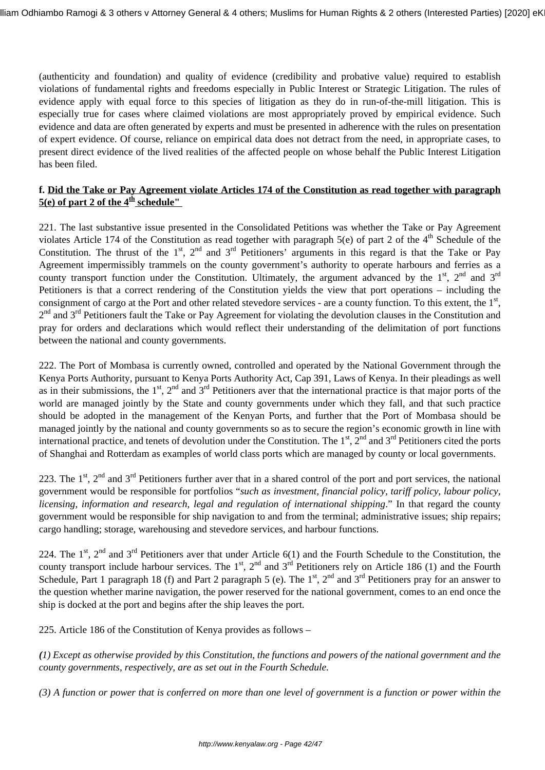(authenticity and foundation) and quality of evidence (credibility and probative value) required to establish violations of fundamental rights and freedoms especially in Public Interest or Strategic Litigation. The rules of evidence apply with equal force to this species of litigation as they do in run-of-the-mill litigation. This is especially true for cases where claimed violations are most appropriately proved by empirical evidence. Such evidence and data are often generated by experts and must be presented in adherence with the rules on presentation of expert evidence. Of course, reliance on empirical data does not detract from the need, in appropriate cases, to present direct evidence of the lived realities of the affected people on whose behalf the Public Interest Litigation has been filed.

**f. Did the Take or Pay Agreement violate Articles 174 of the Constitution as read together with paragraph 5(e) of part 2 of the 4th schedule"**

221. The last substantive issue presented in the Consolidated Petitions was whether the Take or Pay Agreement violates Article 174 of the Constitution as read together with paragraph 5(e) of part 2 of the 4th Schedule of the Constitution. The thrust of the 1st, 2nd and 3rd Petitioners' arguments in this regard is that the Take or Pay Agreement impermissibly trammels on the county government's authority to operate harbours and ferries as a county transport function under the Constitution. Ultimately, the argument advanced by the 1st, 2nd and 3rd Petitioners is that a correct rendering of the Constitution yields the view that port operations – including the consignment of cargo at the Port and other related stevedore services - are a county function. To this extent, the 1st, 2nd and 3rd Petitioners fault the Take or Pay Agreement for violating the devolution clauses in the Constitution and pray for orders and declarations which would reflect their understanding of the delimitation of port functions between the national and county governments.

222. The Port of Mombasa is currently owned, controlled and operated by the National Government through the Kenya Ports Authority, pursuant to Kenya Ports Authority Act, Cap 391, Laws of Kenya. In their pleadings as well as in their submissions, the 1st, 2nd and 3rd Petitioners aver that the international practice is that major ports of the world are managed jointly by the State and county governments under which they fall, and that such practice should be adopted in the management of the Kenyan Ports, and further that the Port of Mombasa should be managed jointly by the national and county governments so as to secure the region's economic growth in line with international practice, and tenets of devolution under the Constitution. The 1st, 2nd and 3rd Petitioners cited the ports of Shanghai and Rotterdam as examples of world class ports which are managed by county or local governments.

223. The 1st, 2nd and 3rd Petitioners further aver that in a shared control of the port and port services, the national government would be responsible for portfolios "*such as investment, financial policy, tariff policy, labour policy, licensing, information and research, legal and regulation of international shipping*." In that regard the county government would be responsible for ship navigation to and from the terminal; administrative issues; ship repairs; cargo handling; storage, warehousing and stevedore services, and harbour functions.

224. The 1st, 2nd and 3rd Petitioners aver that under Article 6(1) and the Fourth Schedule to the Constitution, the county transport include harbour services. The 1st, 2nd and 3rd Petitioners rely on Article 186 (1) and the Fourth Schedule, Part 1 paragraph 18 (f) and Part 2 paragraph 5 (e). The 1st, 2nd and 3rd Petitioners pray for an answer to the question whether marine navigation, the power reserved for the national government, comes to an end once the ship is docked at the port and begins after the ship leaves the port.

225. Article 186 of the Constitution of Kenya provides as follows –

*(1) Except as otherwise provided by this Constitution, the functions and powers of the national government and the county governments, respectively, are as set out in the Fourth Schedule.*

*(3) A function or power that is conferred on more than one level of government is a function or power within the*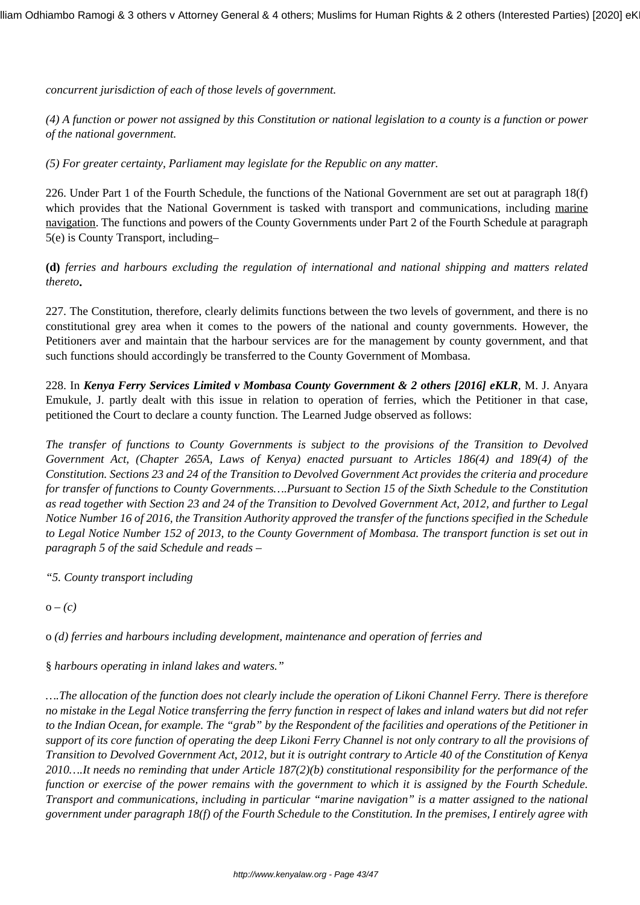*concurrent jurisdiction of each of those levels of government.*

*(4) A function or power not assigned by this Constitution or national legislation to a county is a function or power of the national government.*

*(5) For greater certainty, Parliament may legislate for the Republic on any matter.*

226. Under Part 1 of the Fourth Schedule, the functions of the National Government are set out at paragraph 18(f) which provides that the National Government is tasked with transport and communications, including <u>marine navigation</u>. The functions and powers of the County Governments under Part 2 of the Fourth Schedule at paragraph 5(e) is County Transport, including–

**(d)** *ferries and harbours excluding the regulation of international and national shipping and matters related thereto***.**

227. The Constitution, therefore, clearly delimits functions between the two levels of government, and there is no constitutional grey area when it comes to the powers of the national and county governments. However, the Petitioners aver and maintain that the harbour services are for the management by county government, and that such functions should accordingly be transferred to the County Government of Mombasa.

228. In ***Kenya Ferry Services Limited v Mombasa County Government & 2 others [2016] eKLR***, M. J. Anyara Emukule, J. partly dealt with this issue in relation to operation of ferries, which the Petitioner in that case, petitioned the Court to declare a county function. The Learned Judge observed as follows:

*The transfer of functions to County Governments is subject to the provisions of the Transition to Devolved Government Act, (Chapter 265A, Laws of Kenya) enacted pursuant to Articles 186(4) and 189(4) of the Constitution. Sections 23 and 24 of the Transition to Devolved Government Act provides the criteria and procedure for transfer of functions to County Governments….Pursuant to Section 15 of the Sixth Schedule to the Constitution as read together with Section 23 and 24 of the Transition to Devolved Government Act, 2012, and further to Legal Notice Number 16 of 2016, the Transition Authority approved the transfer of the functions specified in the Schedule to Legal Notice Number 152 of 2013, to the County Government of Mombasa. The transport function is set out in paragraph 5 of the said Schedule and reads –*

*"5. County transport including*

o – *(c)*

o *(d) ferries and harbours including development, maintenance and operation of ferries and*

§ *harbours operating in inland lakes and waters."*

*….The allocation of the function does not clearly include the operation of Likoni Channel Ferry. There is therefore no mistake in the Legal Notice transferring the ferry function in respect of lakes and inland waters but did not refer to the Indian Ocean, for example. The "grab" by the Respondent of the facilities and operations of the Petitioner in support of its core function of operating the deep Likoni Ferry Channel is not only contrary to all the provisions of Transition to Devolved Government Act, 2012, but it is outright contrary to Article 40 of the Constitution of Kenya 2010….It needs no reminding that under Article 187(2)(b) constitutional responsibility for the performance of the function or exercise of the power remains with the government to which it is assigned by the Fourth Schedule. Transport and communications, including in particular "marine navigation" is a matter assigned to the national government under paragraph 18(f) of the Fourth Schedule to the Constitution. In the premises, I entirely agree with*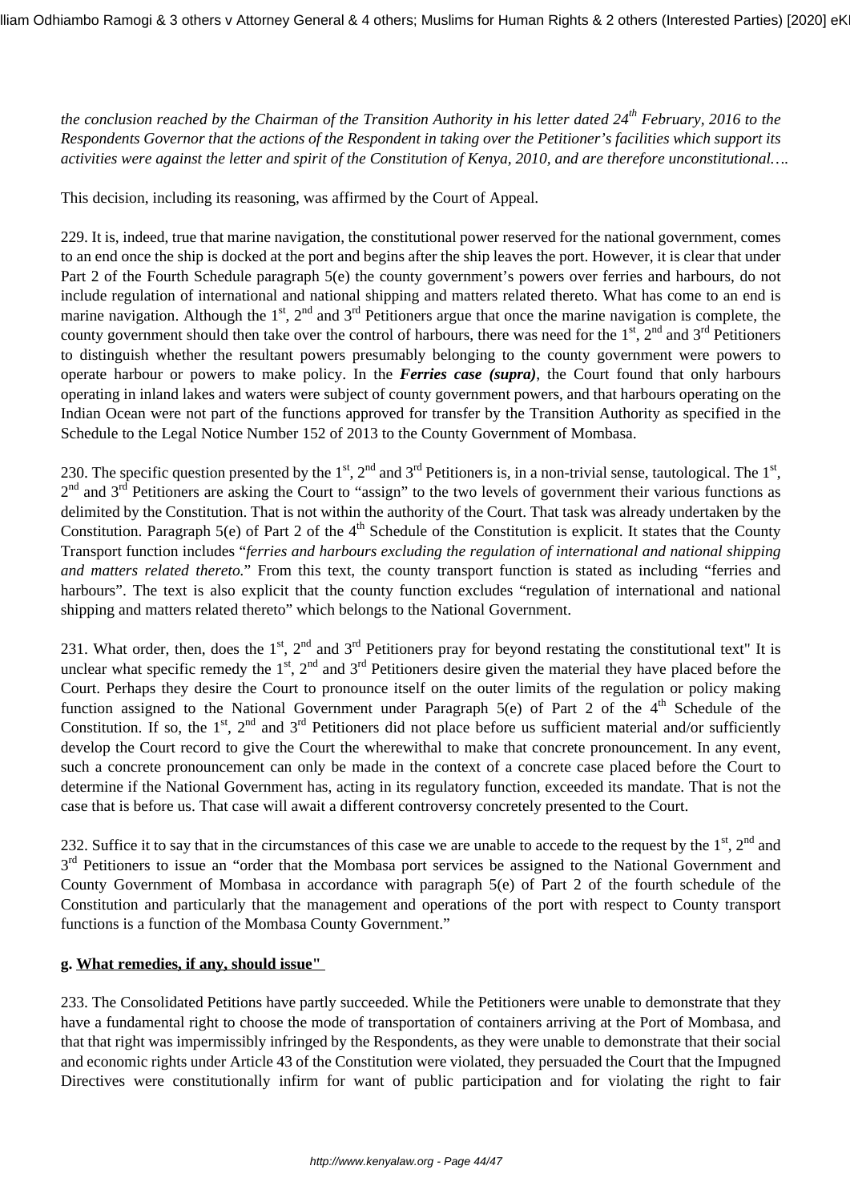*the conclusion reached by the Chairman of the Transition Authority in his letter dated 24th February, 2016 to the Respondents Governor that the actions of the Respondent in taking over the Petitioner's facilities which support its activities were against the letter and spirit of the Constitution of Kenya, 2010, and are therefore unconstitutional….*

This decision, including its reasoning, was affirmed by the Court of Appeal.

229. It is, indeed, true that marine navigation, the constitutional power reserved for the national government, comes to an end once the ship is docked at the port and begins after the ship leaves the port. However, it is clear that under Part 2 of the Fourth Schedule paragraph 5(e) the county government's powers over ferries and harbours, do not include regulation of international and national shipping and matters related thereto. What has come to an end is marine navigation. Although the 1st, 2nd and 3rd Petitioners argue that once the marine navigation is complete, the county government should then take over the control of harbours, there was need for the 1st, 2nd and 3rd Petitioners to distinguish whether the resultant powers presumably belonging to the county government were powers to operate harbour or powers to make policy. In the ***Ferries case (supra)***, the Court found that only harbours operating in inland lakes and waters were subject of county government powers, and that harbours operating on the Indian Ocean were not part of the functions approved for transfer by the Transition Authority as specified in the Schedule to the Legal Notice Number 152 of 2013 to the County Government of Mombasa.

230. The specific question presented by the 1st, 2nd and 3rd Petitioners is, in a non-trivial sense, tautological. The 1st, 2nd and 3rd Petitioners are asking the Court to "assign" to the two levels of government their various functions as delimited by the Constitution. That is not within the authority of the Court. That task was already undertaken by the Constitution. Paragraph 5(e) of Part 2 of the 4th Schedule of the Constitution is explicit. It states that the County Transport function includes "*ferries and harbours excluding the regulation of international and national shipping and matters related thereto.*" From this text, the county transport function is stated as including "ferries and harbours". The text is also explicit that the county function excludes "regulation of international and national shipping and matters related thereto" which belongs to the National Government.

231. What order, then, does the 1st, 2nd and 3rd Petitioners pray for beyond restating the constitutional text" It is unclear what specific remedy the 1st, 2nd and 3rd Petitioners desire given the material they have placed before the Court. Perhaps they desire the Court to pronounce itself on the outer limits of the regulation or policy making function assigned to the National Government under Paragraph 5(e) of Part 2 of the 4th Schedule of the Constitution. If so, the 1st, 2nd and 3rd Petitioners did not place before us sufficient material and/or sufficiently develop the Court record to give the Court the wherewithal to make that concrete pronouncement. In any event, such a concrete pronouncement can only be made in the context of a concrete case placed before the Court to determine if the National Government has, acting in its regulatory function, exceeded its mandate. That is not the case that is before us. That case will await a different controversy concretely presented to the Court.

232. Suffice it to say that in the circumstances of this case we are unable to accede to the request by the 1st, 2nd and 3rd Petitioners to issue an "order that the Mombasa port services be assigned to the National Government and County Government of Mombasa in accordance with paragraph 5(e) of Part 2 of the fourth schedule of the Constitution and particularly that the management and operations of the port with respect to County transport functions is a function of the Mombasa County Government."

**g. <u>What remedies, if any, should issue"</u>**

233. The Consolidated Petitions have partly succeeded. While the Petitioners were unable to demonstrate that they have a fundamental right to choose the mode of transportation of containers arriving at the Port of Mombasa, and that that right was impermissibly infringed by the Respondents, as they were unable to demonstrate that their social and economic rights under Article 43 of the Constitution were violated, they persuaded the Court that the Impugned Directives were constitutionally infirm for want of public participation and for violating the right to fair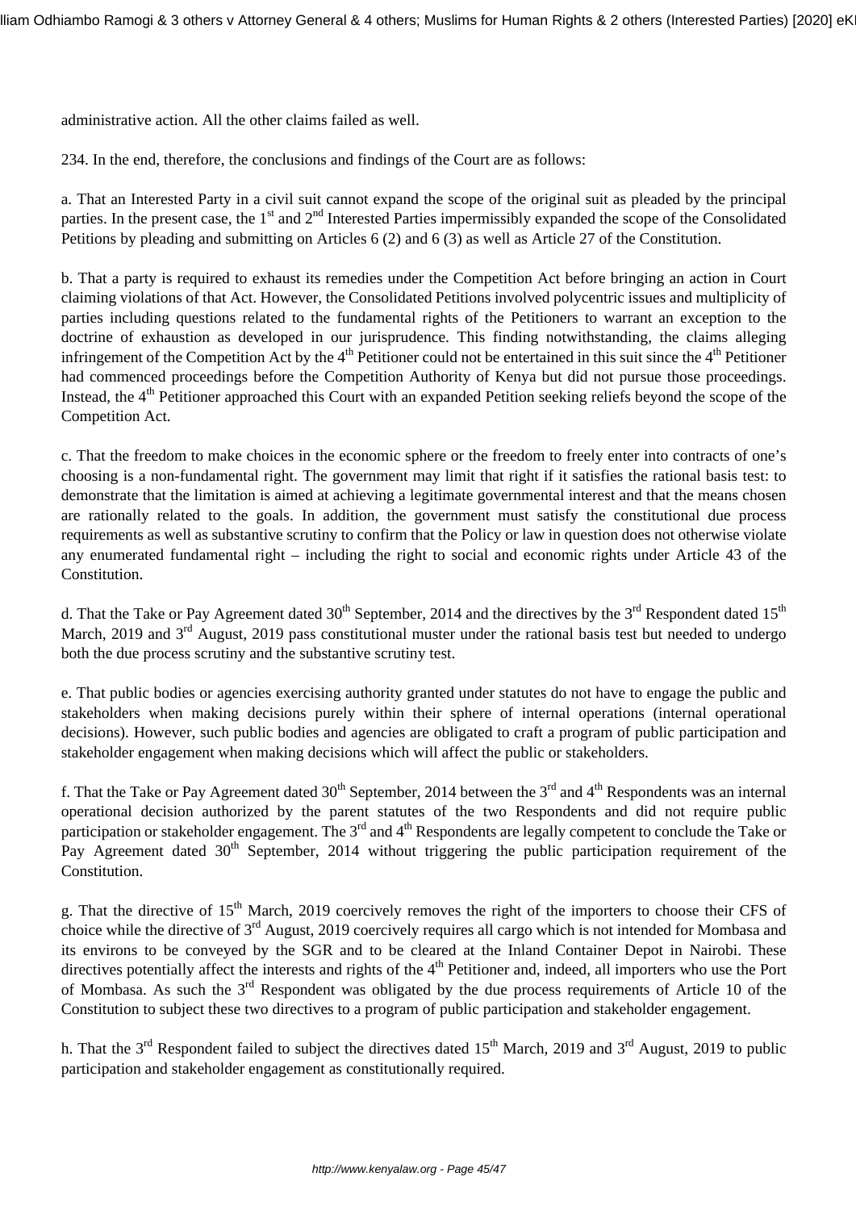administrative action. All the other claims failed as well.

234. In the end, therefore, the conclusions and findings of the Court are as follows:

a. That an Interested Party in a civil suit cannot expand the scope of the original suit as pleaded by the principal parties. In the present case, the 1st and 2nd Interested Parties impermissibly expanded the scope of the Consolidated Petitions by pleading and submitting on Articles 6 (2) and 6 (3) as well as Article 27 of the Constitution.

b. That a party is required to exhaust its remedies under the Competition Act before bringing an action in Court claiming violations of that Act. However, the Consolidated Petitions involved polycentric issues and multiplicity of parties including questions related to the fundamental rights of the Petitioners to warrant an exception to the doctrine of exhaustion as developed in our jurisprudence. This finding notwithstanding, the claims alleging infringement of the Competition Act by the 4th Petitioner could not be entertained in this suit since the 4th Petitioner had commenced proceedings before the Competition Authority of Kenya but did not pursue those proceedings. Instead, the 4th Petitioner approached this Court with an expanded Petition seeking reliefs beyond the scope of the Competition Act.

c. That the freedom to make choices in the economic sphere or the freedom to freely enter into contracts of one's choosing is a non-fundamental right. The government may limit that right if it satisfies the rational basis test: to demonstrate that the limitation is aimed at achieving a legitimate governmental interest and that the means chosen are rationally related to the goals. In addition, the government must satisfy the constitutional due process requirements as well as substantive scrutiny to confirm that the Policy or law in question does not otherwise violate any enumerated fundamental right – including the right to social and economic rights under Article 43 of the Constitution.

d. That the Take or Pay Agreement dated 30th September, 2014 and the directives by the 3rd Respondent dated 15th March, 2019 and 3rd August, 2019 pass constitutional muster under the rational basis test but needed to undergo both the due process scrutiny and the substantive scrutiny test.

e. That public bodies or agencies exercising authority granted under statutes do not have to engage the public and stakeholders when making decisions purely within their sphere of internal operations (internal operational decisions). However, such public bodies and agencies are obligated to craft a program of public participation and stakeholder engagement when making decisions which will affect the public or stakeholders.

f. That the Take or Pay Agreement dated 30th September, 2014 between the 3rd and 4th Respondents was an internal operational decision authorized by the parent statutes of the two Respondents and did not require public participation or stakeholder engagement. The 3rd and 4th Respondents are legally competent to conclude the Take or Pay Agreement dated 30th September, 2014 without triggering the public participation requirement of the Constitution.

g. That the directive of 15th March, 2019 coercively removes the right of the importers to choose their CFS of choice while the directive of 3rd August, 2019 coercively requires all cargo which is not intended for Mombasa and its environs to be conveyed by the SGR and to be cleared at the Inland Container Depot in Nairobi. These directives potentially affect the interests and rights of the 4th Petitioner and, indeed, all importers who use the Port of Mombasa. As such the 3rd Respondent was obligated by the due process requirements of Article 10 of the Constitution to subject these two directives to a program of public participation and stakeholder engagement.

h. That the 3rd Respondent failed to subject the directives dated 15th March, 2019 and 3rd August, 2019 to public participation and stakeholder engagement as constitutionally required.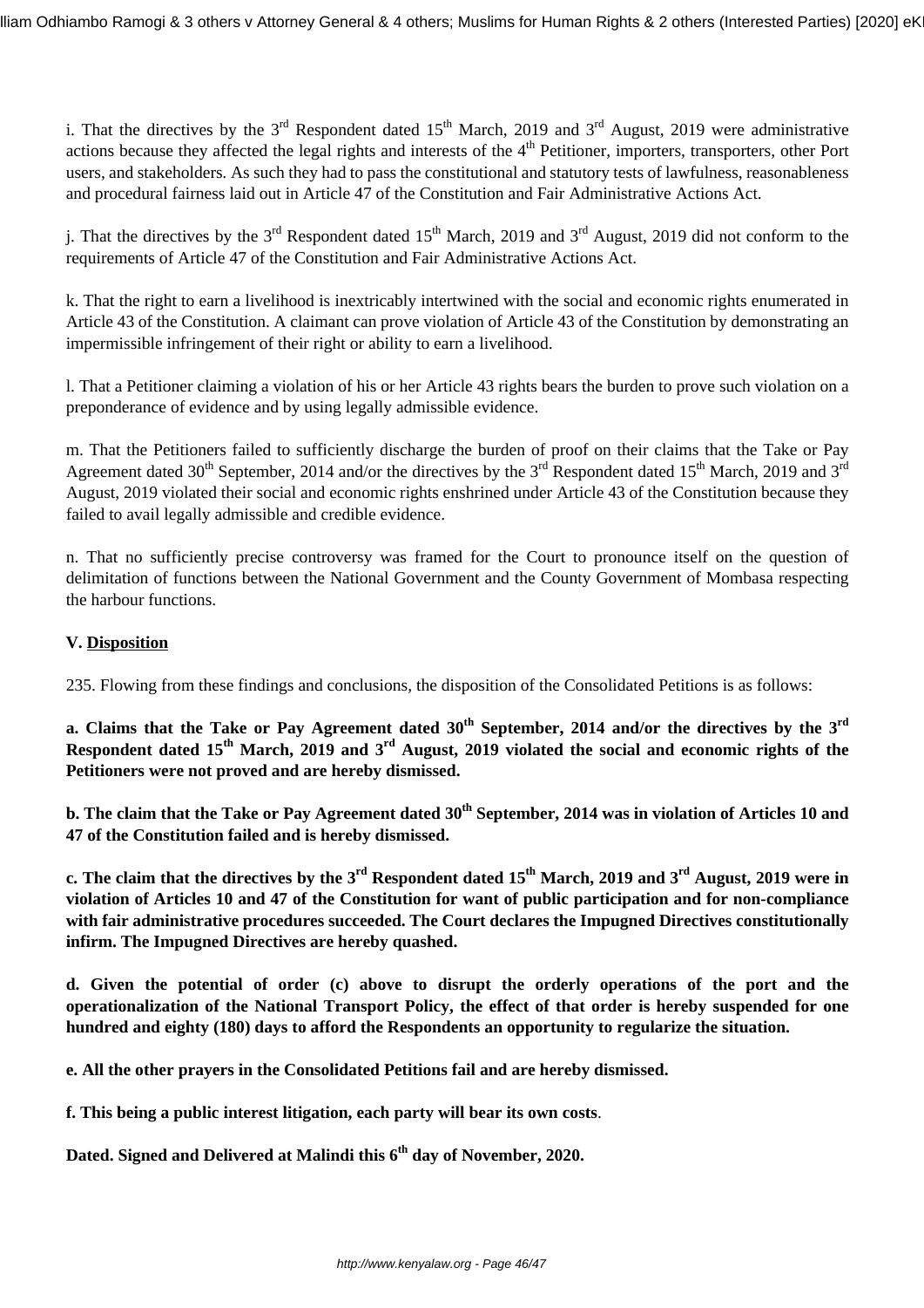i. That the directives by the 3rd Respondent dated 15th March, 2019 and 3rd August, 2019 were administrative actions because they affected the legal rights and interests of the 4th Petitioner, importers, transporters, other Port users, and stakeholders. As such they had to pass the constitutional and statutory tests of lawfulness, reasonableness and procedural fairness laid out in Article 47 of the Constitution and Fair Administrative Actions Act.

j. That the directives by the 3rd Respondent dated 15th March, 2019 and 3rd August, 2019 did not conform to the requirements of Article 47 of the Constitution and Fair Administrative Actions Act.

k. That the right to earn a livelihood is inextricably intertwined with the social and economic rights enumerated in Article 43 of the Constitution. A claimant can prove violation of Article 43 of the Constitution by demonstrating an impermissible infringement of their right or ability to earn a livelihood.

l. That a Petitioner claiming a violation of his or her Article 43 rights bears the burden to prove such violation on a preponderance of evidence and by using legally admissible evidence.

m. That the Petitioners failed to sufficiently discharge the burden of proof on their claims that the Take or Pay Agreement dated 30th September, 2014 and/or the directives by the 3rd Respondent dated 15th March, 2019 and 3rd August, 2019 violated their social and economic rights enshrined under Article 43 of the Constitution because they failed to avail legally admissible and credible evidence.

n. That no sufficiently precise controversy was framed for the Court to pronounce itself on the question of delimitation of functions between the National Government and the County Government of Mombasa respecting the harbour functions.

**V. Disposition**

235. Flowing from these findings and conclusions, the disposition of the Consolidated Petitions is as follows:

**a. Claims that the Take or Pay Agreement dated 30th September, 2014 and/or the directives by the 3rd Respondent dated 15th March, 2019 and 3rd August, 2019 violated the social and economic rights of the Petitioners were not proved and are hereby dismissed.**

**b. The claim that the Take or Pay Agreement dated 30th September, 2014 was in violation of Articles 10 and 47 of the Constitution failed and is hereby dismissed.**

**c. The claim that the directives by the 3rd Respondent dated 15th March, 2019 and 3rd August, 2019 were in violation of Articles 10 and 47 of the Constitution for want of public participation and for non-compliance with fair administrative procedures succeeded. The Court declares the Impugned Directives constitutionally infirm. The Impugned Directives are hereby quashed.**

**d. Given the potential of order (c) above to disrupt the orderly operations of the port and the operationalization of the National Transport Policy, the effect of that order is hereby suspended for one hundred and eighty (180) days to afford the Respondents an opportunity to regularize the situation.**

**e. All the other prayers in the Consolidated Petitions fail and are hereby dismissed.**

**f. This being a public interest litigation, each party will bear its own costs**.

**Dated. Signed and Delivered at Malindi this 6th day of November, 2020.**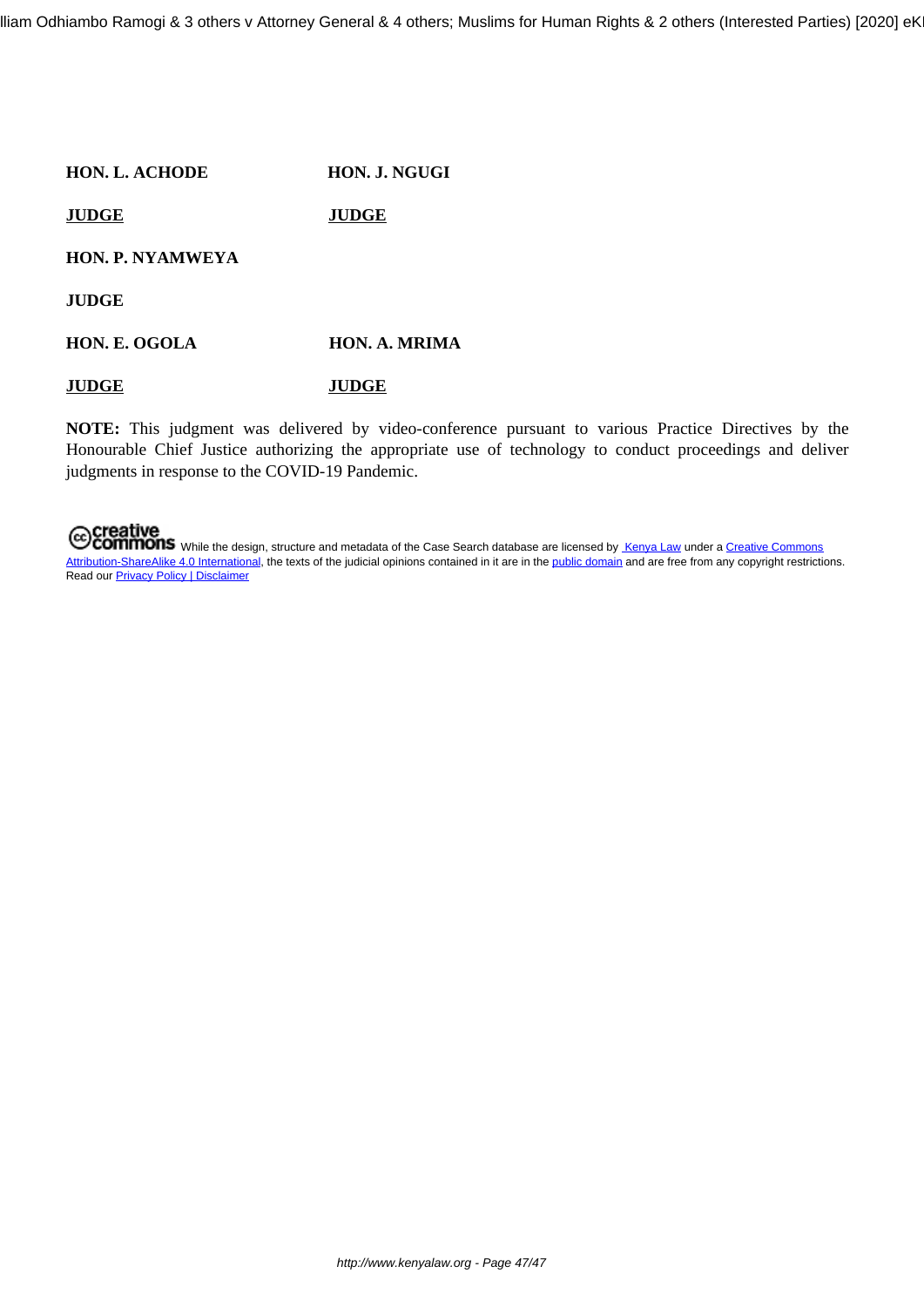| | |
|---|---|
| **HON. L. ACHODE** | **HON. J. NGUGI** |
| **<u>JUDGE</u>** | **<u>JUDGE</u>** |
| **HON. P. NYAMWEYA** | |
| **JUDGE** | |
| **HON. E. OGOLA** | **HON. A. MRIMA** |
| **<u>JUDGE</u>** | **<u>JUDGE</u>** |

**NOTE:** This judgment was delivered by video-conference pursuant to various Practice Directives by the Honourable Chief Justice authorizing the appropriate use of technology to conduct proceedings and deliver judgments in response to the COVID-19 Pandemic.

While the design, structure and metadata of the Case Search database are licensed by Kenya Law under a Creative Commons Attribution-ShareAlike 4.0 International, the texts of the judicial opinions contained in it are in the public domain and are free from any copyright restrictions. Read our Privacy Policy | Disclaimer